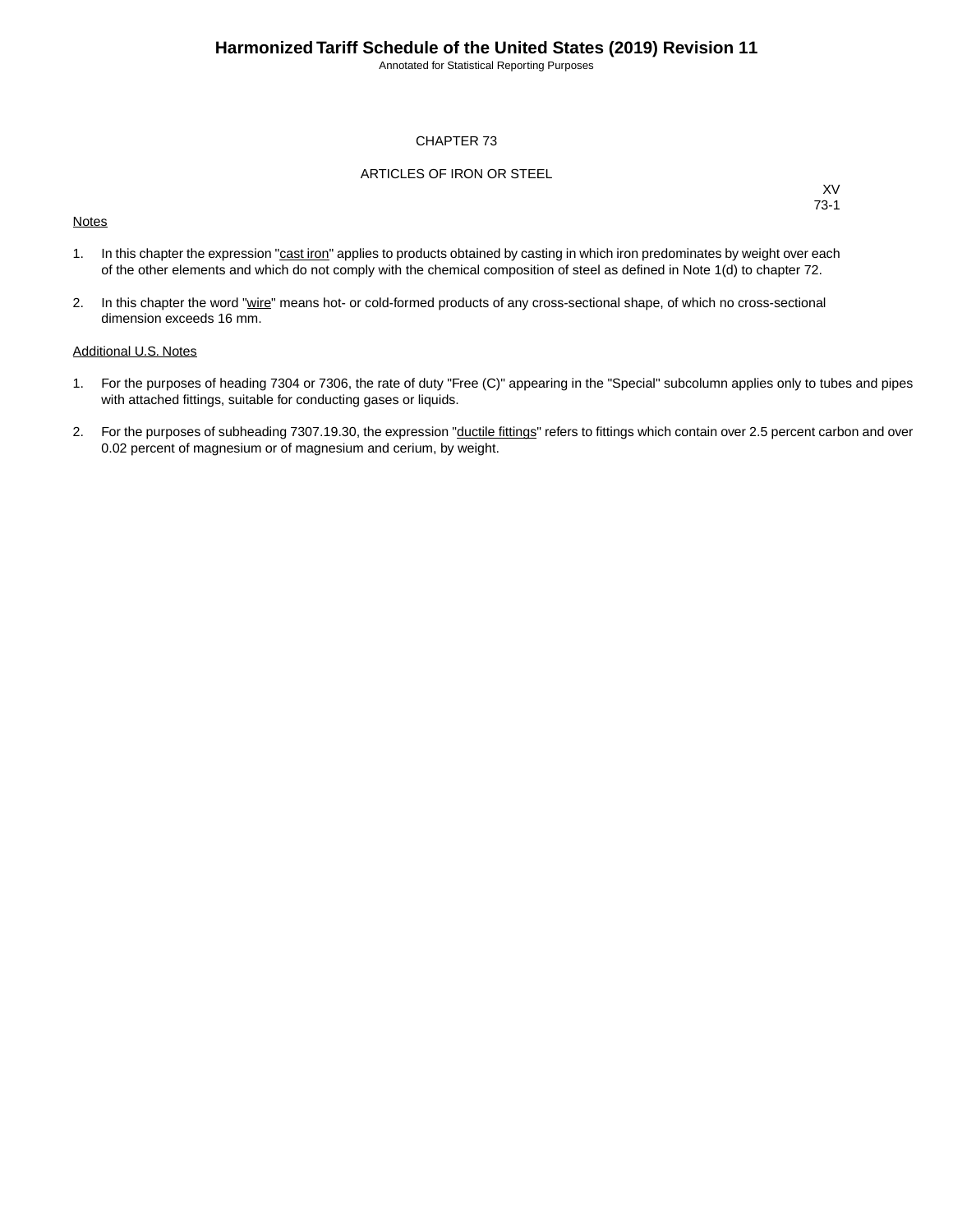# CHAPTER 73

## ARTICLES OF IRON OR STEEL

XV
73-1

Notes

1. In this chapter the expression "cast iron" applies to products obtained by casting in which iron predominates by weight over each of the other elements and which do not comply with the chemical composition of steel as defined in Note 1(d) to chapter 72.

2. In this chapter the word "wire" means hot- or cold-formed products of any cross-sectional shape, of which no cross-sectional dimension exceeds 16 mm.

Additional U.S. Notes

1. For the purposes of heading 7304 or 7306, the rate of duty "Free (C)" appearing in the "Special" subcolumn applies only to tubes and pipes with attached fittings, suitable for conducting gases or liquids.

2. For the purposes of subheading 7307.19.30, the expression "ductile fittings" refers to fittings which contain over 2.5 percent carbon and over 0.02 percent of magnesium or of magnesium and cerium, by weight.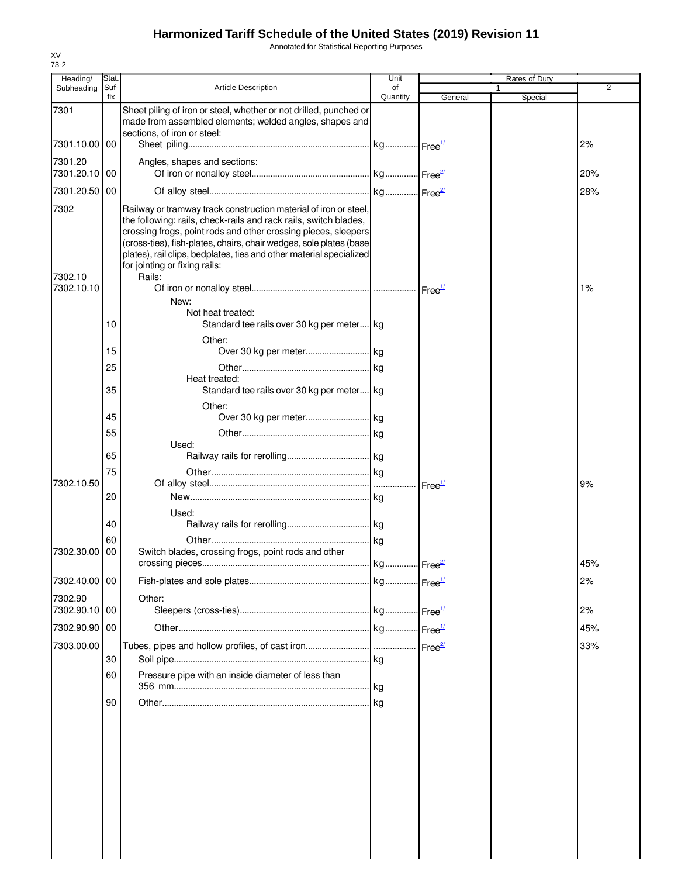# Harmonized Tariff Schedule of the United States (2019) Revision 11

Annotated for Statistical Reporting Purposes

XV
73-2

| Heading/ Subheading | Stat. Suf- fix | Article Description | Unit of Quantity | Rates of Duty 1 General | Special | 2 |
|---|---|---|---|---|---|---|
| 7301 | | Sheet piling of iron or steel, whether or not drilled, punched or made from assembled elements; welded angles, shapes and sections, of iron or steel: | | | | |
| 7301.10.00 | 00 | Sheet piling | kg | Free[1/] | | 2% |
| 7301.20 | | Angles, shapes and sections: | | | | |
| 7301.20.10 | 00 | Of iron or nonalloy steel | kg | Free[2/] | | 20% |
| 7301.20.50 | 00 | Of alloy steel | kg | Free[2/] | | 28% |
| 7302 | | Railway or tramway track construction material of iron or steel, the following: rails, check-rails and rack rails, switch blades, crossing frogs, point rods and other crossing pieces, sleepers (cross-ties), fish-plates, chairs, chair wedges, sole plates (base plates), rail clips, bedplates, ties and other material specialized for jointing or fixing rails: | | | | |
| 7302.10 | | Rails: | | | | |
| 7302.10.10 | | Of iron or nonalloy steel | | Free[1/] | | 1% |
| | | New: | | | | |
| | | Not heat treated: | | | | |
| | 10 | Standard tee rails over 30 kg per meter | kg | | | |
| | | Other: | | | | |
| | 15 | Over 30 kg per meter | kg | | | |
| | 25 | Other | kg | | | |
| | | Heat treated: | | | | |
| | 35 | Standard tee rails over 30 kg per meter | kg | | | |
| | | Other: | | | | |
| | 45 | Over 30 kg per meter | kg | | | |
| | 55 | Other | kg | | | |
| | | Used: | | | | |
| | 65 | Railway rails for rerolling | kg | | | |
| | 75 | Other | kg | | | |
| 7302.10.50 | | Of alloy steel | | Free[1/] | | 9% |
| | 20 | New | kg | | | |
| | | Used: | | | | |
| | 40 | Railway rails for rerolling | kg | | | |
| | 60 | Other | kg | | | |
| 7302.30.00 | 00 | Switch blades, crossing frogs, point rods and other crossing pieces | kg | Free[2/] | | 45% |
| 7302.40.00 | 00 | Fish-plates and sole plates | kg | Free[1/] | | 2% |
| 7302.90 | | Other: | | | | |
| 7302.90.10 | 00 | Sleepers (cross-ties) | kg | Free[1/] | | 2% |
| 7302.90.90 | 00 | Other | kg | Free[1/] | | 45% |
| 7303.00.00 | | Tubes, pipes and hollow profiles, of cast iron | | Free[2/] | | 33% |
| | 30 | Soil pipe | kg | | | |
| | 60 | Pressure pipe with an inside diameter of less than 356 mm | kg | | | |
| | 90 | Other | kg | | | |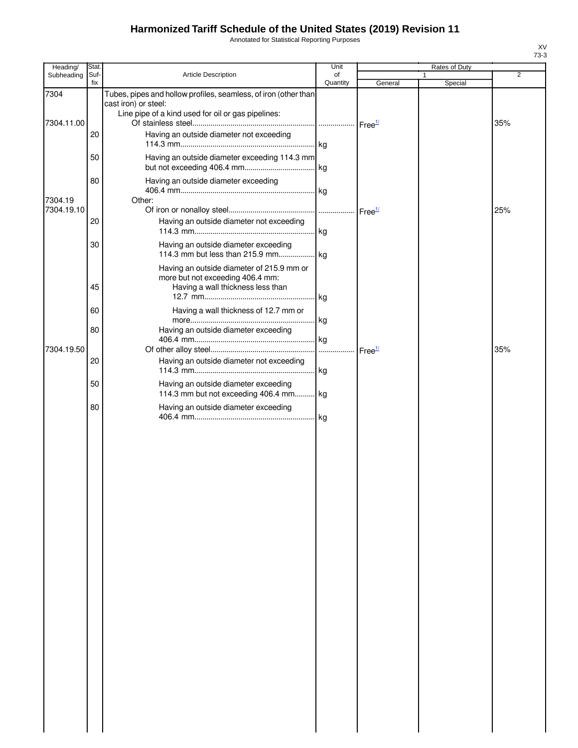# Harmonized Tariff Schedule of the United States (2019) Revision 11

Annotated for Statistical Reporting Purposes

XV
73-3

| Heading/ Subheading | Stat. Suf- fix | Article Description | Unit of Quantity | Rates of Duty 1 General | Special | 2 |
|---|---|---|---|---|---|---|
| 7304 | | Tubes, pipes and hollow profiles, seamless, of iron (other than cast iron) or steel: | | | | |
| | | Line pipe of a kind used for oil or gas pipelines: | | | | |
| 7304.11.00 | | Of stainless steel | | Free[1/] | | 35% |
| | 20 | Having an outside diameter not exceeding 114.3 mm | kg | | | |
| | 50 | Having an outside diameter exceeding 114.3 mm but not exceeding 406.4 mm | kg | | | |
| | 80 | Having an outside diameter exceeding 406.4 mm | kg | | | |
| 7304.19 | | Other: | | | | |
| 7304.19.10 | | Of iron or nonalloy steel | | Free[1/] | | 25% |
| | 20 | Having an outside diameter not exceeding 114.3 mm | kg | | | |
| | 30 | Having an outside diameter exceeding 114.3 mm but less than 215.9 mm | kg | | | |
| | | Having an outside diameter of 215.9 mm or more but not exceeding 406.4 mm: | | | | |
| | 45 | Having a wall thickness less than 12.7 mm | kg | | | |
| | 60 | Having a wall thickness of 12.7 mm or more | kg | | | |
| | 80 | Having an outside diameter exceeding 406.4 mm | kg | | | |
| 7304.19.50 | | Of other alloy steel | | Free[1/] | | 35% |
| | 20 | Having an outside diameter not exceeding 114.3 mm | kg | | | |
| | 50 | Having an outside diameter exceeding 114.3 mm but not exceeding 406.4 mm | kg | | | |
| | 80 | Having an outside diameter exceeding 406.4 mm | kg | | | |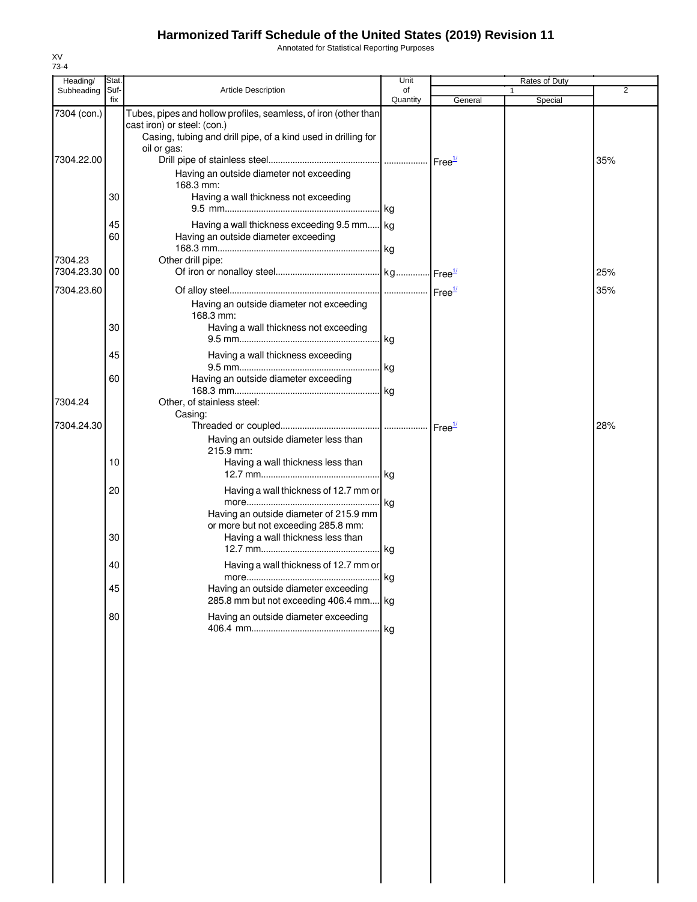# Harmonized Tariff Schedule of the United States (2019) Revision 11

Annotated for Statistical Reporting Purposes

XV
73-4

| Heading/ Subheading | Stat. Suf-fix | Article Description | Unit of Quantity | Rates of Duty 1 General | Special | 2 |
|---|---|---|---|---|---|---|
| 7304 (con.) | | Tubes, pipes and hollow profiles, seamless, of iron (other than cast iron) or steel: (con.) | | | | |
| | | Casing, tubing and drill pipe, of a kind used in drilling for oil or gas: | | | | |
| 7304.22.00 | | Drill pipe of stainless steel | | Free[1/] | | 35% |
| | | Having an outside diameter not exceeding 168.3 mm: | | | | |
| | 30 | Having a wall thickness not exceeding 9.5 mm | kg | | | |
| | 45 | Having a wall thickness exceeding 9.5 mm | kg | | | |
| | 60 | Having an outside diameter exceeding 168.3 mm | kg | | | |
| 7304.23 | | Other drill pipe: | | | | |
| 7304.23.30 | 00 | Of iron or nonalloy steel | kg | Free[1/] | | 25% |
| 7304.23.60 | | Of alloy steel | | Free[1/] | | 35% |
| | | Having an outside diameter not exceeding 168.3 mm: | | | | |
| | 30 | Having a wall thickness not exceeding 9.5 mm | kg | | | |
| | 45 | Having a wall thickness exceeding 9.5 mm | kg | | | |
| | 60 | Having an outside diameter exceeding 168.3 mm | kg | | | |
| 7304.24 | | Other, of stainless steel: | | | | |
| | | Casing: | | | | |
| 7304.24.30 | | Threaded or coupled | | Free[1/] | | 28% |
| | | Having an outside diameter less than 215.9 mm: | | | | |
| | 10 | Having a wall thickness less than 12.7 mm | kg | | | |
| | 20 | Having a wall thickness of 12.7 mm or more | kg | | | |
| | | Having an outside diameter of 215.9 mm or more but not exceeding 285.8 mm: | | | | |
| | 30 | Having a wall thickness less than 12.7 mm | kg | | | |
| | 40 | Having a wall thickness of 12.7 mm or more | kg | | | |
| | 45 | Having an outside diameter exceeding 285.8 mm but not exceeding 406.4 mm | kg | | | |
| | 80 | Having an outside diameter exceeding 406.4 mm | kg | | | |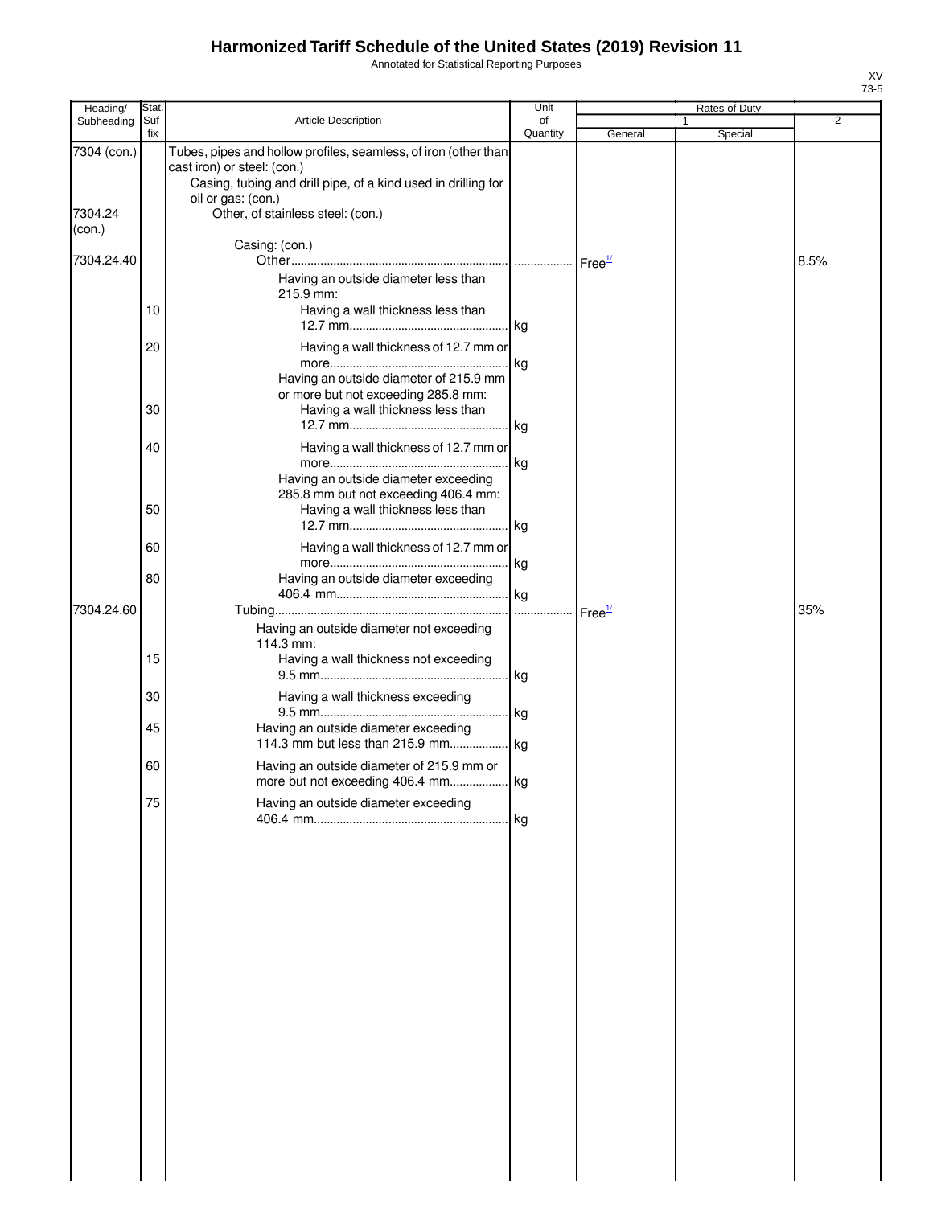# Harmonized Tariff Schedule of the United States (2019) Revision 11

Annotated for Statistical Reporting Purposes

XV
73-5

| Heading/ Subheading | Stat. Suf-fix | Article Description | Unit of Quantity | Rates of Duty 1 General | Rates of Duty 1 Special | Rates of Duty 2 |
|---|---|---|---|---|---|---|
| 7304 (con.) | | Tubes, pipes and hollow profiles, seamless, of iron (other than cast iron) or steel: (con.) | | | | |
| | | Casing, tubing and drill pipe, of a kind used in drilling for oil or gas: (con.) | | | | |
| 7304.24 (con.) | | Other, of stainless steel: (con.) | | | | |
| | | Casing: (con.) | | | | |
| 7304.24.40 | | Other | | Free[1/] | | 8.5% |
| | | Having an outside diameter less than 215.9 mm: | | | | |
| | 10 | Having a wall thickness less than 12.7 mm | kg | | | |
| | 20 | Having a wall thickness of 12.7 mm or more | kg | | | |
| | | Having an outside diameter of 215.9 mm or more but not exceeding 285.8 mm: | | | | |
| | 30 | Having a wall thickness less than 12.7 mm | kg | | | |
| | 40 | Having a wall thickness of 12.7 mm or more | kg | | | |
| | | Having an outside diameter exceeding 285.8 mm but not exceeding 406.4 mm: | | | | |
| | 50 | Having a wall thickness less than 12.7 mm | kg | | | |
| | 60 | Having a wall thickness of 12.7 mm or more | kg | | | |
| | 80 | Having an outside diameter exceeding 406.4 mm | kg | | | |
| 7304.24.60 | | Tubing | | Free[1/] | | 35% |
| | | Having an outside diameter not exceeding 114.3 mm: | | | | |
| | 15 | Having a wall thickness not exceeding 9.5 mm | kg | | | |
| | 30 | Having a wall thickness exceeding 9.5 mm | kg | | | |
| | 45 | Having an outside diameter exceeding 114.3 mm but less than 215.9 mm | kg | | | |
| | 60 | Having an outside diameter of 215.9 mm or more but not exceeding 406.4 mm | kg | | | |
| | 75 | Having an outside diameter exceeding 406.4 mm | kg | | | |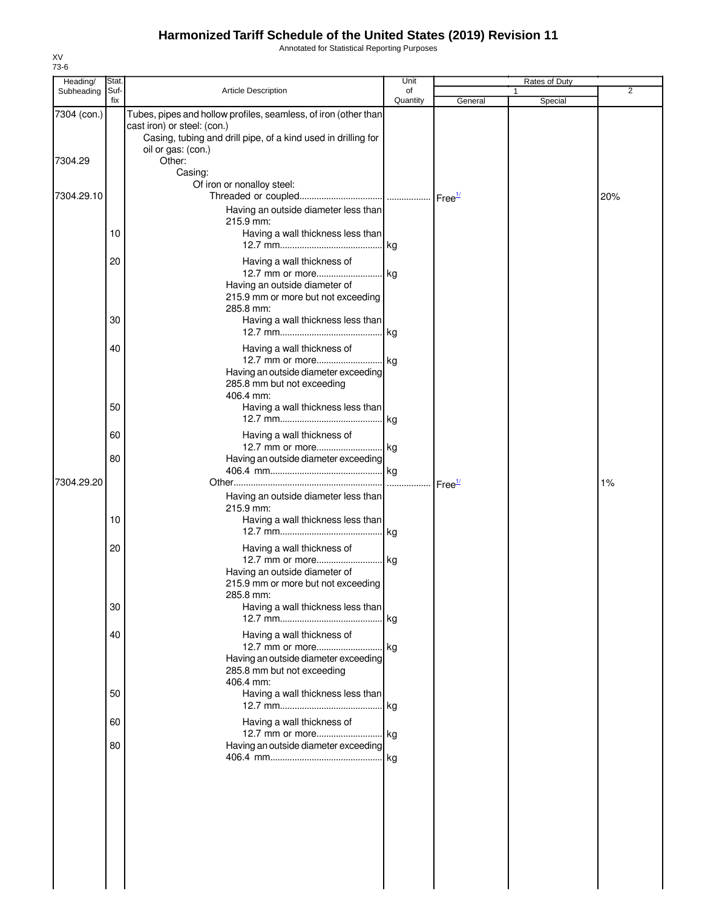# Harmonized Tariff Schedule of the United States (2019) Revision 11

Annotated for Statistical Reporting Purposes

XV
73-6

| Heading/ Subheading | Stat. Suf- fix | Article Description | Unit of Quantity | Rates of Duty 1 General | Special | 2 |
|---|---|---|---|---|---|---|
| 7304 (con.) | | Tubes, pipes and hollow profiles, seamless, of iron (other than cast iron) or steel: (con.) | | | | |
| | | Casing, tubing and drill pipe, of a kind used in drilling for oil or gas: (con.) | | | | |
| 7304.29 | | Other: | | | | |
| | | Casing: | | | | |
| | | Of iron or nonalloy steel: | | | | |
| 7304.29.10 | | Threaded or coupled | | Free[1/] | | 20% |
| | | Having an outside diameter less than 215.9 mm: | | | | |
| | 10 | Having a wall thickness less than 12.7 mm | kg | | | |
| | 20 | Having a wall thickness of 12.7 mm or more | kg | | | |
| | | Having an outside diameter of 215.9 mm or more but not exceeding 285.8 mm: | | | | |
| | 30 | Having a wall thickness less than 12.7 mm | kg | | | |
| | 40 | Having a wall thickness of 12.7 mm or more | kg | | | |
| | | Having an outside diameter exceeding 285.8 mm but not exceeding 406.4 mm: | | | | |
| | 50 | Having a wall thickness less than 12.7 mm | kg | | | |
| | 60 | Having a wall thickness of 12.7 mm or more | kg | | | |
| | 80 | Having an outside diameter exceeding 406.4 mm | kg | | | |
| 7304.29.20 | | Other | | Free[1/] | | 1% |
| | | Having an outside diameter less than 215.9 mm: | | | | |
| | 10 | Having a wall thickness less than 12.7 mm | kg | | | |
| | 20 | Having a wall thickness of 12.7 mm or more | kg | | | |
| | | Having an outside diameter of 215.9 mm or more but not exceeding 285.8 mm: | | | | |
| | 30 | Having a wall thickness less than 12.7 mm | kg | | | |
| | 40 | Having a wall thickness of 12.7 mm or more | kg | | | |
| | | Having an outside diameter exceeding 285.8 mm but not exceeding 406.4 mm: | | | | |
| | 50 | Having a wall thickness less than 12.7 mm | kg | | | |
| | 60 | Having a wall thickness of 12.7 mm or more | kg | | | |
| | 80 | Having an outside diameter exceeding 406.4 mm | kg | | | |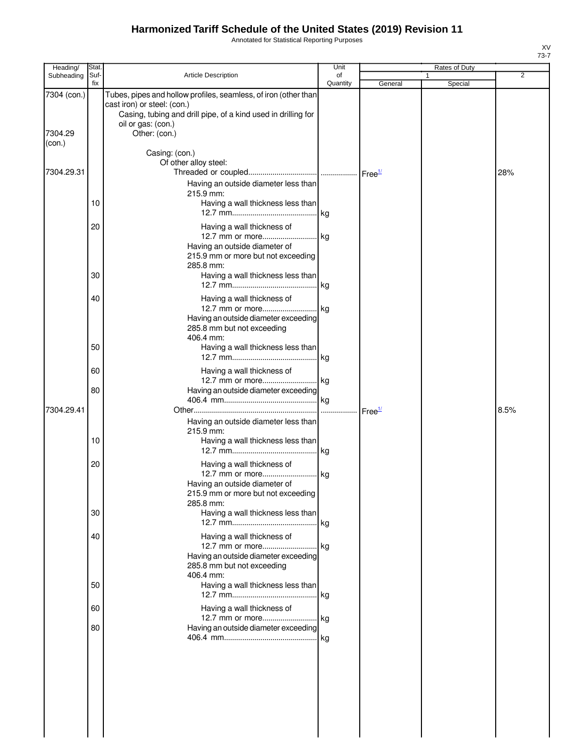# Harmonized Tariff Schedule of the United States (2019) Revision 11

Annotated for Statistical Reporting Purposes

XV
73-7

| Heading/ Subheading | Stat. Suf- fix | Article Description | Unit of Quantity | Rates of Duty 1 General | Special | 2 |
|---|---|---|---|---|---|---|
| 7304 (con.) | | Tubes, pipes and hollow profiles, seamless, of iron (other than cast iron) or steel: (con.) | | | | |
| | | Casing, tubing and drill pipe, of a kind used in drilling for oil or gas: (con.) | | | | |
| 7304.29 (con.) | | Other: (con.) | | | | |
| | | Casing: (con.) | | | | |
| | | Of other alloy steel: | | | | |
| 7304.29.31 | | Threaded or coupled | | Free[1/] | | 28% |
| | | Having an outside diameter less than 215.9 mm: | | | | |
| | 10 | Having a wall thickness less than 12.7 mm | kg | | | |
| | 20 | Having a wall thickness of 12.7 mm or more | kg | | | |
| | | Having an outside diameter of 215.9 mm or more but not exceeding 285.8 mm: | | | | |
| | 30 | Having a wall thickness less than 12.7 mm | kg | | | |
| | 40 | Having a wall thickness of 12.7 mm or more | kg | | | |
| | | Having an outside diameter exceeding 285.8 mm but not exceeding 406.4 mm: | | | | |
| | 50 | Having a wall thickness less than 12.7 mm | kg | | | |
| | 60 | Having a wall thickness of 12.7 mm or more | kg | | | |
| | 80 | Having an outside diameter exceeding 406.4 mm | kg | | | |
| 7304.29.41 | | Other | | Free[1/] | | 8.5% |
| | | Having an outside diameter less than 215.9 mm: | | | | |
| | 10 | Having a wall thickness less than 12.7 mm | kg | | | |
| | 20 | Having a wall thickness of 12.7 mm or more | kg | | | |
| | | Having an outside diameter of 215.9 mm or more but not exceeding 285.8 mm: | | | | |
| | 30 | Having a wall thickness less than 12.7 mm | kg | | | |
| | 40 | Having a wall thickness of 12.7 mm or more | kg | | | |
| | | Having an outside diameter exceeding 285.8 mm but not exceeding 406.4 mm: | | | | |
| | 50 | Having a wall thickness less than 12.7 mm | kg | | | |
| | 60 | Having a wall thickness of 12.7 mm or more | kg | | | |
| | 80 | Having an outside diameter exceeding 406.4 mm | kg | | | |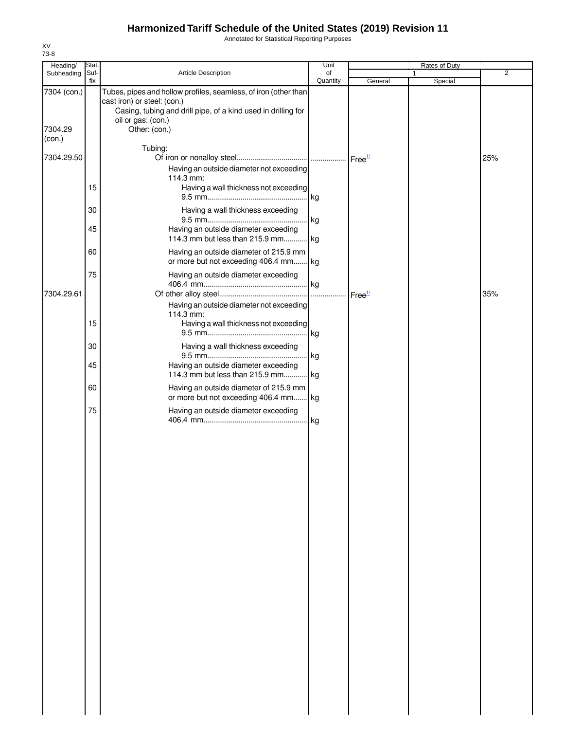# Harmonized Tariff Schedule of the United States (2019) Revision 11

Annotated for Statistical Reporting Purposes

XV
73-8

| Heading/ Subheading | Stat. Suf- fix | Article Description | Unit of Quantity | Rates of Duty 1 General | Special | 2 |
|---|---|---|---|---|---|---|
| 7304 (con.) | | Tubes, pipes and hollow profiles, seamless, of iron (other than cast iron) or steel: (con.) | | | | |
| | | Casing, tubing and drill pipe, of a kind used in drilling for oil or gas: (con.) | | | | |
| 7304.29 (con.) | | Other: (con.) | | | | |
| | | Tubing: | | | | |
| 7304.29.50 | | Of iron or nonalloy steel | | Free[1/] | | 25% |
| | | Having an outside diameter not exceeding 114.3 mm: | | | | |
| | 15 | Having a wall thickness not exceeding 9.5 mm | kg | | | |
| | 30 | Having a wall thickness exceeding 9.5 mm | kg | | | |
| | 45 | Having an outside diameter exceeding 114.3 mm but less than 215.9 mm | kg | | | |
| | 60 | Having an outside diameter of 215.9 mm or more but not exceeding 406.4 mm | kg | | | |
| | 75 | Having an outside diameter exceeding 406.4 mm | kg | | | |
| 7304.29.61 | | Of other alloy steel | | Free[1/] | | 35% |
| | | Having an outside diameter not exceeding 114.3 mm: | | | | |
| | 15 | Having a wall thickness not exceeding 9.5 mm | kg | | | |
| | 30 | Having a wall thickness exceeding 9.5 mm | kg | | | |
| | 45 | Having an outside diameter exceeding 114.3 mm but less than 215.9 mm | kg | | | |
| | 60 | Having an outside diameter of 215.9 mm or more but not exceeding 406.4 mm | kg | | | |
| | 75 | Having an outside diameter exceeding 406.4 mm | kg | | | |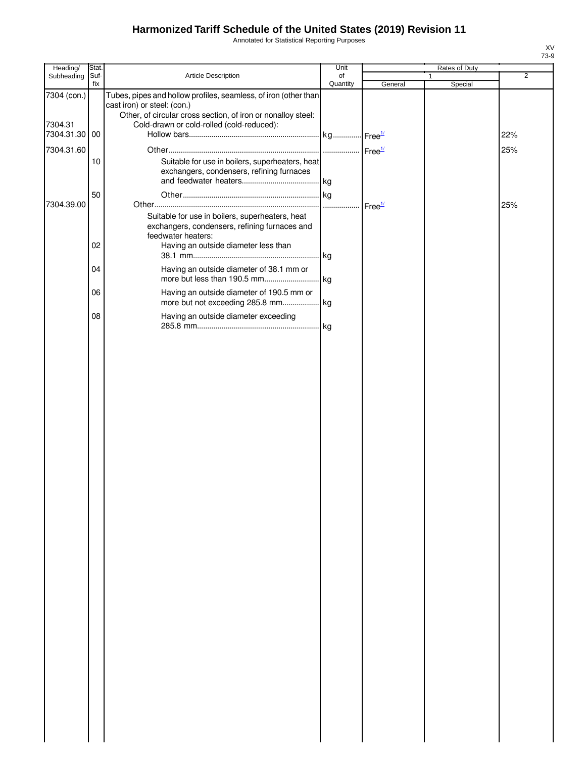# Harmonized Tariff Schedule of the United States (2019) Revision 11

Annotated for Statistical Reporting Purposes

XV
73-9

| Heading/ Subheading | Stat. Suf-fix | Article Description | Unit of Quantity | Rates of Duty | | |
|---|---|---|---|---|---|---|
| | | | | 1 | | 2 |
| | | | | General | Special | |
| 7304 (con.) | | Tubes, pipes and hollow profiles, seamless, of iron (other than cast iron) or steel: (con.) | | | | |
| | | Other, of circular cross section, of iron or nonalloy steel: | | | | |
| 7304.31 | | Cold-drawn or cold-rolled (cold-reduced): | | | | |
| 7304.31.30 | 00 | Hollow bars | kg | Free[1/] | | 22% |
| 7304.31.60 | | Other | | Free[1/] | | 25% |
| | 10 | Suitable for use in boilers, superheaters, heat exchangers, condensers, refining furnaces and feedwater heaters | kg | | | |
| | 50 | Other | kg | | | |
| 7304.39.00 | | Other | | Free[1/] | | 25% |
| | | Suitable for use in boilers, superheaters, heat exchangers, condensers, refining furnaces and feedwater heaters: | | | | |
| | 02 | Having an outside diameter less than 38.1 mm | kg | | | |
| | 04 | Having an outside diameter of 38.1 mm or more but less than 190.5 mm | kg | | | |
| | 06 | Having an outside diameter of 190.5 mm or more but not exceeding 285.8 mm | kg | | | |
| | 08 | Having an outside diameter exceeding 285.8 mm | kg | | | |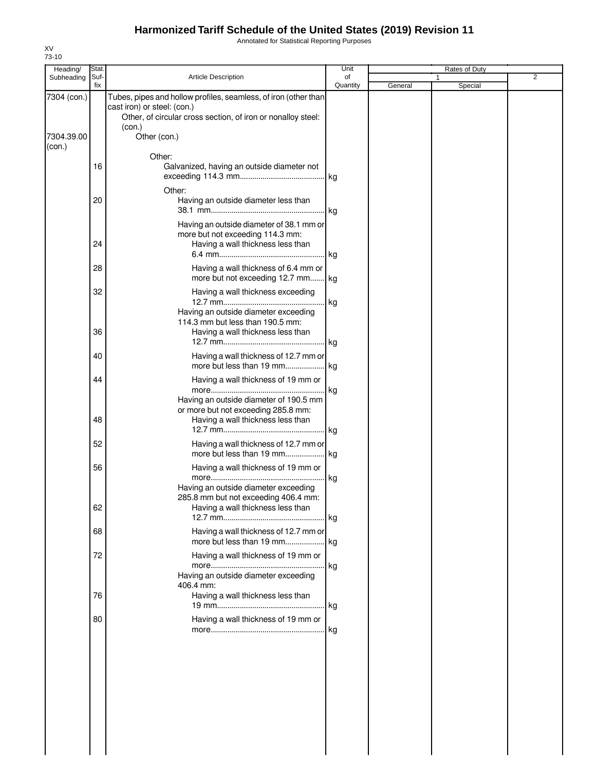# Harmonized Tariff Schedule of the United States (2019) Revision 11

Annotated for Statistical Reporting Purposes

XV
73-10

| Heading/ Subheading | Stat. Suf- fix | Article Description | Unit of Quantity | Rates of Duty 1 General | Rates of Duty 1 Special | Rates of Duty 2 |
|---|---|---|---|---|---|---|
| 7304 (con.) | | Tubes, pipes and hollow profiles, seamless, of iron (other than cast iron) or steel: (con.) | | | | |
| | | Other, of circular cross section, of iron or nonalloy steel: (con.) | | | | |
| 7304.39.00 (con.) | | Other (con.) | | | | |
| | | Other: | | | | |
| | 16 | Galvanized, having an outside diameter not exceeding 114.3 mm | kg | | | |
| | | Other: | | | | |
| | 20 | Having an outside diameter less than 38.1 mm | kg | | | |
| | | Having an outside diameter of 38.1 mm or more but not exceeding 114.3 mm: | | | | |
| | 24 | Having a wall thickness less than 6.4 mm | kg | | | |
| | 28 | Having a wall thickness of 6.4 mm or more but not exceeding 12.7 mm | kg | | | |
| | 32 | Having a wall thickness exceeding 12.7 mm | kg | | | |
| | | Having an outside diameter exceeding 114.3 mm but less than 190.5 mm: | | | | |
| | 36 | Having a wall thickness less than 12.7 mm | kg | | | |
| | 40 | Having a wall thickness of 12.7 mm or more but less than 19 mm | kg | | | |
| | 44 | Having a wall thickness of 19 mm or more | kg | | | |
| | | Having an outside diameter of 190.5 mm or more but not exceeding 285.8 mm: | | | | |
| | 48 | Having a wall thickness less than 12.7 mm | kg | | | |
| | 52 | Having a wall thickness of 12.7 mm or more but less than 19 mm | kg | | | |
| | 56 | Having a wall thickness of 19 mm or more | kg | | | |
| | | Having an outside diameter exceeding 285.8 mm but not exceeding 406.4 mm: | | | | |
| | 62 | Having a wall thickness less than 12.7 mm | kg | | | |
| | 68 | Having a wall thickness of 12.7 mm or more but less than 19 mm | kg | | | |
| | 72 | Having a wall thickness of 19 mm or more | kg | | | |
| | | Having an outside diameter exceeding 406.4 mm: | | | | |
| | 76 | Having a wall thickness less than 19 mm | kg | | | |
| | 80 | Having a wall thickness of 19 mm or more | kg | | | |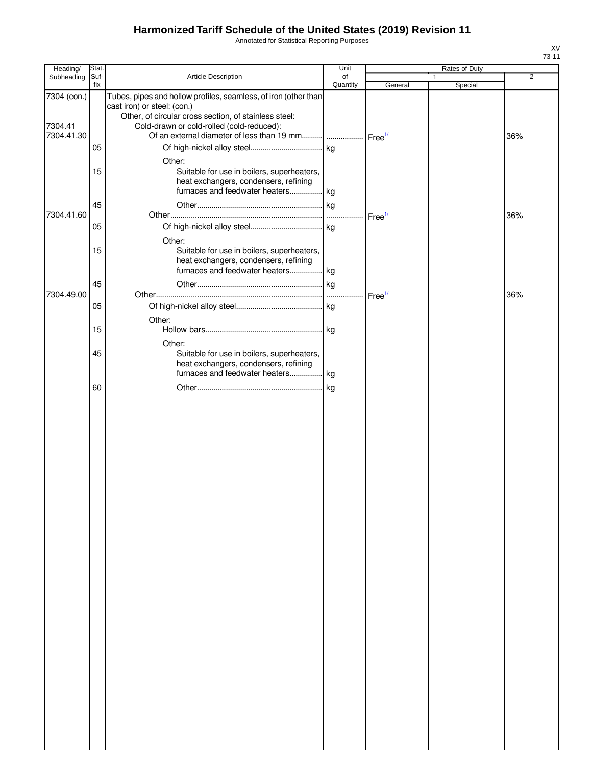# Harmonized Tariff Schedule of the United States (2019) Revision 11

Annotated for Statistical Reporting Purposes

XV
73-11

| Heading/ Subheading | Stat. Suf- fix | Article Description | Unit of Quantity | Rates of Duty 1 General | Special | 2 |
|---|---|---|---|---|---|---|
| 7304 (con.) | | Tubes, pipes and hollow profiles, seamless, of iron (other than cast iron) or steel: (con.) | | | | |
| | | Other, of circular cross section, of stainless steel: | | | | |
| 7304.41 | | Cold-drawn or cold-rolled (cold-reduced): | | | | |
| 7304.41.30 | | Of an external diameter of less than 19 mm | | Free[1/] | | 36% |
| | 05 | Of high-nickel alloy steel | kg | | | |
| | | Other: | | | | |
| | 15 | Suitable for use in boilers, superheaters, heat exchangers, condensers, refining furnaces and feedwater heaters | kg | | | |
| | 45 | Other | kg | | | |
| 7304.41.60 | | Other | | Free[1/] | | 36% |
| | 05 | Of high-nickel alloy steel | kg | | | |
| | | Other: | | | | |
| | 15 | Suitable for use in boilers, superheaters, heat exchangers, condensers, refining furnaces and feedwater heaters | kg | | | |
| | 45 | Other | kg | | | |
| 7304.49.00 | | Other | | Free[1/] | | 36% |
| | 05 | Of high-nickel alloy steel | kg | | | |
| | | Other: | | | | |
| | 15 | Hollow bars | kg | | | |
| | | Other: | | | | |
| | 45 | Suitable for use in boilers, superheaters, heat exchangers, condensers, refining furnaces and feedwater heaters | kg | | | |
| | 60 | Other | kg | | | |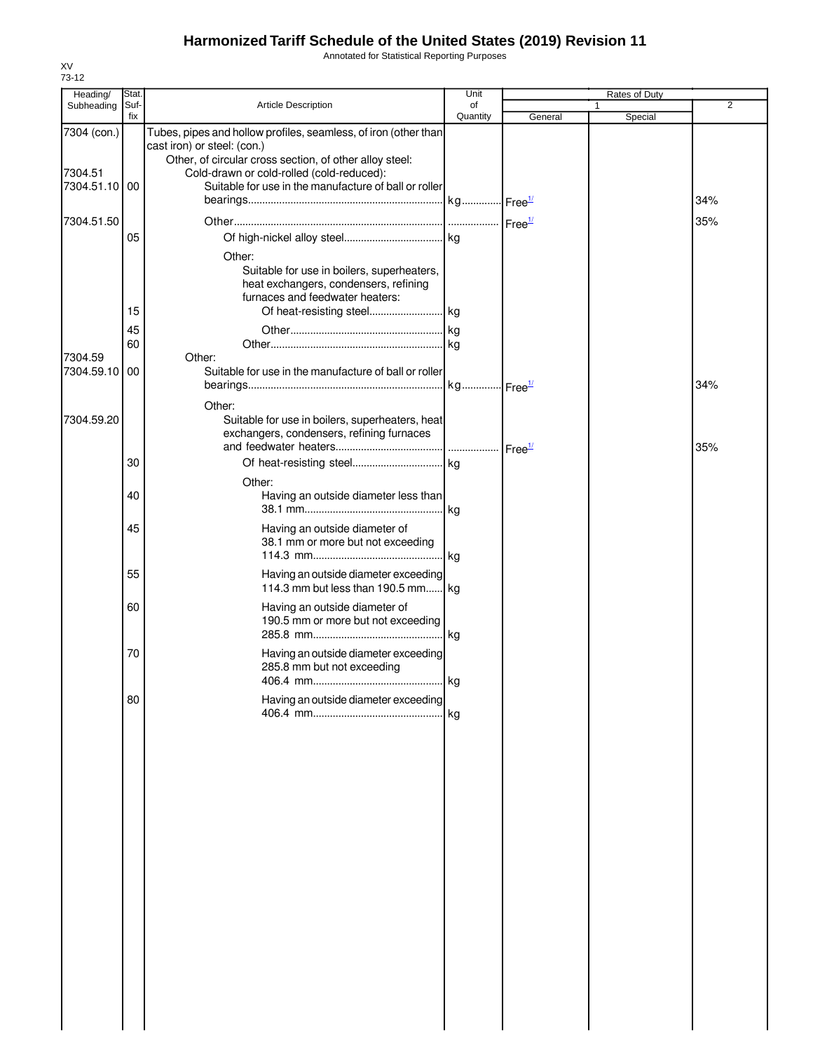# Harmonized Tariff Schedule of the United States (2019) Revision 11

Annotated for Statistical Reporting Purposes

XV
73-12

| Heading/ Subheading | Stat. Suf- fix | Article Description | Unit of Quantity | Rates of Duty 1 General | Special | 2 |
|---|---|---|---|---|---|---|
| 7304 (con.) | | Tubes, pipes and hollow profiles, seamless, of iron (other than cast iron) or steel: (con.) | | | | |
| | | Other, of circular cross section, of other alloy steel: | | | | |
| 7304.51 | | Cold-drawn or cold-rolled (cold-reduced): | | | | |
| 7304.51.10 | 00 | Suitable for use in the manufacture of ball or roller bearings | kg | Free[1/] | | 34% |
| 7304.51.50 | | Other | | Free[1/] | | 35% |
| | 05 | Of high-nickel alloy steel | kg | | | |
| | | Other: | | | | |
| | | Suitable for use in boilers, superheaters, heat exchangers, condensers, refining furnaces and feedwater heaters: | | | | |
| | 15 | Of heat-resisting steel | kg | | | |
| | 45 | Other | kg | | | |
| | 60 | Other | kg | | | |
| 7304.59 | | Other: | | | | |
| 7304.59.10 | 00 | Suitable for use in the manufacture of ball or roller bearings | kg | Free[1/] | | 34% |
| | | Other: | | | | |
| 7304.59.20 | | Suitable for use in boilers, superheaters, heat exchangers, condensers, refining furnaces and feedwater heaters | | Free[1/] | | 35% |
| | 30 | Of heat-resisting steel | kg | | | |
| | | Other: | | | | |
| | 40 | Having an outside diameter less than 38.1 mm | kg | | | |
| | 45 | Having an outside diameter of 38.1 mm or more but not exceeding 114.3 mm | kg | | | |
| | 55 | Having an outside diameter exceeding 114.3 mm but less than 190.5 mm | kg | | | |
| | 60 | Having an outside diameter of 190.5 mm or more but not exceeding 285.8 mm | kg | | | |
| | 70 | Having an outside diameter exceeding 285.8 mm but not exceeding 406.4 mm | kg | | | |
| | 80 | Having an outside diameter exceeding 406.4 mm | kg | | | |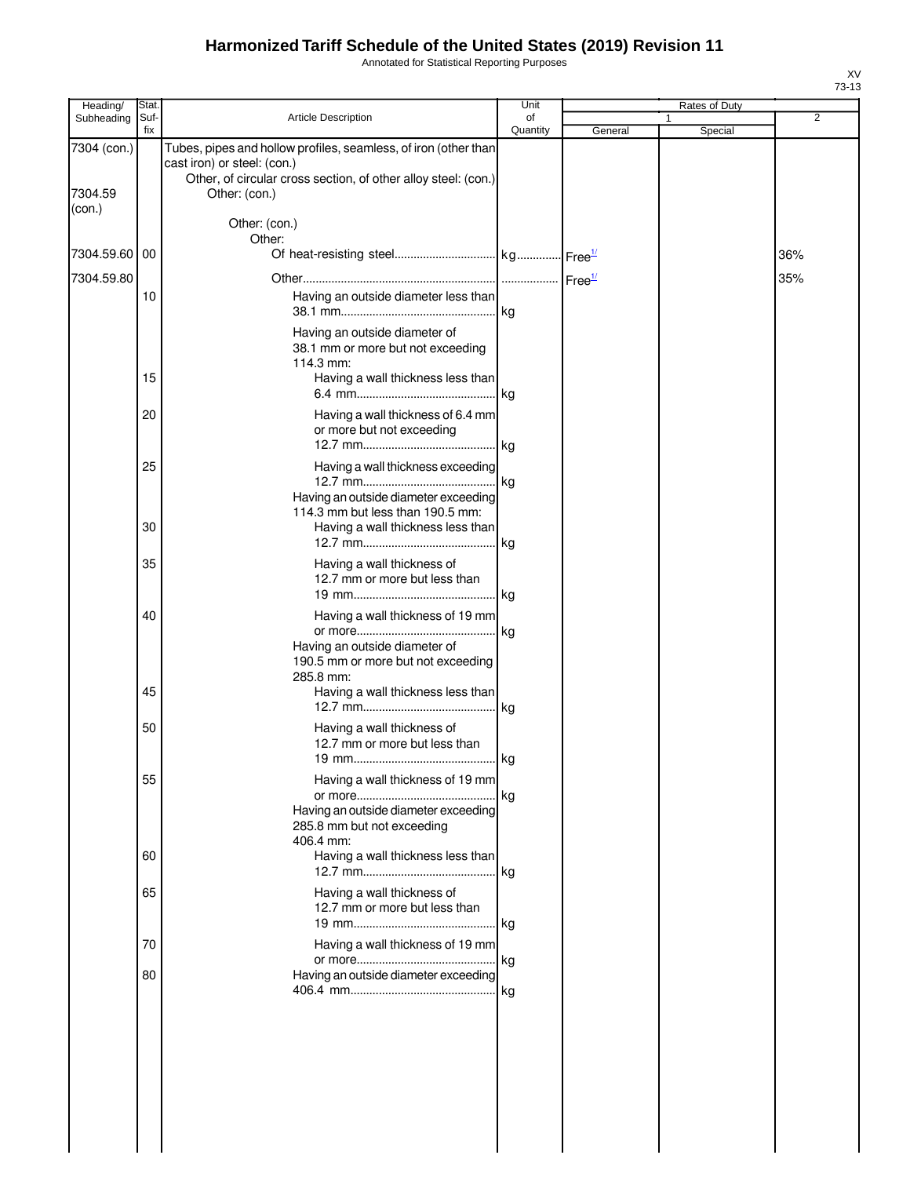# Harmonized Tariff Schedule of the United States (2019) Revision 11

Annotated for Statistical Reporting Purposes

XV
73-13

| Heading/ Subheading | Stat. Suf- fix | Article Description | Unit of Quantity | Rates of Duty 1 General | Special | 2 |
|---|---|---|---|---|---|---|
| 7304 (con.) | | Tubes, pipes and hollow profiles, seamless, of iron (other than cast iron) or steel: (con.) | | | | |
| | | Other, of circular cross section, of other alloy steel: (con.) | | | | |
| 7304.59 (con.) | | Other: (con.) | | | | |
| | | Other: (con.) | | | | |
| | | Other: | | | | |
| 7304.59.60 | 00 | Of heat-resisting steel | kg | Free[1/] | | 36% |
| 7304.59.80 | | Other | | Free[1/] | | 35% |
| | 10 | Having an outside diameter less than 38.1 mm | kg | | | |
| | | Having an outside diameter of 38.1 mm or more but not exceeding 114.3 mm: | | | | |
| | 15 | Having a wall thickness less than 6.4 mm | kg | | | |
| | 20 | Having a wall thickness of 6.4 mm or more but not exceeding 12.7 mm | kg | | | |
| | 25 | Having a wall thickness exceeding 12.7 mm | kg | | | |
| | | Having an outside diameter exceeding 114.3 mm but less than 190.5 mm: | | | | |
| | 30 | Having a wall thickness less than 12.7 mm | kg | | | |
| | 35 | Having a wall thickness of 12.7 mm or more but less than 19 mm | kg | | | |
| | 40 | Having a wall thickness of 19 mm or more | kg | | | |
| | | Having an outside diameter of 190.5 mm or more but not exceeding 285.8 mm: | | | | |
| | 45 | Having a wall thickness less than 12.7 mm | kg | | | |
| | 50 | Having a wall thickness of 12.7 mm or more but less than 19 mm | kg | | | |
| | 55 | Having a wall thickness of 19 mm or more | kg | | | |
| | | Having an outside diameter exceeding 285.8 mm but not exceeding 406.4 mm: | | | | |
| | 60 | Having a wall thickness less than 12.7 mm | kg | | | |
| | 65 | Having a wall thickness of 12.7 mm or more but less than 19 mm | kg | | | |
| | 70 | Having a wall thickness of 19 mm or more | kg | | | |
| | 80 | Having an outside diameter exceeding 406.4 mm | kg | | | |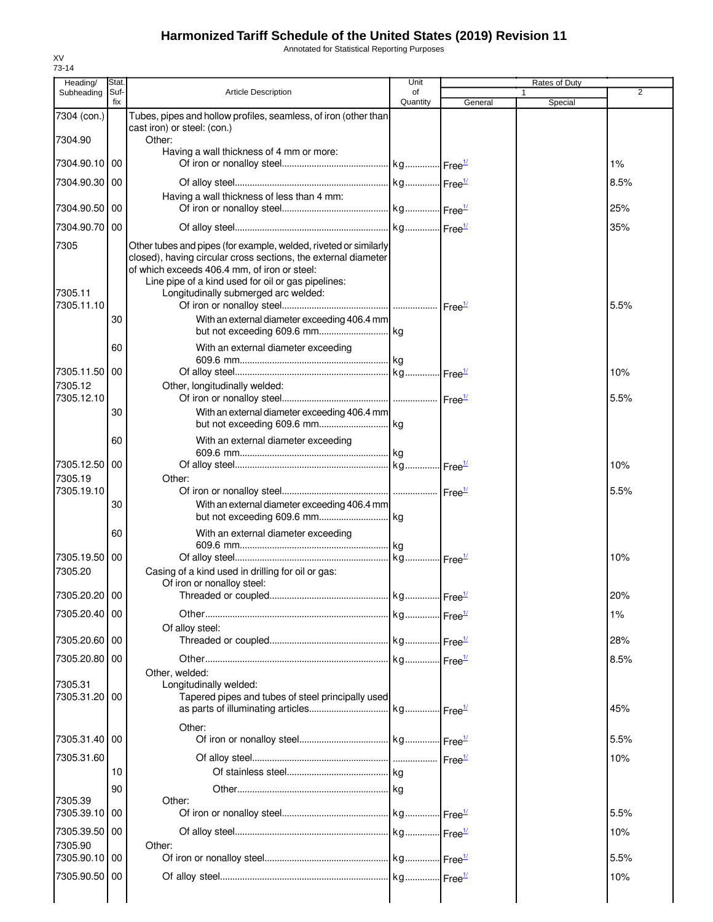# Harmonized Tariff Schedule of the United States (2019) Revision 11

Annotated for Statistical Reporting Purposes

XV
73-14

| Heading/ Subheading | Stat. Suf- fix | Article Description | Unit of Quantity | Rates of Duty 1 General | Special | 2 |
|---|---|---|---|---|---|---|
| 7304 (con.) | | Tubes, pipes and hollow profiles, seamless, of iron (other than cast iron) or steel: (con.) | | | | |
| 7304.90 | | Other: | | | | |
| | | Having a wall thickness of 4 mm or more: | | | | |
| 7304.90.10 | 00 | Of iron or nonalloy steel | kg | Free[1/] | | 1% |
| 7304.90.30 | 00 | Of alloy steel | kg | Free[1/] | | 8.5% |
| | | Having a wall thickness of less than 4 mm: | | | | |
| 7304.90.50 | 00 | Of iron or nonalloy steel | kg | Free[1/] | | 25% |
| 7304.90.70 | 00 | Of alloy steel | kg | Free[1/] | | 35% |
| 7305 | | Other tubes and pipes (for example, welded, riveted or similarly closed), having circular cross sections, the external diameter of which exceeds 406.4 mm, of iron or steel: | | | | |
| | | Line pipe of a kind used for oil or gas pipelines: | | | | |
| 7305.11 | | Longitudinally submerged arc welded: | | | | |
| 7305.11.10 | | Of iron or nonalloy steel | | Free[1/] | | 5.5% |
| | 30 | With an external diameter exceeding 406.4 mm but not exceeding 609.6 mm | kg | | | |
| | 60 | With an external diameter exceeding 609.6 mm | kg | | | |
| 7305.11.50 | 00 | Of alloy steel | kg | Free[1/] | | 10% |
| 7305.12 | | Other, longitudinally welded: | | | | |
| 7305.12.10 | | Of iron or nonalloy steel | | Free[1/] | | 5.5% |
| | 30 | With an external diameter exceeding 406.4 mm but not exceeding 609.6 mm | kg | | | |
| | 60 | With an external diameter exceeding 609.6 mm | kg | | | |
| 7305.12.50 | 00 | Of alloy steel | kg | Free[1/] | | 10% |
| 7305.19 | | Other: | | | | |
| 7305.19.10 | | Of iron or nonalloy steel | | Free[1/] | | 5.5% |
| | 30 | With an external diameter exceeding 406.4 mm but not exceeding 609.6 mm | kg | | | |
| | 60 | With an external diameter exceeding 609.6 mm | kg | | | |
| 7305.19.50 | 00 | Of alloy steel | kg | Free[1/] | | 10% |
| 7305.20 | | Casing of a kind used in drilling for oil or gas: | | | | |
| | | Of iron or nonalloy steel: | | | | |
| 7305.20.20 | 00 | Threaded or coupled | kg | Free[1/] | | 20% |
| 7305.20.40 | 00 | Other | kg | Free[1/] | | 1% |
| | | Of alloy steel: | | | | |
| 7305.20.60 | 00 | Threaded or coupled | kg | Free[1/] | | 28% |
| 7305.20.80 | 00 | Other | kg | Free[1/] | | 8.5% |
| | | Other, welded: | | | | |
| 7305.31 | | Longitudinally welded: | | | | |
| 7305.31.20 | 00 | Tapered pipes and tubes of steel principally used as parts of illuminating articles | kg | Free[1/] | | 45% |
| | | Other: | | | | |
| 7305.31.40 | 00 | Of iron or nonalloy steel | kg | Free[1/] | | 5.5% |
| 7305.31.60 | | Of alloy steel | | Free[1/] | | 10% |
| | 10 | Of stainless steel | kg | | | |
| | 90 | Other | kg | | | |
| 7305.39 | | Other: | | | | |
| 7305.39.10 | 00 | Of iron or nonalloy steel | kg | Free[1/] | | 5.5% |
| 7305.39.50 | 00 | Of alloy steel | kg | Free[1/] | | 10% |
| 7305.90 | | Other: | | | | |
| 7305.90.10 | 00 | Of iron or nonalloy steel | kg | Free[1/] | | 5.5% |
| 7305.90.50 | 00 | Of alloy steel | kg | Free[1/] | | 10% |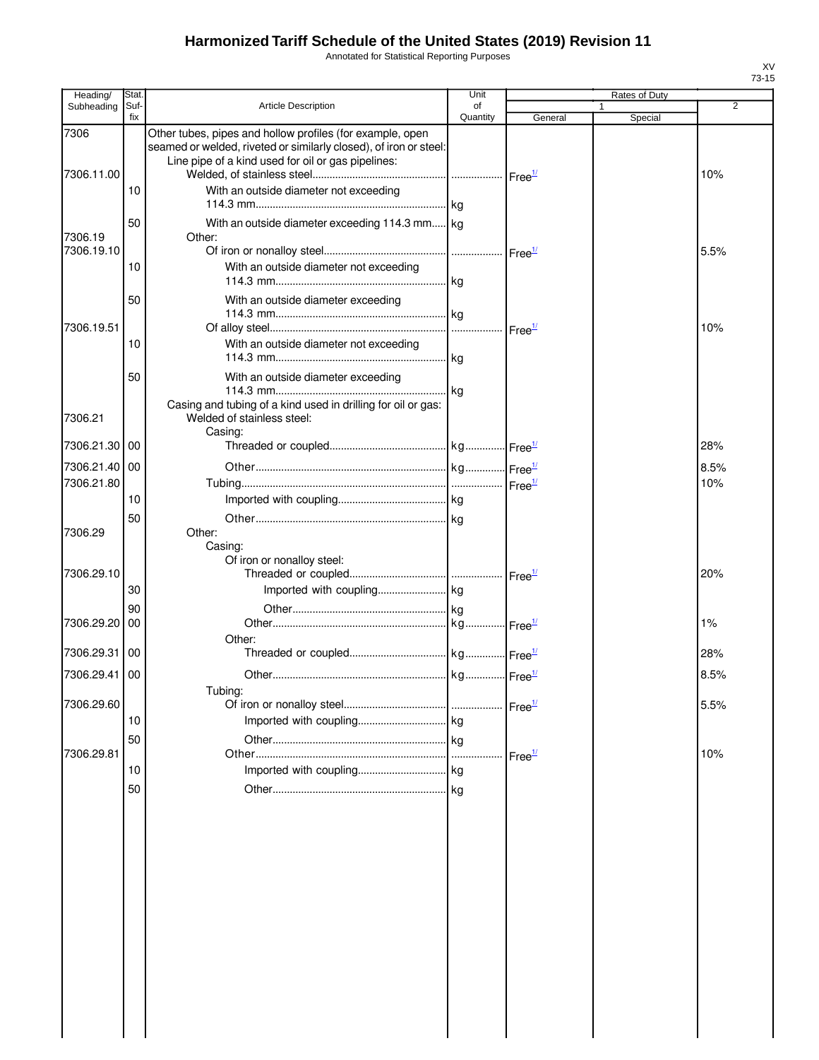# Harmonized Tariff Schedule of the United States (2019) Revision 11

Annotated for Statistical Reporting Purposes

XV
73-15

| Heading/ Subheading | Stat. Suf- fix | Article Description | Unit of Quantity | Rates of Duty 1 General | Rates of Duty 1 Special | Rates of Duty 2 |
|---|---|---|---|---|---|---|
| 7306 | | Other tubes, pipes and hollow profiles (for example, open seamed or welded, riveted or similarly closed), of iron or steel: | | | | |
| | | Line pipe of a kind used for oil or gas pipelines: | | | | |
| 7306.11.00 | | Welded, of stainless steel | | Free[1/] | | 10% |
| | 10 | With an outside diameter not exceeding 114.3 mm | kg | | | |
| | 50 | With an outside diameter exceeding 114.3 mm | kg | | | |
| 7306.19 | | Other: | | | | |
| 7306.19.10 | | Of iron or nonalloy steel | | Free[1/] | | 5.5% |
| | 10 | With an outside diameter not exceeding 114.3 mm | kg | | | |
| | 50 | With an outside diameter exceeding 114.3 mm | kg | | | |
| 7306.19.51 | | Of alloy steel | | Free[1/] | | 10% |
| | 10 | With an outside diameter not exceeding 114.3 mm | kg | | | |
| | 50 | With an outside diameter exceeding 114.3 mm | kg | | | |
| | | Casing and tubing of a kind used in drilling for oil or gas: | | | | |
| 7306.21 | | Welded of stainless steel: | | | | |
| | | Casing: | | | | |
| 7306.21.30 | 00 | Threaded or coupled | kg | Free[1/] | | 28% |
| 7306.21.40 | 00 | Other | kg | Free[1/] | | 8.5% |
| 7306.21.80 | | Tubing | | Free[1/] | | 10% |
| | 10 | Imported with coupling | kg | | | |
| | 50 | Other | kg | | | |
| 7306.29 | | Other: | | | | |
| | | Casing: | | | | |
| | | Of iron or nonalloy steel: | | | | |
| 7306.29.10 | | Threaded or coupled | | Free[1/] | | 20% |
| | 30 | Imported with coupling | kg | | | |
| | 90 | Other | kg | | | |
| 7306.29.20 | 00 | Other | kg | Free[1/] | | 1% |
| | | Other: | | | | |
| 7306.29.31 | 00 | Threaded or coupled | kg | Free[1/] | | 28% |
| 7306.29.41 | 00 | Other | kg | Free[1/] | | 8.5% |
| | | Tubing: | | | | |
| 7306.29.60 | | Of iron or nonalloy steel | | Free[1/] | | 5.5% |
| | 10 | Imported with coupling | kg | | | |
| | 50 | Other | kg | | | |
| 7306.29.81 | | Other | | Free[1/] | | 10% |
| | 10 | Imported with coupling | kg | | | |
| | 50 | Other | kg | | | |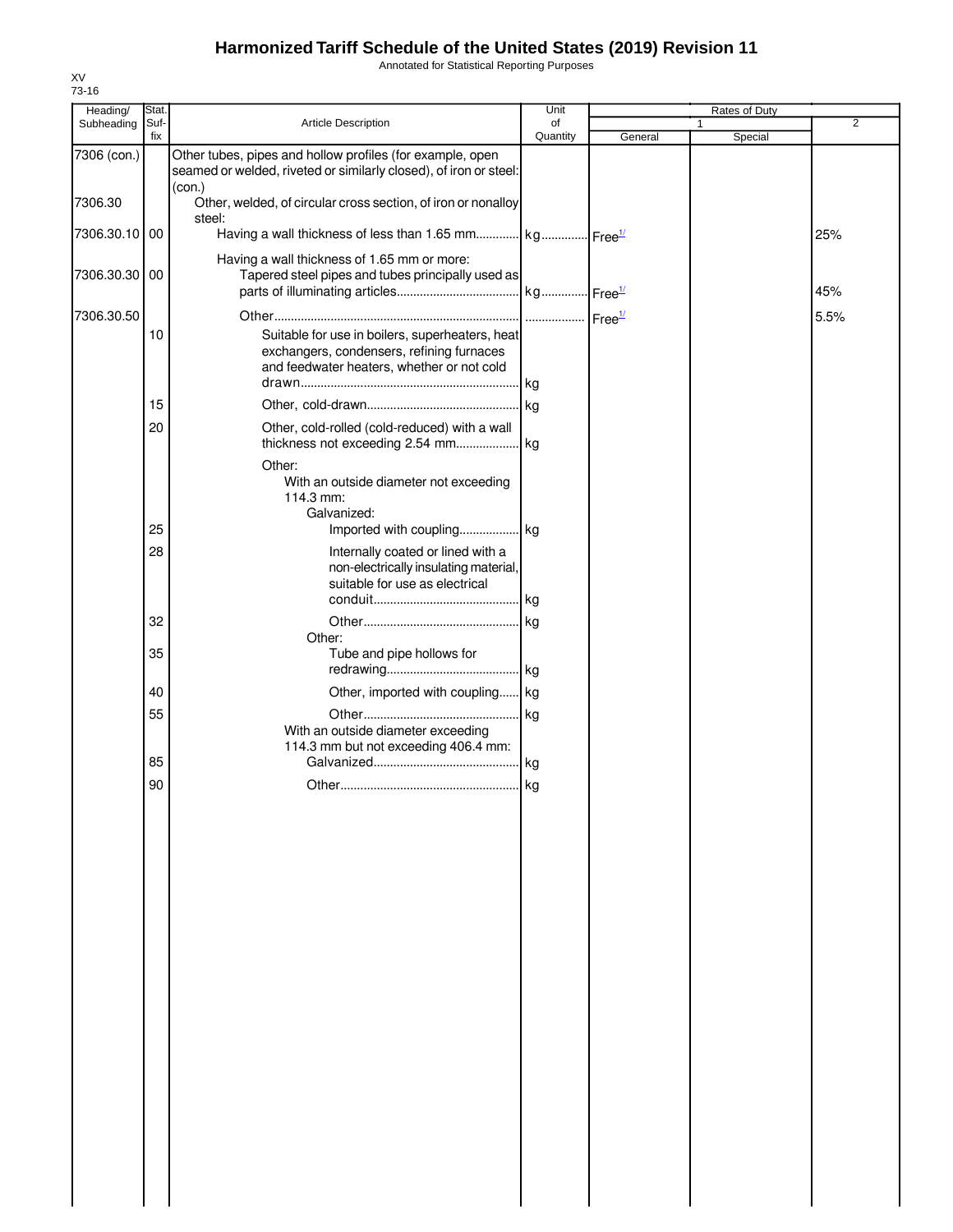# Harmonized Tariff Schedule of the United States (2019) Revision 11

Annotated for Statistical Reporting Purposes

XV
73-16

| Heading/ Subheading | Stat. Suf- fix | Article Description | Unit of Quantity | Rates of Duty 1 General | Special | 2 |
|---|---|---|---|---|---|---|
| 7306 (con.) | | Other tubes, pipes and hollow profiles (for example, open seamed or welded, riveted or similarly closed), of iron or steel: (con.) | | | | |
| 7306.30 | | Other, welded, of circular cross section, of iron or nonalloy steel: | | | | |
| 7306.30.10 | 00 | Having a wall thickness of less than 1.65 mm | kg | Free[1/] | | 25% |
| | | Having a wall thickness of 1.65 mm or more: | | | | |
| 7306.30.30 | 00 | Tapered steel pipes and tubes principally used as parts of illuminating articles | kg | Free[1/] | | 45% |
| 7306.30.50 | | Other | | Free[1/] | | 5.5% |
| | 10 | Suitable for use in boilers, superheaters, heat exchangers, condensers, refining furnaces and feedwater heaters, whether or not cold drawn | kg | | | |
| | 15 | Other, cold-drawn | kg | | | |
| | 20 | Other, cold-rolled (cold-reduced) with a wall thickness not exceeding 2.54 mm | kg | | | |
| | | Other: | | | | |
| | | With an outside diameter not exceeding 114.3 mm: | | | | |
| | | Galvanized: | | | | |
| | 25 | Imported with coupling | kg | | | |
| | 28 | Internally coated or lined with a non-electrically insulating material, suitable for use as electrical conduit | kg | | | |
| | 32 | Other | kg | | | |
| | | Other: | | | | |
| | 35 | Tube and pipe hollows for redrawing | kg | | | |
| | 40 | Other, imported with coupling | kg | | | |
| | 55 | Other | kg | | | |
| | | With an outside diameter exceeding 114.3 mm but not exceeding 406.4 mm: | | | | |
| | 85 | Galvanized | kg | | | |
| | 90 | Other | kg | | | |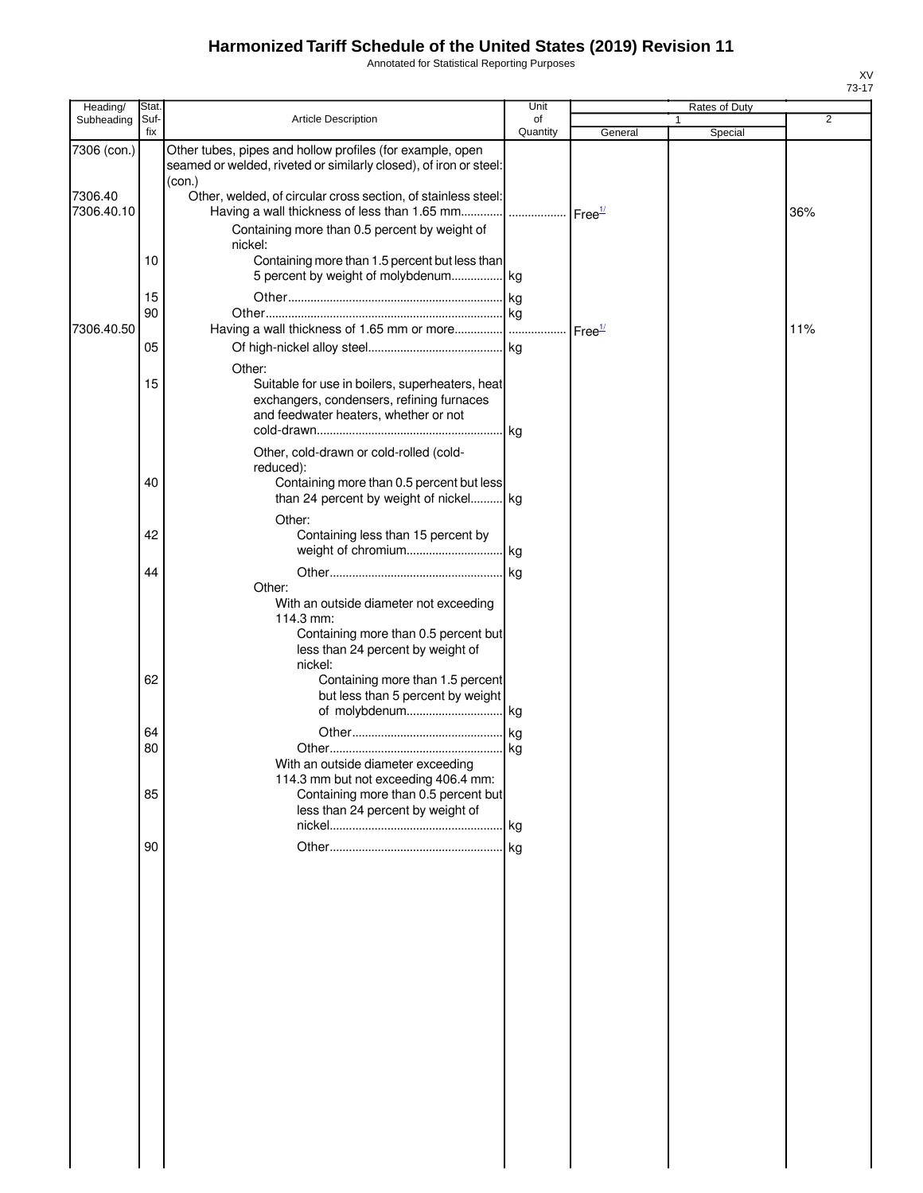# Harmonized Tariff Schedule of the United States (2019) Revision 11

Annotated for Statistical Reporting Purposes

XV
73-17

| Heading/ Subheading | Stat. Suf-fix | Article Description | Unit of Quantity | Rates of Duty 1 General | Rates of Duty 1 Special | Rates of Duty 2 |
|---|---|---|---|---|---|---|
| 7306 (con.) | | Other tubes, pipes and hollow profiles (for example, open seamed or welded, riveted or similarly closed), of iron or steel: (con.) | | | | |
| 7306.40 | | Other, welded, of circular cross section, of stainless steel: | | | | |
| 7306.40.10 | | Having a wall thickness of less than 1.65 mm | | Free[1/] | | 36% |
| | | Containing more than 0.5 percent by weight of nickel: | | | | |
| | 10 | Containing more than 1.5 percent but less than 5 percent by weight of molybdenum | kg | | | |
| | 15 | Other | kg | | | |
| | 90 | Other | kg | | | |
| 7306.40.50 | | Having a wall thickness of 1.65 mm or more | | Free[1/] | | 11% |
| | 05 | Of high-nickel alloy steel | kg | | | |
| | | Other: | | | | |
| | 15 | Suitable for use in boilers, superheaters, heat exchangers, condensers, refining furnaces and feedwater heaters, whether or not cold-drawn | kg | | | |
| | | Other, cold-drawn or cold-rolled (cold-reduced): | | | | |
| | 40 | Containing more than 0.5 percent but less than 24 percent by weight of nickel | kg | | | |
| | | Other: | | | | |
| | 42 | Containing less than 15 percent by weight of chromium | kg | | | |
| | 44 | Other | kg | | | |
| | | Other: | | | | |
| | | With an outside diameter not exceeding 114.3 mm: | | | | |
| | | Containing more than 0.5 percent but less than 24 percent by weight of nickel: | | | | |
| | 62 | Containing more than 1.5 percent but less than 5 percent by weight of molybdenum | kg | | | |
| | 64 | Other | kg | | | |
| | 80 | Other | kg | | | |
| | | With an outside diameter exceeding 114.3 mm but not exceeding 406.4 mm: | | | | |
| | 85 | Containing more than 0.5 percent but less than 24 percent by weight of nickel | kg | | | |
| | 90 | Other | kg | | | |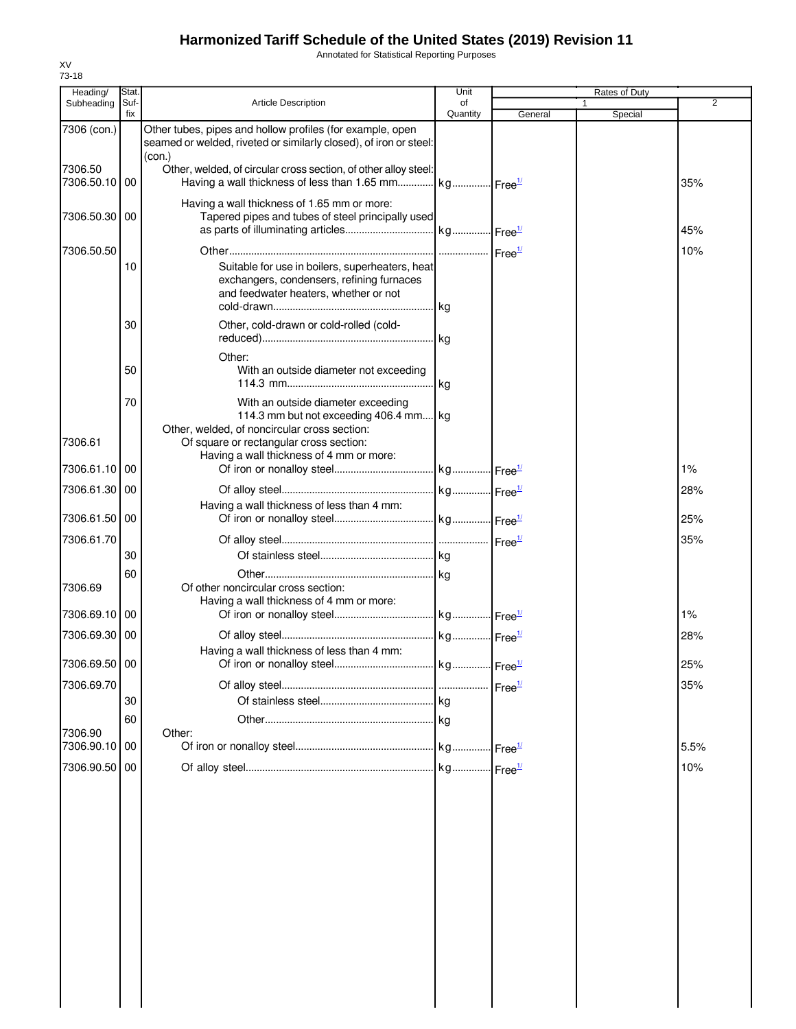# Harmonized Tariff Schedule of the United States (2019) Revision 11

Annotated for Statistical Reporting Purposes

XV
73-18

| Heading/ Subheading | Stat. Suf-fix | Article Description | Unit of Quantity | Rates of Duty 1 General | Special | 2 |
|---|---|---|---|---|---|---|
| 7306 (con.) | | Other tubes, pipes and hollow profiles (for example, open seamed or welded, riveted or similarly closed), of iron or steel: (con.) | | | | |
| 7306.50 | | Other, welded, of circular cross section, of other alloy steel: | | | | |
| 7306.50.10 | 00 | Having a wall thickness of less than 1.65 mm | kg | Free[1/] | | 35% |
| | | Having a wall thickness of 1.65 mm or more: | | | | |
| 7306.50.30 | 00 | Tapered pipes and tubes of steel principally used as parts of illuminating articles | kg | Free[1/] | | 45% |
| 7306.50.50 | | Other | | Free[1/] | | 10% |
| | 10 | Suitable for use in boilers, superheaters, heat exchangers, condensers, refining furnaces and feedwater heaters, whether or not cold-drawn | kg | | | |
| | 30 | Other, cold-drawn or cold-rolled (cold-reduced) | kg | | | |
| | | Other: | | | | |
| | 50 | With an outside diameter not exceeding 114.3 mm | kg | | | |
| | 70 | With an outside diameter exceeding 114.3 mm but not exceeding 406.4 mm | kg | | | |
| | | Other, welded, of noncircular cross section: | | | | |
| 7306.61 | | Of square or rectangular cross section: | | | | |
| | | Having a wall thickness of 4 mm or more: | | | | |
| 7306.61.10 | 00 | Of iron or nonalloy steel | kg | Free[1/] | | 1% |
| 7306.61.30 | 00 | Of alloy steel | kg | Free[1/] | | 28% |
| | | Having a wall thickness of less than 4 mm: | | | | |
| 7306.61.50 | 00 | Of iron or nonalloy steel | kg | Free[1/] | | 25% |
| 7306.61.70 | | Of alloy steel | | Free[1/] | | 35% |
| | 30 | Of stainless steel | kg | | | |
| | 60 | Other | kg | | | |
| 7306.69 | | Of other noncircular cross section: | | | | |
| | | Having a wall thickness of 4 mm or more: | | | | |
| 7306.69.10 | 00 | Of iron or nonalloy steel | kg | Free[1/] | | 1% |
| 7306.69.30 | 00 | Of alloy steel | kg | Free[1/] | | 28% |
| | | Having a wall thickness of less than 4 mm: | | | | |
| 7306.69.50 | 00 | Of iron or nonalloy steel | kg | Free[1/] | | 25% |
| 7306.69.70 | | Of alloy steel | | Free[1/] | | 35% |
| | 30 | Of stainless steel | kg | | | |
| | 60 | Other | kg | | | |
| 7306.90 | | Other: | | | | |
| 7306.90.10 | 00 | Of iron or nonalloy steel | kg | Free[1/] | | 5.5% |
| 7306.90.50 | 00 | Of alloy steel | kg | Free[1/] | | 10% |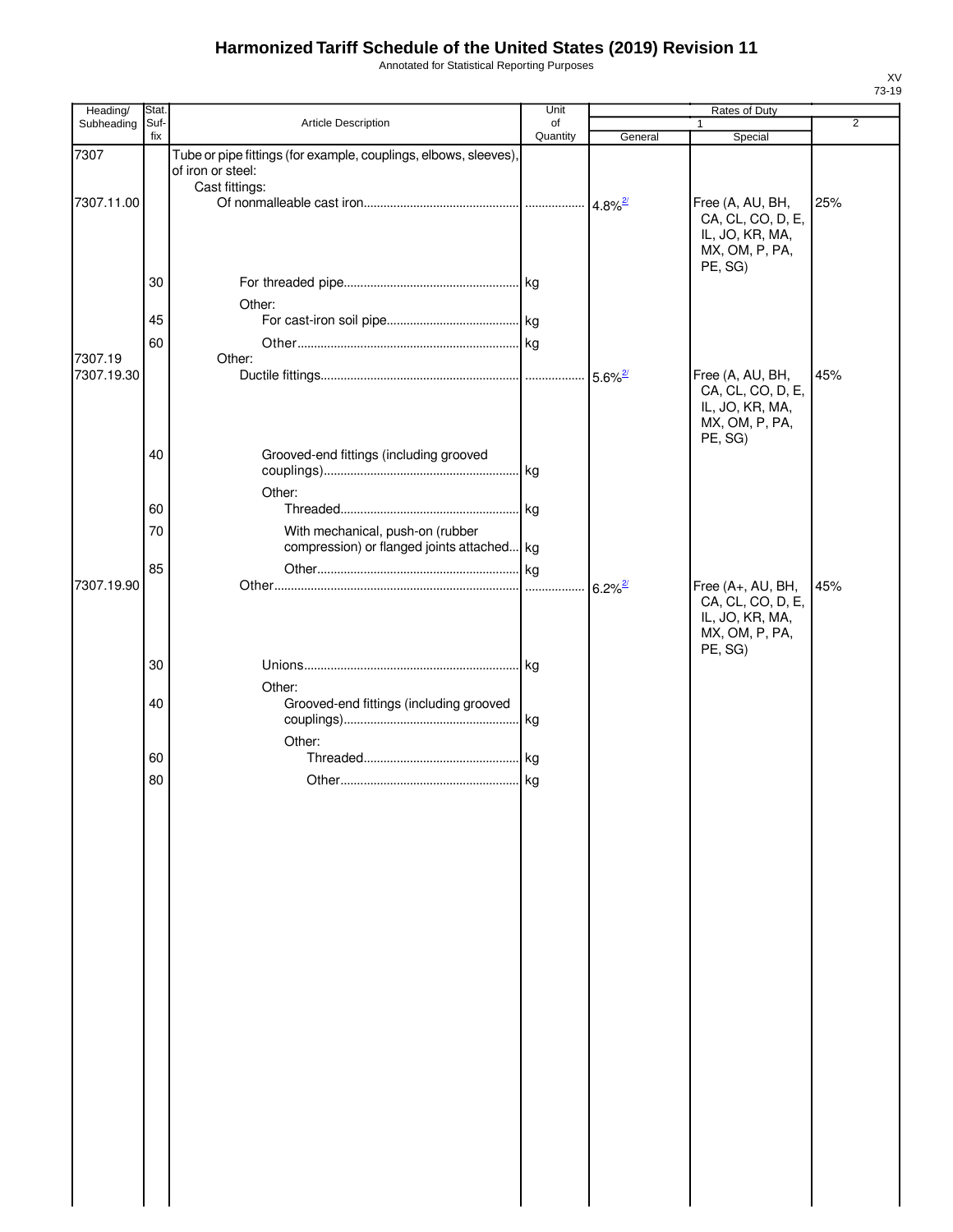# Harmonized Tariff Schedule of the United States (2019) Revision 11

Annotated for Statistical Reporting Purposes

XV
73-19

| Heading/ Subheading | Stat. Suf- fix | Article Description | Unit of Quantity | Rates of Duty 1 General | Special | 2 |
|---|---|---|---|---|---|---|
| 7307 | | Tube or pipe fittings (for example, couplings, elbows, sleeves), of iron or steel: | | | | |
| | | Cast fittings: | | | | |
| 7307.11.00 | | Of nonmalleable cast iron | | 4.8%[2/] | Free (A, AU, BH, CA, CL, CO, D, E, IL, JO, KR, MA, MX, OM, P, PA, PE, SG) | 25% |
| | 30 | For threaded pipe | kg | | | |
| | | Other: | | | | |
| | 45 | For cast-iron soil pipe | kg | | | |
| | 60 | Other | kg | | | |
| 7307.19 | | Other: | | | | |
| 7307.19.30 | | Ductile fittings | | 5.6%[2/] | Free (A, AU, BH, CA, CL, CO, D, E, IL, JO, KR, MA, MX, OM, P, PA, PE, SG) | 45% |
| | 40 | Grooved-end fittings (including grooved couplings) | kg | | | |
| | | Other: | | | | |
| | 60 | Threaded | kg | | | |
| | 70 | With mechanical, push-on (rubber compression) or flanged joints attached | kg | | | |
| | 85 | Other | kg | | | |
| 7307.19.90 | | Other | | 6.2%[2/] | Free (A+, AU, BH, CA, CL, CO, D, E, IL, JO, KR, MA, MX, OM, P, PA, PE, SG) | 45% |
| | 30 | Unions | kg | | | |
| | | Other: | | | | |
| | 40 | Grooved-end fittings (including grooved couplings) | kg | | | |
| | | Other: | | | | |
| | 60 | Threaded | kg | | | |
| | 80 | Other | kg | | | |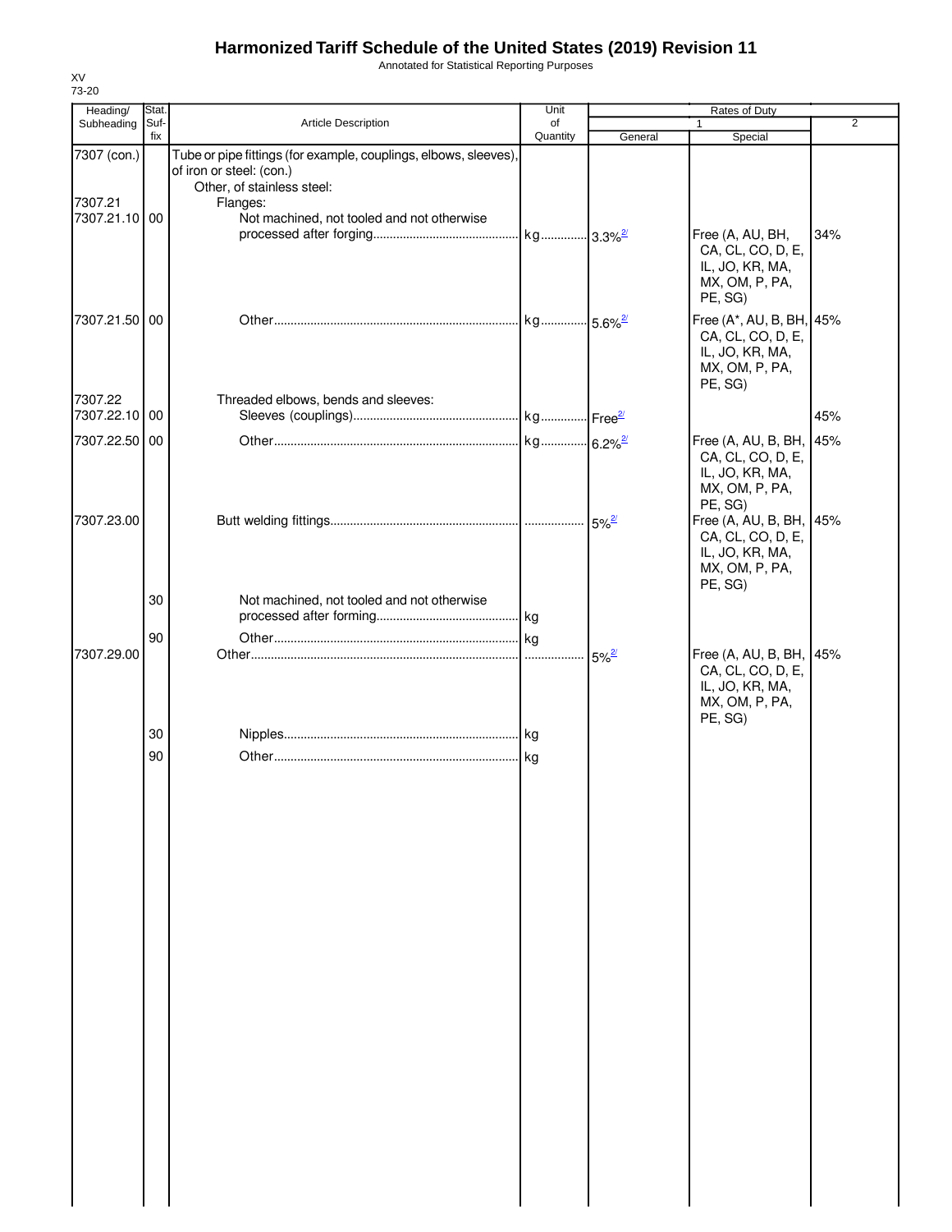# Harmonized Tariff Schedule of the United States (2019) Revision 11

Annotated for Statistical Reporting Purposes

XV
73-20

| Heading/ Subheading | Stat. Suf- fix | Article Description | Unit of Quantity | Rates of Duty 1 General | Special | 2 |
|---|---|---|---|---|---|---|
| 7307 (con.) | | Tube or pipe fittings (for example, couplings, elbows, sleeves), of iron or steel: (con.) | | | | |
| | | Other, of stainless steel: | | | | |
| 7307.21 | | Flanges: | | | | |
| 7307.21.10 | 00 | Not machined, not tooled and not otherwise processed after forging | kg | 3.3%[2/] | Free (A, AU, BH, CA, CL, CO, D, E, IL, JO, KR, MA, MX, OM, P, PA, PE, SG) | 34% |
| 7307.21.50 | 00 | Other | kg | 5.6%[2/] | Free (A*, AU, B, BH, CA, CL, CO, D, E, IL, JO, KR, MA, MX, OM, P, PA, PE, SG) | 45% |
| 7307.22 | | Threaded elbows, bends and sleeves: | | | | |
| 7307.22.10 | 00 | Sleeves (couplings) | kg | Free[2/] | | 45% |
| 7307.22.50 | 00 | Other | kg | 6.2%[2/] | Free (A, AU, B, BH, CA, CL, CO, D, E, IL, JO, KR, MA, MX, OM, P, PA, PE, SG) | 45% |
| 7307.23.00 | | Butt welding fittings | | 5%[2/] | Free (A, AU, B, BH, CA, CL, CO, D, E, IL, JO, KR, MA, MX, OM, P, PA, PE, SG) | 45% |
| | 30 | Not machined, not tooled and not otherwise processed after forming | kg | | | |
| | 90 | Other | kg | | | |
| 7307.29.00 | | Other | | 5%[2/] | Free (A, AU, B, BH, CA, CL, CO, D, E, IL, JO, KR, MA, MX, OM, P, PA, PE, SG) | 45% |
| | 30 | Nipples | kg | | | |
| | 90 | Other | kg | | | |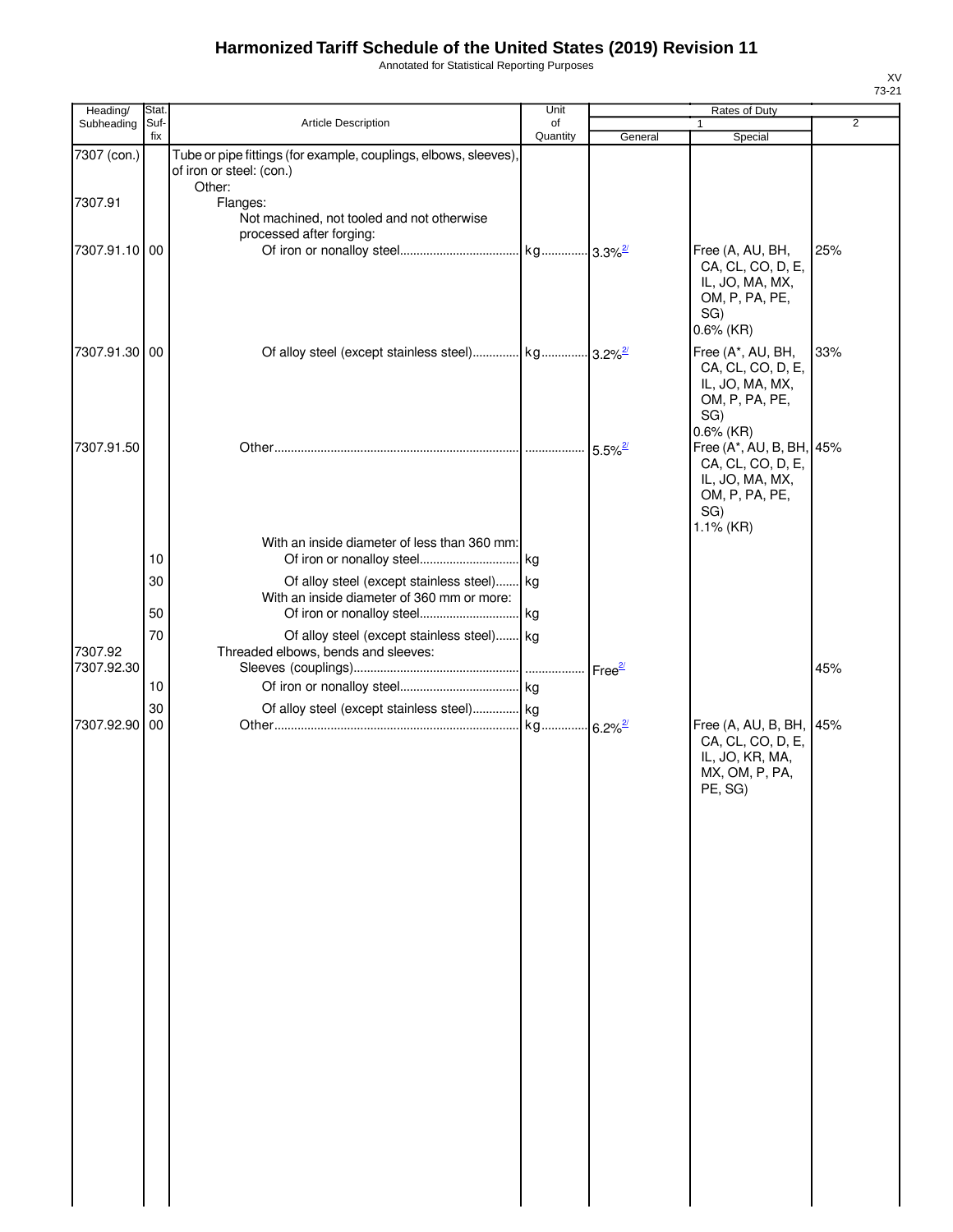# Harmonized Tariff Schedule of the United States (2019) Revision 11

Annotated for Statistical Reporting Purposes

XV
73-21

| Heading/ Subheading | Stat. Suf-fix | Article Description | Unit of Quantity | Rates of Duty 1 General | Special | 2 |
|---|---|---|---|---|---|---|
| 7307 (con.) | | Tube or pipe fittings (for example, couplings, elbows, sleeves), of iron or steel: (con.) | | | | |
| | | Other: | | | | |
| 7307.91 | | Flanges: | | | | |
| | | Not machined, not tooled and not otherwise processed after forging: | | | | |
| 7307.91.10 | 00 | Of iron or nonalloy steel | kg | 3.3%[2/] | Free (A, AU, BH, CA, CL, CO, D, E, IL, JO, MA, MX, OM, P, PA, PE, SG) 0.6% (KR) | 25% |
| 7307.91.30 | 00 | Of alloy steel (except stainless steel) | kg | 3.2%[2/] | Free (A*, AU, BH, CA, CL, CO, D, E, IL, JO, MA, MX, OM, P, PA, PE, SG) 0.6% (KR) | 33% |
| 7307.91.50 | | Other | | 5.5%[2/] | Free (A*, AU, B, BH, CA, CL, CO, D, E, IL, JO, MA, MX, OM, P, PA, PE, SG) 1.1% (KR) | 45% |
| | | With an inside diameter of less than 360 mm: | | | | |
| | 10 | Of iron or nonalloy steel | kg | | | |
| | 30 | Of alloy steel (except stainless steel) | kg | | | |
| | | With an inside diameter of 360 mm or more: | | | | |
| | 50 | Of iron or nonalloy steel | kg | | | |
| | 70 | Of alloy steel (except stainless steel) | kg | | | |
| 7307.92 | | Threaded elbows, bends and sleeves: | | | | |
| 7307.92.30 | | Sleeves (couplings) | | Free[2/] | | 45% |
| | 10 | Of iron or nonalloy steel | kg | | | |
| | 30 | Of alloy steel (except stainless steel) | kg | | | |
| 7307.92.90 | 00 | Other | kg | 6.2%[2/] | Free (A, AU, B, BH, CA, CL, CO, D, E, IL, JO, KR, MA, MX, OM, P, PA, PE, SG) | 45% |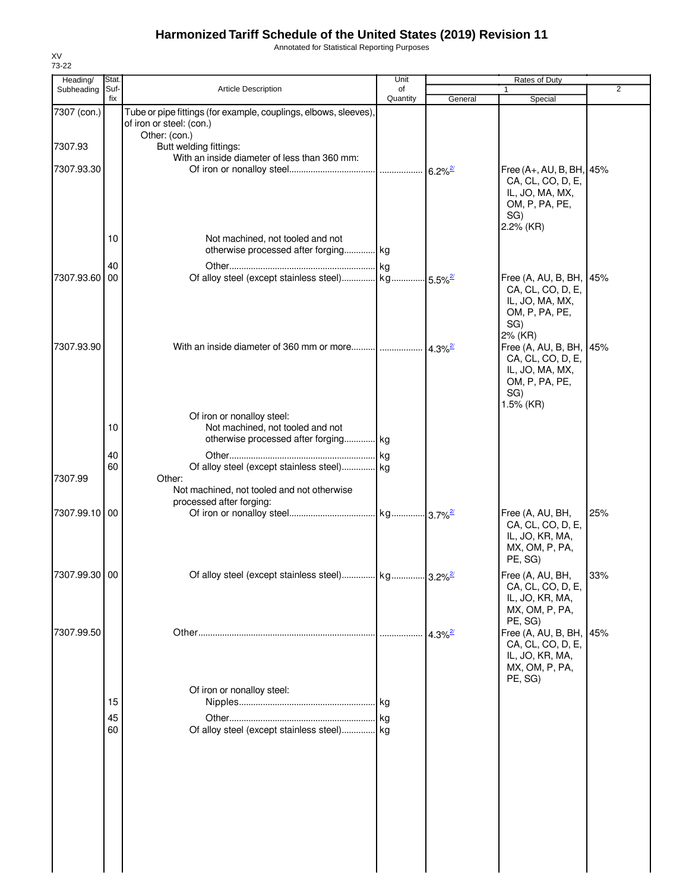# Harmonized Tariff Schedule of the United States (2019) Revision 11

Annotated for Statistical Reporting Purposes

XV
73-22

| Heading/ Subheading | Stat. Suf- fix | Article Description | Unit of Quantity | Rates of Duty 1 General | Special | 2 |
|---|---|---|---|---|---|---|
| 7307 (con.) | | Tube or pipe fittings (for example, couplings, elbows, sleeves), of iron or steel: (con.) | | | | |
| | | Other: (con.) | | | | |
| 7307.93 | | Butt welding fittings: | | | | |
| | | With an inside diameter of less than 360 mm: | | | | |
| 7307.93.30 | | Of iron or nonalloy steel | | 6.2%[2/] | Free (A+, AU, B, BH, CA, CL, CO, D, E, IL, JO, MA, MX, OM, P, PA, PE, SG) 2.2% (KR) | 45% |
| | 10 | Not machined, not tooled and not otherwise processed after forging | kg | | | |
| | 40 | Other | kg | | | |
| 7307.93.60 | 00 | Of alloy steel (except stainless steel) | kg | 5.5%[2/] | Free (A, AU, B, BH, CA, CL, CO, D, E, IL, JO, MA, MX, OM, P, PA, PE, SG) 2% (KR) | 45% |
| 7307.93.90 | | With an inside diameter of 360 mm or more | | 4.3%[2/] | Free (A, AU, B, BH, CA, CL, CO, D, E, IL, JO, MA, MX, OM, P, PA, PE, SG) 1.5% (KR) | 45% |
| | | Of iron or nonalloy steel: | | | | |
| | 10 | Not machined, not tooled and not otherwise processed after forging | kg | | | |
| | 40 | Other | kg | | | |
| | 60 | Of alloy steel (except stainless steel) | kg | | | |
| 7307.99 | | Other: | | | | |
| | | Not machined, not tooled and not otherwise processed after forging: | | | | |
| 7307.99.10 | 00 | Of iron or nonalloy steel | kg | 3.7%[2/] | Free (A, AU, BH, CA, CL, CO, D, E, IL, JO, KR, MA, MX, OM, P, PA, PE, SG) | 25% |
| 7307.99.30 | 00 | Of alloy steel (except stainless steel) | kg | 3.2%[2/] | Free (A, AU, BH, CA, CL, CO, D, E, IL, JO, KR, MA, MX, OM, P, PA, PE, SG) | 33% |
| 7307.99.50 | | Other | | 4.3%[2/] | Free (A, AU, B, BH, CA, CL, CO, D, E, IL, JO, KR, MA, MX, OM, P, PA, PE, SG) | 45% |
| | | Of iron or nonalloy steel: | | | | |
| | 15 | Nipples | kg | | | |
| | 45 | Other | kg | | | |
| | 60 | Of alloy steel (except stainless steel) | kg | | | |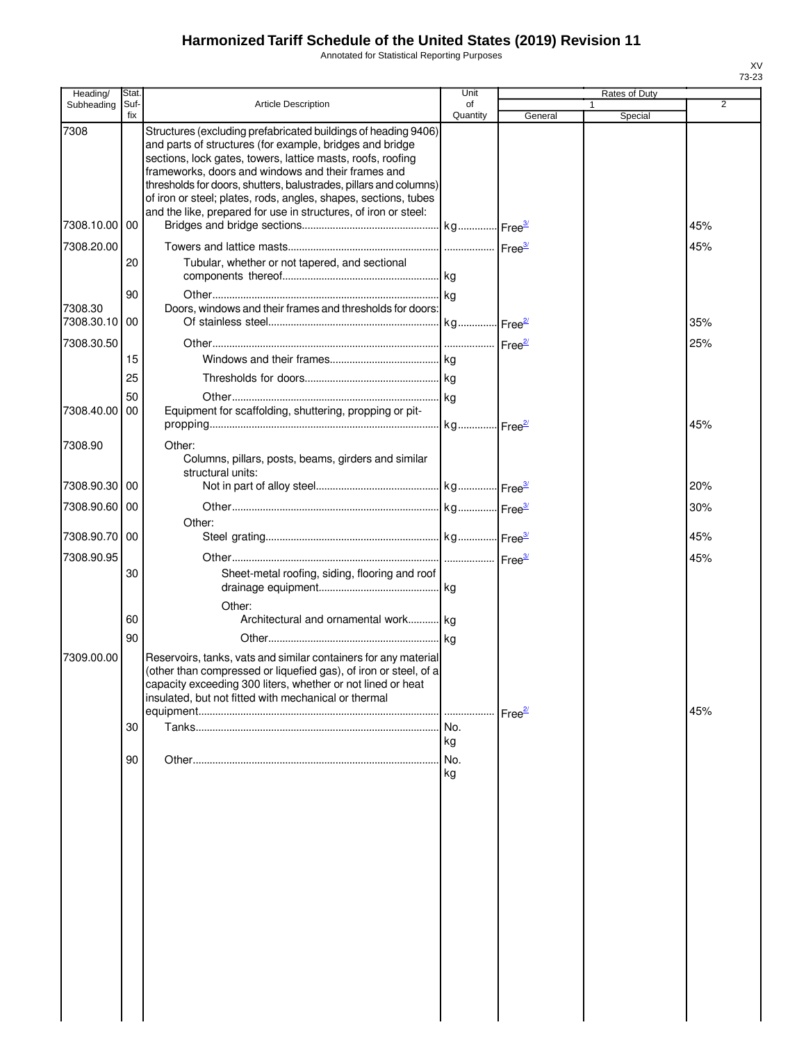# Harmonized Tariff Schedule of the United States (2019) Revision 11

Annotated for Statistical Reporting Purposes

XV
73-23

| Heading/ Subheading | Stat. Suf- fix | Article Description | Unit of Quantity | Rates of Duty 1 General | Special | 2 |
|---|---|---|---|---|---|---|
| 7308 | | Structures (excluding prefabricated buildings of heading 9406) and parts of structures (for example, bridges and bridge sections, lock gates, towers, lattice masts, roofs, roofing frameworks, doors and windows and their frames and thresholds for doors, shutters, balustrades, pillars and columns) of iron or steel; plates, rods, angles, shapes, sections, tubes and the like, prepared for use in structures, of iron or steel: | | | | |
| 7308.10.00 | 00 | Bridges and bridge sections | kg | Free[3/] | | 45% |
| 7308.20.00 | | Towers and lattice masts | | Free[3/] | | 45% |
| | 20 | Tubular, whether or not tapered, and sectional components thereof | kg | | | |
| | 90 | Other | kg | | | |
| 7308.30 | | Doors, windows and their frames and thresholds for doors: | | | | |
| 7308.30.10 | 00 | Of stainless steel | kg | Free[2/] | | 35% |
| 7308.30.50 | | Other | | Free[2/] | | 25% |
| | 15 | Windows and their frames | kg | | | |
| | 25 | Thresholds for doors | kg | | | |
| | 50 | Other | kg | | | |
| 7308.40.00 | 00 | Equipment for scaffolding, shuttering, propping or pit-propping | kg | Free[2/] | | 45% |
| 7308.90 | | Other: | | | | |
| | | Columns, pillars, posts, beams, girders and similar structural units: | | | | |
| 7308.90.30 | 00 | Not in part of alloy steel | kg | Free[3/] | | 20% |
| 7308.90.60 | 00 | Other | kg | Free[3/] | | 30% |
| | | Other: | | | | |
| 7308.90.70 | 00 | Steel grating | kg | Free[3/] | | 45% |
| 7308.90.95 | | Other | | Free[3/] | | 45% |
| | 30 | Sheet-metal roofing, siding, flooring and roof drainage equipment | kg | | | |
| | | Other: | | | | |
| | 60 | Architectural and ornamental work | kg | | | |
| | 90 | Other | kg | | | |
| 7309.00.00 | | Reservoirs, tanks, vats and similar containers for any material (other than compressed or liquefied gas), of iron or steel, of a capacity exceeding 300 liters, whether or not lined or heat insulated, but not fitted with mechanical or thermal equipment | | Free[2/] | | 45% |
| | 30 | Tanks | No. kg | | | |
| | 90 | Other | No. kg | | | |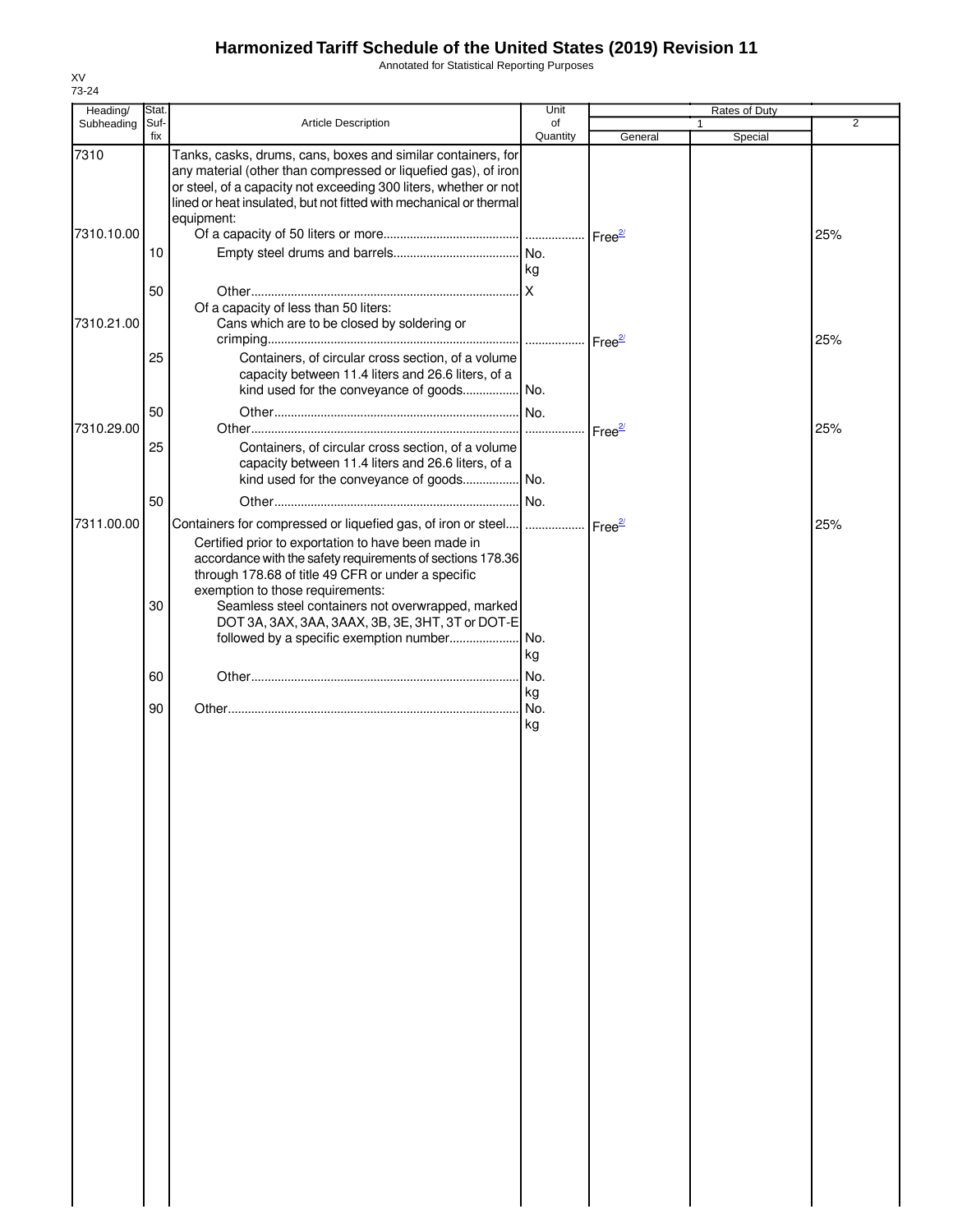# Harmonized Tariff Schedule of the United States (2019) Revision 11

Annotated for Statistical Reporting Purposes

XV
73-24

| Heading/ Subheading | Stat. Suf- fix | Article Description | Unit of Quantity | Rates of Duty 1 General | Special | 2 |
|---|---|---|---|---|---|---|
| 7310 | | Tanks, casks, drums, cans, boxes and similar containers, for any material (other than compressed or liquefied gas), of iron or steel, of a capacity not exceeding 300 liters, whether or not lined or heat insulated, but not fitted with mechanical or thermal equipment: | | | | |
| 7310.10.00 | | Of a capacity of 50 liters or more | | Free[2/] | | 25% |
| | 10 | Empty steel drums and barrels | No. kg | | | |
| | 50 | Other | X | | | |
| | | Of a capacity of less than 50 liters: | | | | |
| 7310.21.00 | | Cans which are to be closed by soldering or crimping | | Free[2/] | | 25% |
| | 25 | Containers, of circular cross section, of a volume capacity between 11.4 liters and 26.6 liters, of a kind used for the conveyance of goods | No. | | | |
| | 50 | Other | No. | | | |
| 7310.29.00 | | Other | | Free[2/] | | 25% |
| | 25 | Containers, of circular cross section, of a volume capacity between 11.4 liters and 26.6 liters, of a kind used for the conveyance of goods | No. | | | |
| | 50 | Other | No. | | | |
| 7311.00.00 | | Containers for compressed or liquefied gas, of iron or steel | | Free[2/] | | 25% |
| | | Certified prior to exportation to have been made in accordance with the safety requirements of sections 178.36 through 178.68 of title 49 CFR or under a specific exemption to those requirements: | | | | |
| | 30 | Seamless steel containers not overwrapped, marked DOT 3A, 3AX, 3AA, 3AAX, 3B, 3E, 3HT, 3T or DOT-E followed by a specific exemption number | No. kg | | | |
| | 60 | Other | No. kg | | | |
| | 90 | Other | No. kg | | | |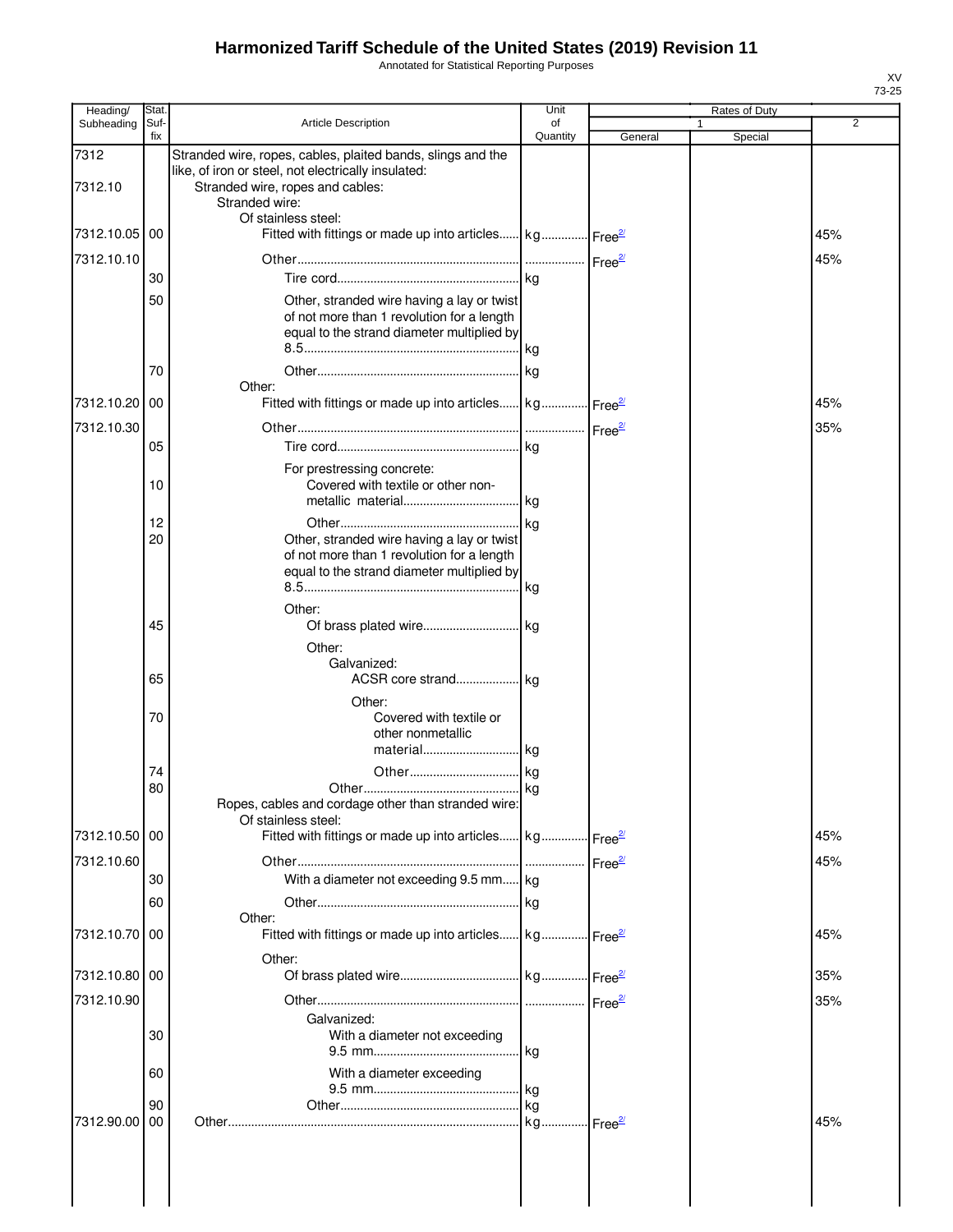# Harmonized Tariff Schedule of the United States (2019) Revision 11

Annotated for Statistical Reporting Purposes

XV
73-25

| Heading/ Subheading | Stat. Suf- fix | Article Description | Unit of Quantity | Rates of Duty 1 General | Special | 2 |
|---|---|---|---|---|---|---|
| 7312 | | Stranded wire, ropes, cables, plaited bands, slings and the like, of iron or steel, not electrically insulated: | | | | |
| 7312.10 | | Stranded wire, ropes and cables: | | | | |
| | | Stranded wire: | | | | |
| | | Of stainless steel: | | | | |
| 7312.10.05 | 00 | Fitted with fittings or made up into articles | kg | Free[2/] | | 45% |
| 7312.10.10 | | Other | | Free[2/] | | 45% |
| | 30 | Tire cord | kg | | | |
| | 50 | Other, stranded wire having a lay or twist of not more than 1 revolution for a length equal to the strand diameter multiplied by 8.5 | kg | | | |
| | 70 | Other | kg | | | |
| | | Other: | | | | |
| 7312.10.20 | 00 | Fitted with fittings or made up into articles | kg | Free[2/] | | 45% |
| 7312.10.30 | | Other | | Free[2/] | | 35% |
| | 05 | Tire cord | kg | | | |
| | | For prestressing concrete: | | | | |
| | 10 | Covered with textile or other non-metallic material | kg | | | |
| | 12 | Other | kg | | | |
| | 20 | Other, stranded wire having a lay or twist of not more than 1 revolution for a length equal to the strand diameter multiplied by 8.5 | kg | | | |
| | | Other: | | | | |
| | 45 | Of brass plated wire | kg | | | |
| | | Other: | | | | |
| | | Galvanized: | | | | |
| | 65 | ACSR core strand | kg | | | |
| | | Other: | | | | |
| | 70 | Covered with textile or other nonmetallic material | kg | | | |
| | 74 | Other | kg | | | |
| | 80 | Other | kg | | | |
| | | Ropes, cables and cordage other than stranded wire: | | | | |
| | | Of stainless steel: | | | | |
| 7312.10.50 | 00 | Fitted with fittings or made up into articles | kg | Free[2/] | | 45% |
| 7312.10.60 | | Other | | Free[2/] | | 45% |
| | 30 | With a diameter not exceeding 9.5 mm | kg | | | |
| | 60 | Other | kg | | | |
| | | Other: | | | | |
| 7312.10.70 | 00 | Fitted with fittings or made up into articles | kg | Free[2/] | | 45% |
| | | Other: | | | | |
| 7312.10.80 | 00 | Of brass plated wire | kg | Free[2/] | | 35% |
| 7312.10.90 | | Other | | Free[2/] | | 35% |
| | | Galvanized: | | | | |
| | 30 | With a diameter not exceeding 9.5 mm | kg | | | |
| | 60 | With a diameter exceeding 9.5 mm | kg | | | |
| | 90 | Other | kg | | | |
| 7312.90.00 | 00 | Other | kg | Free[2/] | | 45% |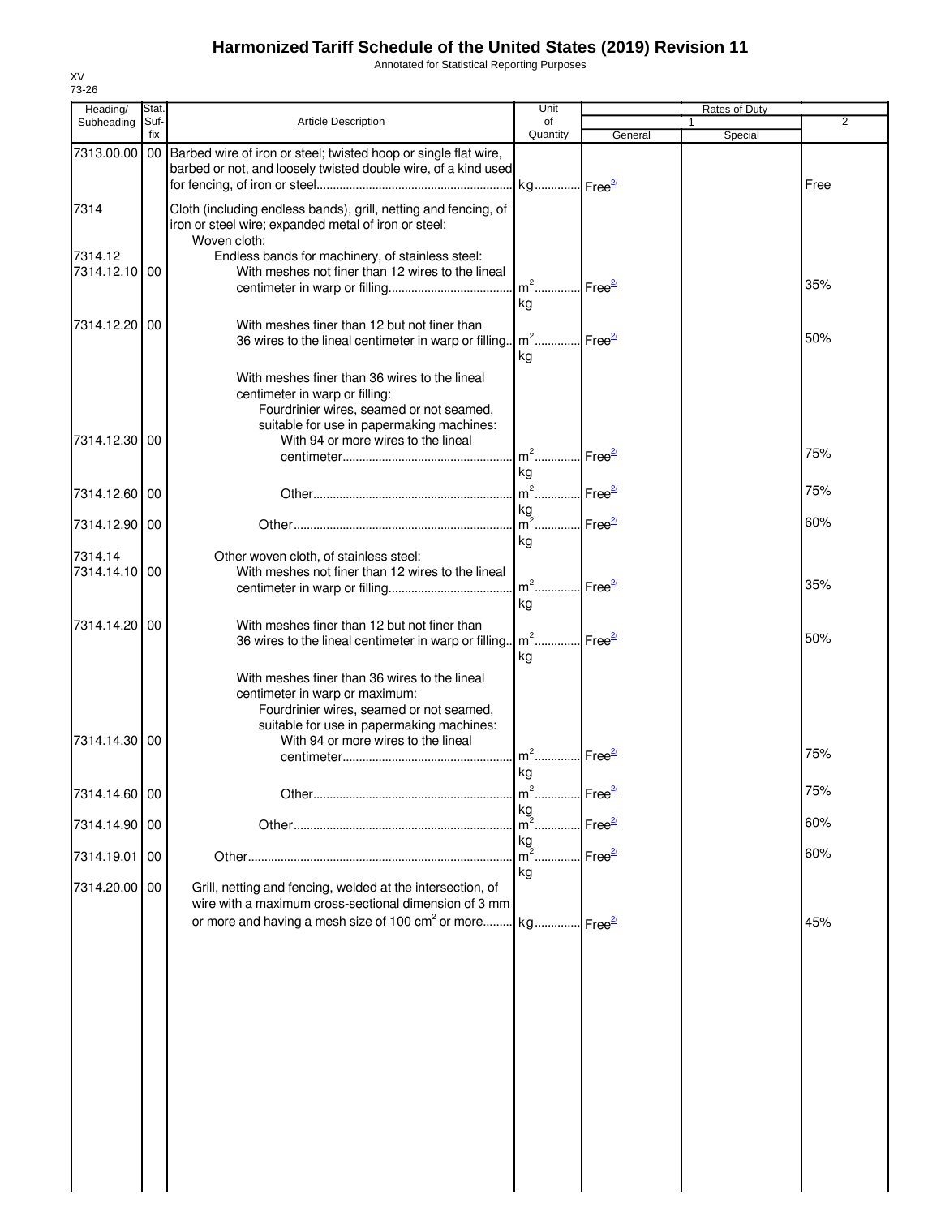# Harmonized Tariff Schedule of the United States (2019) Revision 11

Annotated for Statistical Reporting Purposes

XV
73-26

| Heading/ Subheading | Stat. Suf- fix | Article Description | Unit of Quantity | Rates of Duty 1 General | Special | 2 |
|---|---|---|---|---|---|---|
| 7313.00.00 | 00 | Barbed wire of iron or steel; twisted hoop or single flat wire, barbed or not, and loosely twisted double wire, of a kind used for fencing, of iron or steel | kg | Free[2/] | | Free |
| 7314 | | Cloth (including endless bands), grill, netting and fencing, of iron or steel wire; expanded metal of iron or steel: | | | | |
| | | Woven cloth: | | | | |
| 7314.12 | | Endless bands for machinery, of stainless steel: | | | | |
| 7314.12.10 | 00 | With meshes not finer than 12 wires to the lineal centimeter in warp or filling | $m^2$ kg | Free[2/] | | 35% |
| 7314.12.20 | 00 | With meshes finer than 12 but not finer than 36 wires to the lineal centimeter in warp or filling | $m^2$ kg | Free[2/] | | 50% |
| | | With meshes finer than 36 wires to the lineal centimeter in warp or filling: | | | | |
| | | Fourdrinier wires, seamed or not seamed, suitable for use in papermaking machines: | | | | |
| 7314.12.30 | 00 | With 94 or more wires to the lineal centimeter | $m^2$ kg | Free[2/] | | 75% |
| 7314.12.60 | 00 | Other | $m^2$ kg | Free[2/] | | 75% |
| 7314.12.90 | 00 | Other | $m^2$ kg | Free[2/] | | 60% |
| 7314.14 | | Other woven cloth, of stainless steel: | | | | |
| 7314.14.10 | 00 | With meshes not finer than 12 wires to the lineal centimeter in warp or filling | $m^2$ kg | Free[2/] | | 35% |
| 7314.14.20 | 00 | With meshes finer than 12 but not finer than 36 wires to the lineal centimeter in warp or filling | $m^2$ kg | Free[2/] | | 50% |
| | | With meshes finer than 36 wires to the lineal centimeter in warp or maximum: | | | | |
| | | Fourdrinier wires, seamed or not seamed, suitable for use in papermaking machines: | | | | |
| 7314.14.30 | 00 | With 94 or more wires to the lineal centimeter | $m^2$ kg | Free[2/] | | 75% |
| 7314.14.60 | 00 | Other | $m^2$ kg | Free[2/] | | 75% |
| 7314.14.90 | 00 | Other | $m^2$ kg | Free[2/] | | 60% |
| 7314.19.01 | 00 | Other | $m^2$ kg | Free[2/] | | 60% |
| 7314.20.00 | 00 | Grill, netting and fencing, welded at the intersection, of wire with a maximum cross-sectional dimension of 3 mm or more and having a mesh size of 100 $cm^2$ or more | kg | Free[2/] | | 45% |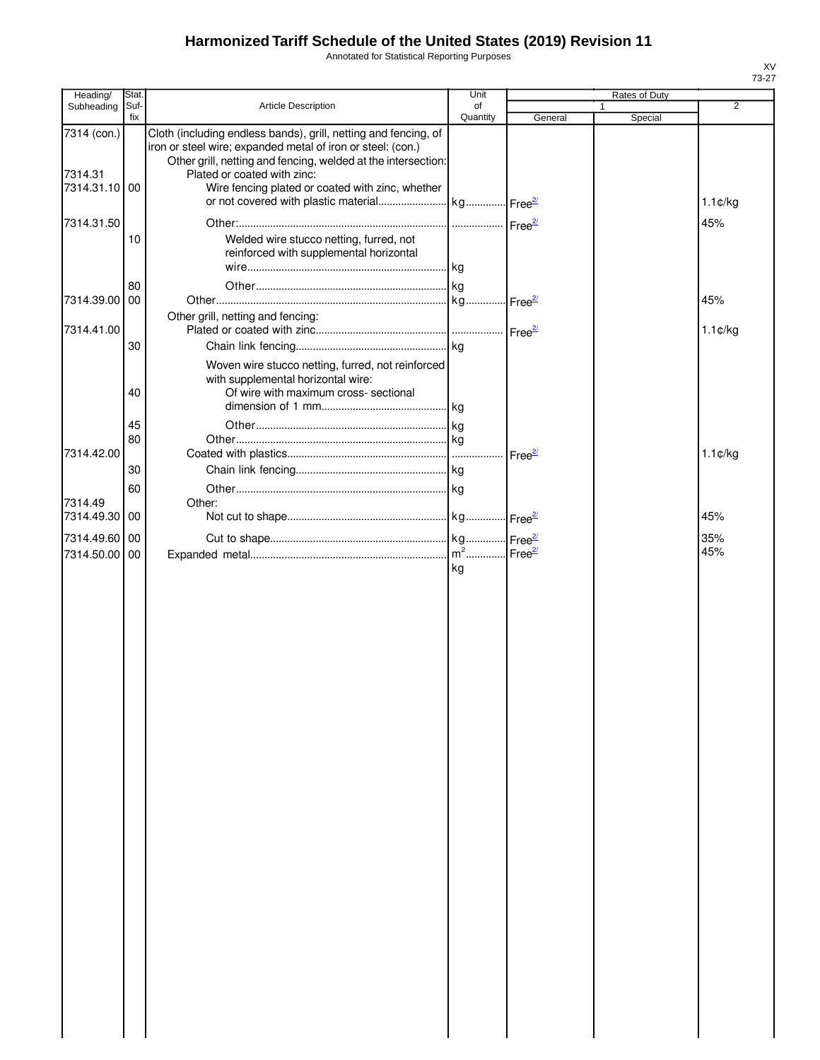# Harmonized Tariff Schedule of the United States (2019) Revision 11

Annotated for Statistical Reporting Purposes

XV
73-27

| Heading/ Subheading | Stat. Suf- fix | Article Description | Unit of Quantity | Rates of Duty 1 General | Special | 2 |
|---|---|---|---|---|---|---|
| 7314 (con.) | | Cloth (including endless bands), grill, netting and fencing, of iron or steel wire; expanded metal of iron or steel: (con.) | | | | |
| | | Other grill, netting and fencing, welded at the intersection: | | | | |
| 7314.31 | | Plated or coated with zinc: | | | | |
| 7314.31.10 | 00 | Wire fencing plated or coated with zinc, whether or not covered with plastic material | kg | Free[2/] | | 1.1¢/kg |
| 7314.31.50 | | Other: | | Free[2/] | | 45% |
| | 10 | Welded wire stucco netting, furred, not reinforced with supplemental horizontal wire | kg | | | |
| | 80 | Other | kg | | | |
| 7314.39.00 | 00 | Other | kg | Free[2/] | | 45% |
| | | Other grill, netting and fencing: | | | | |
| 7314.41.00 | | Plated or coated with zinc | | Free[2/] | | 1.1¢/kg |
| | 30 | Chain link fencing | kg | | | |
| | | Woven wire stucco netting, furred, not reinforced with supplemental horizontal wire: | | | | |
| | 40 | Of wire with maximum cross- sectional dimension of 1 mm | kg | | | |
| | 45 | Other | kg | | | |
| | 80 | Other | kg | | | |
| 7314.42.00 | | Coated with plastics | | Free[2/] | | 1.1¢/kg |
| | 30 | Chain link fencing | kg | | | |
| | 60 | Other | kg | | | |
| 7314.49 | | Other: | | | | |
| 7314.49.30 | 00 | Not cut to shape | kg | Free[2/] | | 45% |
| 7314.49.60 | 00 | Cut to shape | kg | Free[2/] | | 35% |
| 7314.50.00 | 00 | Expanded metal | $m^2$ kg | Free[2/] | | 45% |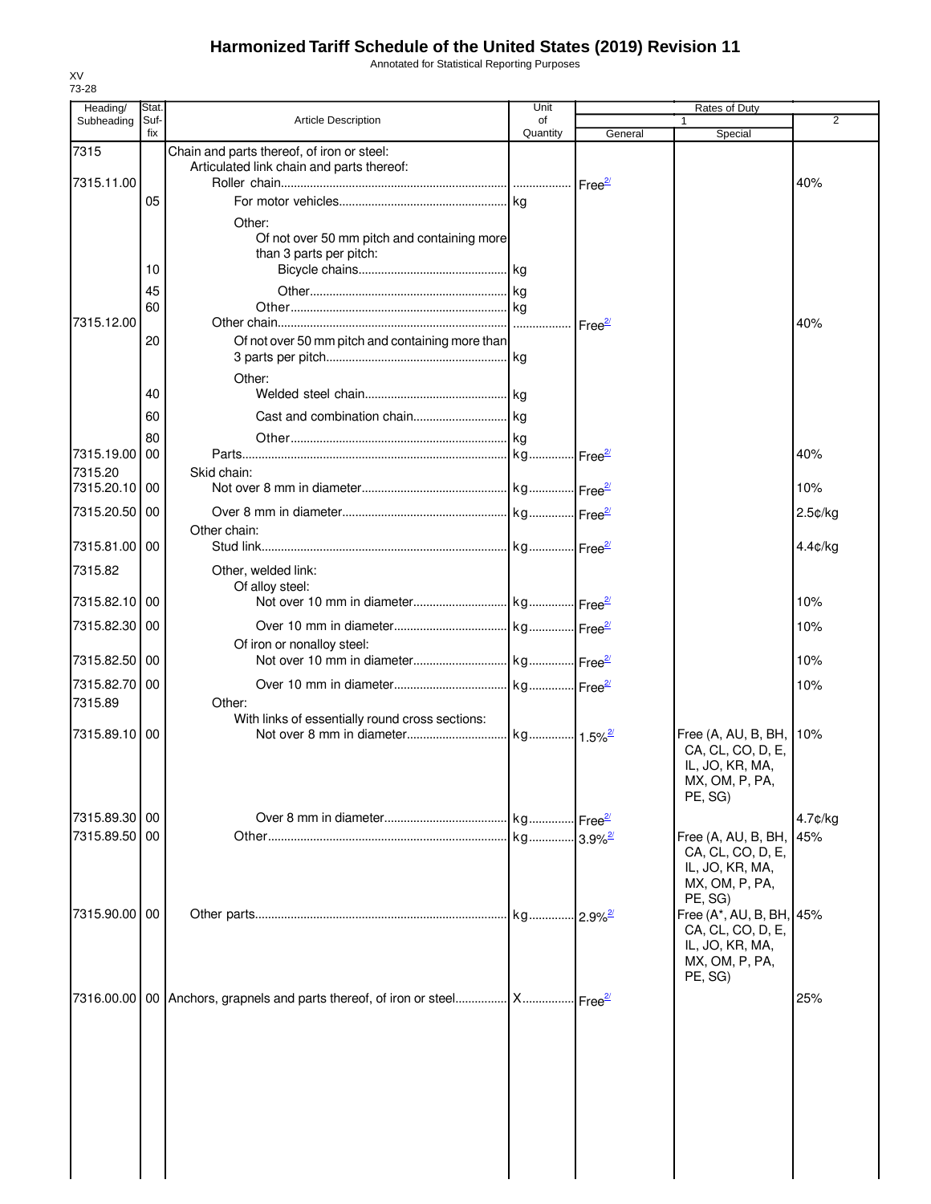# Harmonized Tariff Schedule of the United States (2019) Revision 11

Annotated for Statistical Reporting Purposes

XV
73-28

| Heading/ Subheading | Stat. Suf- fix | Article Description | Unit of Quantity | Rates of Duty 1 General | Rates of Duty 1 Special | Rates of Duty 2 |
|---|---|---|---|---|---|---|
| 7315 | | Chain and parts thereof, of iron or steel: | | | | |
| | | Articulated link chain and parts thereof: | | | | |
| 7315.11.00 | | Roller chain | | Free[2/] | | 40% |
| | 05 | For motor vehicles | kg | | | |
| | | Other: | | | | |
| | | Of not over 50 mm pitch and containing more than 3 parts per pitch: | | | | |
| | 10 | Bicycle chains | kg | | | |
| | 45 | Other | kg | | | |
| | 60 | Other | kg | | | |
| 7315.12.00 | | Other chain | | Free[2/] | | 40% |
| | 20 | Of not over 50 mm pitch and containing more than 3 parts per pitch | kg | | | |
| | | Other: | | | | |
| | 40 | Welded steel chain | kg | | | |
| | 60 | Cast and combination chain | kg | | | |
| | 80 | Other | kg | | | |
| 7315.19.00 | 00 | Parts | kg | Free[2/] | | 40% |
| 7315.20 | | Skid chain: | | | | |
| 7315.20.10 | 00 | Not over 8 mm in diameter | kg | Free[2/] | | 10% |
| 7315.20.50 | 00 | Over 8 mm in diameter | kg | Free[2/] | | 2.5¢/kg |
| | | Other chain: | | | | |
| 7315.81.00 | 00 | Stud link | kg | Free[2/] | | 4.4¢/kg |
| 7315.82 | | Other, welded link: | | | | |
| | | Of alloy steel: | | | | |
| 7315.82.10 | 00 | Not over 10 mm in diameter | kg | Free[2/] | | 10% |
| 7315.82.30 | 00 | Over 10 mm in diameter | kg | Free[2/] | | 10% |
| | | Of iron or nonalloy steel: | | | | |
| 7315.82.50 | 00 | Not over 10 mm in diameter | kg | Free[2/] | | 10% |
| 7315.82.70 | 00 | Over 10 mm in diameter | kg | Free[2/] | | 10% |
| 7315.89 | | Other: | | | | |
| | | With links of essentially round cross sections: | | | | |
| 7315.89.10 | 00 | Not over 8 mm in diameter | kg | 1.5%[2/] | Free (A, AU, B, BH, CA, CL, CO, D, E, IL, JO, KR, MA, MX, OM, P, PA, PE, SG) | 10% |
| 7315.89.30 | 00 | Over 8 mm in diameter | kg | Free[2/] | | 4.7¢/kg |
| 7315.89.50 | 00 | Other | kg | 3.9%[2/] | Free (A, AU, B, BH, CA, CL, CO, D, E, IL, JO, KR, MA, MX, OM, P, PA, PE, SG) | 45% |
| 7315.90.00 | 00 | Other parts | kg | 2.9%[2/] | Free (A*, AU, B, BH, CA, CL, CO, D, E, IL, JO, KR, MA, MX, OM, P, PA, PE, SG) | 45% |
| 7316.00.00 | 00 | Anchors, grapnels and parts thereof, of iron or steel | X | Free[2/] | | 25% |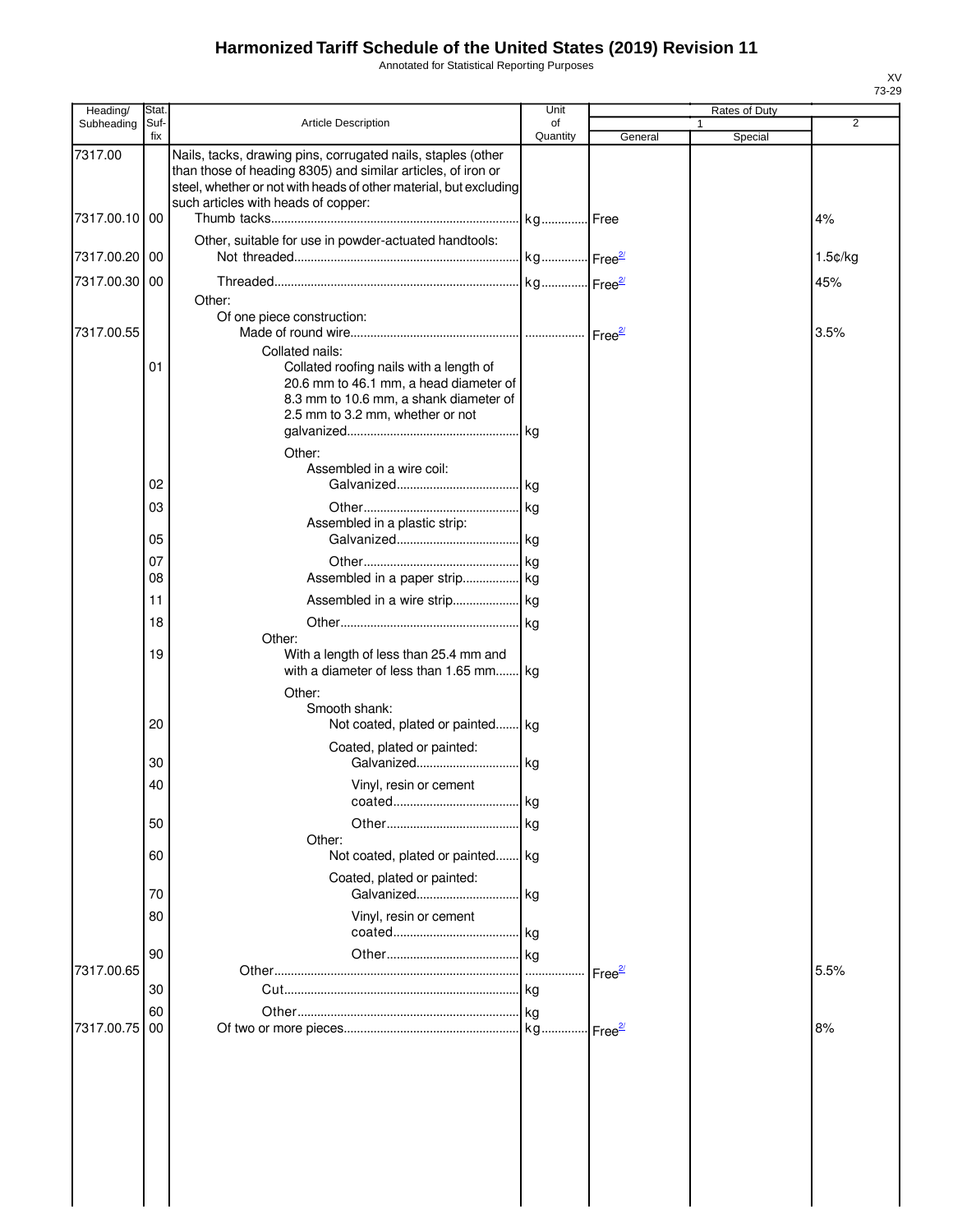# Harmonized Tariff Schedule of the United States (2019) Revision 11

Annotated for Statistical Reporting Purposes

XV
73-29

| Heading/ Subheading | Stat. Suf- fix | Article Description | Unit of Quantity | Rates of Duty 1 General | Special | 2 |
|---|---|---|---|---|---|---|
| 7317.00 | | Nails, tacks, drawing pins, corrugated nails, staples (other than those of heading 8305) and similar articles, of iron or steel, whether or not with heads of other material, but excluding such articles with heads of copper: | | | | |
| 7317.00.10 | 00 | Thumb tacks | kg | Free | | 4% |
| | | Other, suitable for use in powder-actuated handtools: | | | | |
| 7317.00.20 | 00 | Not threaded | kg | Free[2/] | | 1.5¢/kg |
| 7317.00.30 | 00 | Threaded | kg | Free[2/] | | 45% |
| | | Other: | | | | |
| | | Of one piece construction: | | | | |
| 7317.00.55 | | Made of round wire | | Free[2/] | | 3.5% |
| | | Collated nails: | | | | |
| | 01 | Collated roofing nails with a length of 20.6 mm to 46.1 mm, a head diameter of 8.3 mm to 10.6 mm, a shank diameter of 2.5 mm to 3.2 mm, whether or not galvanized | kg | | | |
| | | Other: | | | | |
| | | Assembled in a wire coil: | | | | |
| | 02 | Galvanized | kg | | | |
| | 03 | Other | kg | | | |
| | | Assembled in a plastic strip: | | | | |
| | 05 | Galvanized | kg | | | |
| | 07 | Other | kg | | | |
| | 08 | Assembled in a paper strip | kg | | | |
| | 11 | Assembled in a wire strip | kg | | | |
| | 18 | Other | kg | | | |
| | | Other: | | | | |
| | 19 | With a length of less than 25.4 mm and with a diameter of less than 1.65 mm | kg | | | |
| | | Other: | | | | |
| | | Smooth shank: | | | | |
| | 20 | Not coated, plated or painted | kg | | | |
| | | Coated, plated or painted: | | | | |
| | 30 | Galvanized | kg | | | |
| | 40 | Vinyl, resin or cement coated | kg | | | |
| | 50 | Other | kg | | | |
| | | Other: | | | | |
| | 60 | Not coated, plated or painted | kg | | | |
| | | Coated, plated or painted: | | | | |
| | 70 | Galvanized | kg | | | |
| | 80 | Vinyl, resin or cement coated | kg | | | |
| | 90 | Other | kg | | | |
| 7317.00.65 | | Other | | Free[2/] | | 5.5% |
| | 30 | Cut | kg | | | |
| | 60 | Other | kg | | | |
| 7317.00.75 | 00 | Of two or more pieces | kg | Free[2/] | | 8% |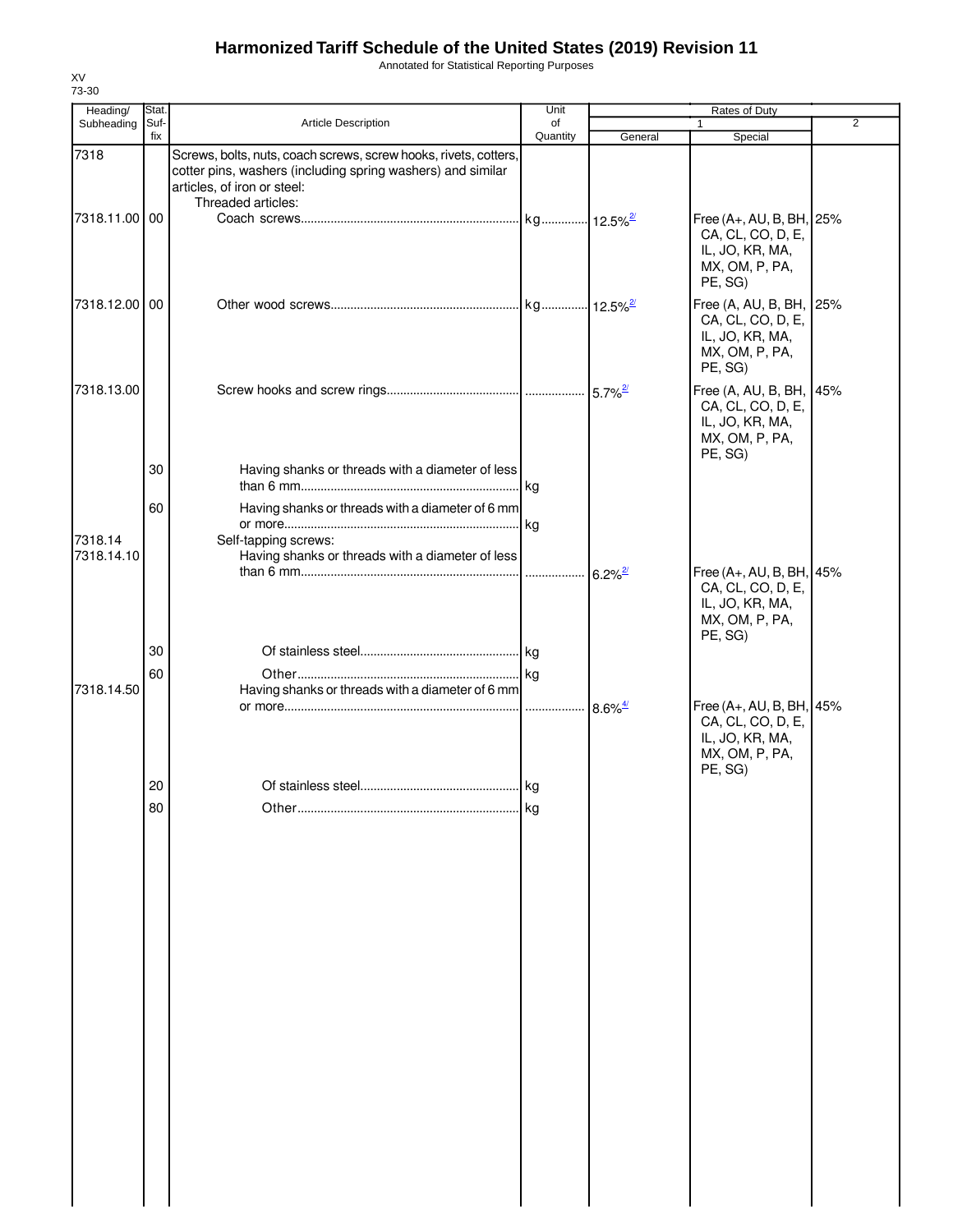# Harmonized Tariff Schedule of the United States (2019) Revision 11

Annotated for Statistical Reporting Purposes

XV
73-30

| Heading/ Subheading | Stat. Suf-fix | Article Description | Unit of Quantity | Rates of Duty 1 General | Special | 2 |
|---|---|---|---|---|---|---|
| 7318 | | Screws, bolts, nuts, coach screws, screw hooks, rivets, cotters, cotter pins, washers (including spring washers) and similar articles, of iron or steel: | | | | |
| | | Threaded articles: | | | | |
| 7318.11.00 | 00 | Coach screws | kg | 12.5%[2/] | Free (A+, AU, B, BH, CA, CL, CO, D, E, IL, JO, KR, MA, MX, OM, P, PA, PE, SG) | 25% |
| 7318.12.00 | 00 | Other wood screws | kg | 12.5%[2/] | Free (A, AU, B, BH, CA, CL, CO, D, E, IL, JO, KR, MA, MX, OM, P, PA, PE, SG) | 25% |
| 7318.13.00 | | Screw hooks and screw rings | | 5.7%[2/] | Free (A, AU, B, BH, CA, CL, CO, D, E, IL, JO, KR, MA, MX, OM, P, PA, PE, SG) | 45% |
| | 30 | Having shanks or threads with a diameter of less than 6 mm | kg | | | |
| | 60 | Having shanks or threads with a diameter of 6 mm or more | kg | | | |
| 7318.14 | | Self-tapping screws: | | | | |
| 7318.14.10 | | Having shanks or threads with a diameter of less than 6 mm | | 6.2%[2/] | Free (A+, AU, B, BH, CA, CL, CO, D, E, IL, JO, KR, MA, MX, OM, P, PA, PE, SG) | 45% |
| | 30 | Of stainless steel | kg | | | |
| | 60 | Other | kg | | | |
| 7318.14.50 | | Having shanks or threads with a diameter of 6 mm or more | | 8.6%[4/] | Free (A+, AU, B, BH, CA, CL, CO, D, E, IL, JO, KR, MA, MX, OM, P, PA, PE, SG) | 45% |
| | 20 | Of stainless steel | kg | | | |
| | 80 | Other | kg | | | |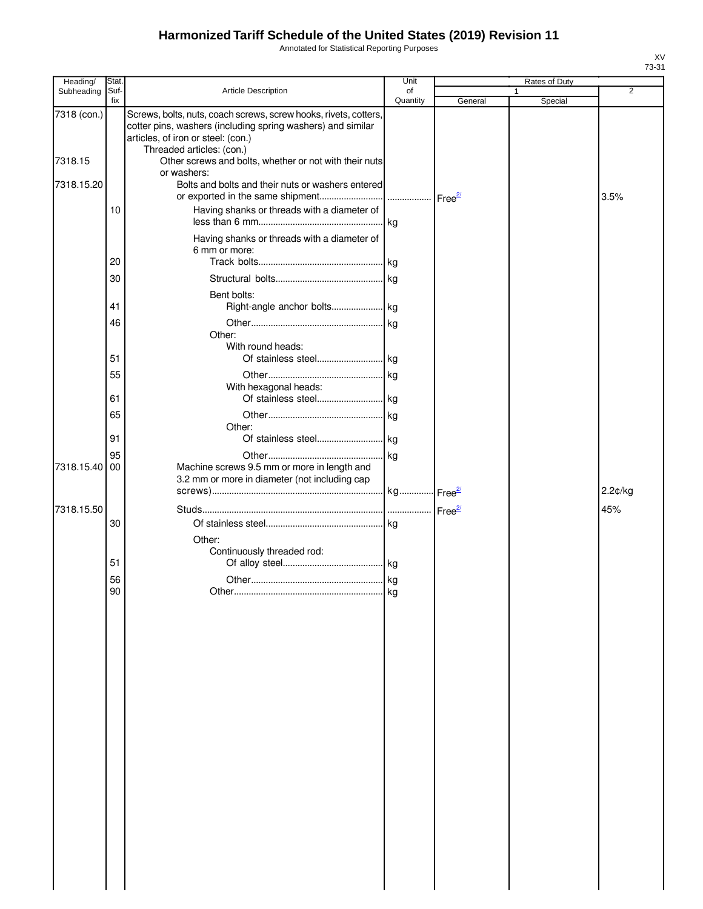# Harmonized Tariff Schedule of the United States (2019) Revision 11

Annotated for Statistical Reporting Purposes

XV
73-31

| Heading/ Subheading | Stat. Suf- fix | Article Description | Unit of Quantity | Rates of Duty 1 General | Special | 2 |
|---|---|---|---|---|---|---|
| 7318 (con.) | | Screws, bolts, nuts, coach screws, screw hooks, rivets, cotters, cotter pins, washers (including spring washers) and similar articles, of iron or steel: (con.) | | | | |
| | | Threaded articles: (con.) | | | | |
| 7318.15 | | Other screws and bolts, whether or not with their nuts or washers: | | | | |
| 7318.15.20 | | Bolts and bolts and their nuts or washers entered or exported in the same shipment | | Free[2/] | | 3.5% |
| | 10 | Having shanks or threads with a diameter of less than 6 mm | kg | | | |
| | | Having shanks or threads with a diameter of 6 mm or more: | | | | |
| | 20 | Track bolts | kg | | | |
| | 30 | Structural bolts | kg | | | |
| | | Bent bolts: | | | | |
| | 41 | Right-angle anchor bolts | kg | | | |
| | 46 | Other | kg | | | |
| | | Other: | | | | |
| | | With round heads: | | | | |
| | 51 | Of stainless steel | kg | | | |
| | 55 | Other | kg | | | |
| | | With hexagonal heads: | | | | |
| | 61 | Of stainless steel | kg | | | |
| | 65 | Other | kg | | | |
| | | Other: | | | | |
| | 91 | Of stainless steel | kg | | | |
| | 95 | Other | kg | | | |
| 7318.15.40 | 00 | Machine screws 9.5 mm or more in length and 3.2 mm or more in diameter (not including cap screws) | kg | Free[2/] | | 2.2¢/kg |
| 7318.15.50 | | Studs | | Free[2/] | | 45% |
| | 30 | Of stainless steel | kg | | | |
| | | Other: | | | | |
| | | Continuously threaded rod: | | | | |
| | 51 | Of alloy steel | kg | | | |
| | 56 | Other | kg | | | |
| | 90 | Other | kg | | | |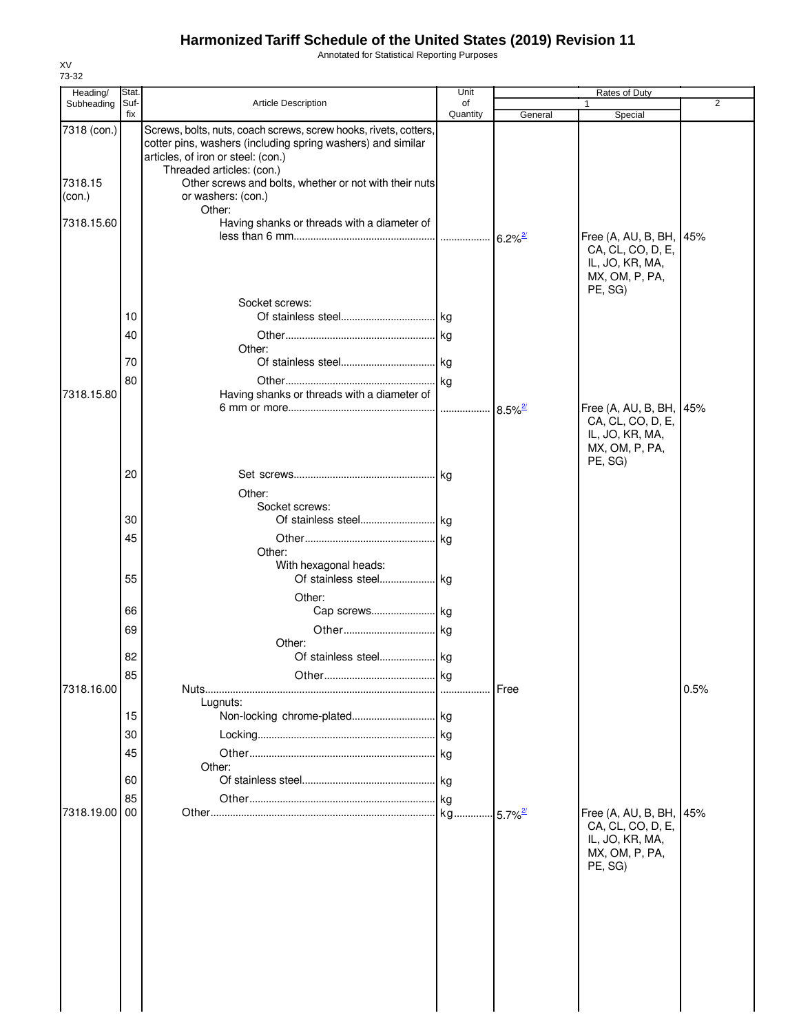# Harmonized Tariff Schedule of the United States (2019) Revision 11

Annotated for Statistical Reporting Purposes

XV
73-32

| Heading/ Subheading | Stat. Suf- fix | Article Description | Unit of Quantity | Rates of Duty 1 General | Special | 2 |
|---|---|---|---|---|---|---|
| 7318 (con.) | | Screws, bolts, nuts, coach screws, screw hooks, rivets, cotters, cotter pins, washers (including spring washers) and similar articles, of iron or steel: (con.) | | | | |
| | | Threaded articles: (con.) | | | | |
| 7318.15 (con.) | | Other screws and bolts, whether or not with their nuts or washers: (con.) | | | | |
| | | Other: | | | | |
| 7318.15.60 | | Having shanks or threads with a diameter of less than 6 mm | | 6.2%[2/] | Free (A, AU, B, BH, CA, CL, CO, D, E, IL, JO, KR, MA, MX, OM, P, PA, PE, SG) | 45% |
| | | Socket screws: | | | | |
| | 10 | Of stainless steel | kg | | | |
| | 40 | Other | kg | | | |
| | | Other: | | | | |
| | 70 | Of stainless steel | kg | | | |
| | 80 | Other | kg | | | |
| 7318.15.80 | | Having shanks or threads with a diameter of 6 mm or more | | 8.5%[2/] | Free (A, AU, B, BH, CA, CL, CO, D, E, IL, JO, KR, MA, MX, OM, P, PA, PE, SG) | 45% |
| | 20 | Set screws | kg | | | |
| | | Other: | | | | |
| | | Socket screws: | | | | |
| | 30 | Of stainless steel | kg | | | |
| | 45 | Other | kg | | | |
| | | Other: | | | | |
| | | With hexagonal heads: | | | | |
| | 55 | Of stainless steel | kg | | | |
| | | Other: | | | | |
| | 66 | Cap screws | kg | | | |
| | 69 | Other | kg | | | |
| | | Other: | | | | |
| | 82 | Of stainless steel | kg | | | |
| | 85 | Other | kg | | | |
| 7318.16.00 | | Nuts | | Free | | 0.5% |
| | | Lugnuts: | | | | |
| | 15 | Non-locking chrome-plated | kg | | | |
| | 30 | Locking | kg | | | |
| | 45 | Other | kg | | | |
| | | Other: | | | | |
| | 60 | Of stainless steel | kg | | | |
| | 85 | Other | kg | | | |
| 7318.19.00 | 00 | Other | kg | 5.7%[2/] | Free (A, AU, B, BH, CA, CL, CO, D, E, IL, JO, KR, MA, MX, OM, P, PA, PE, SG) | 45% |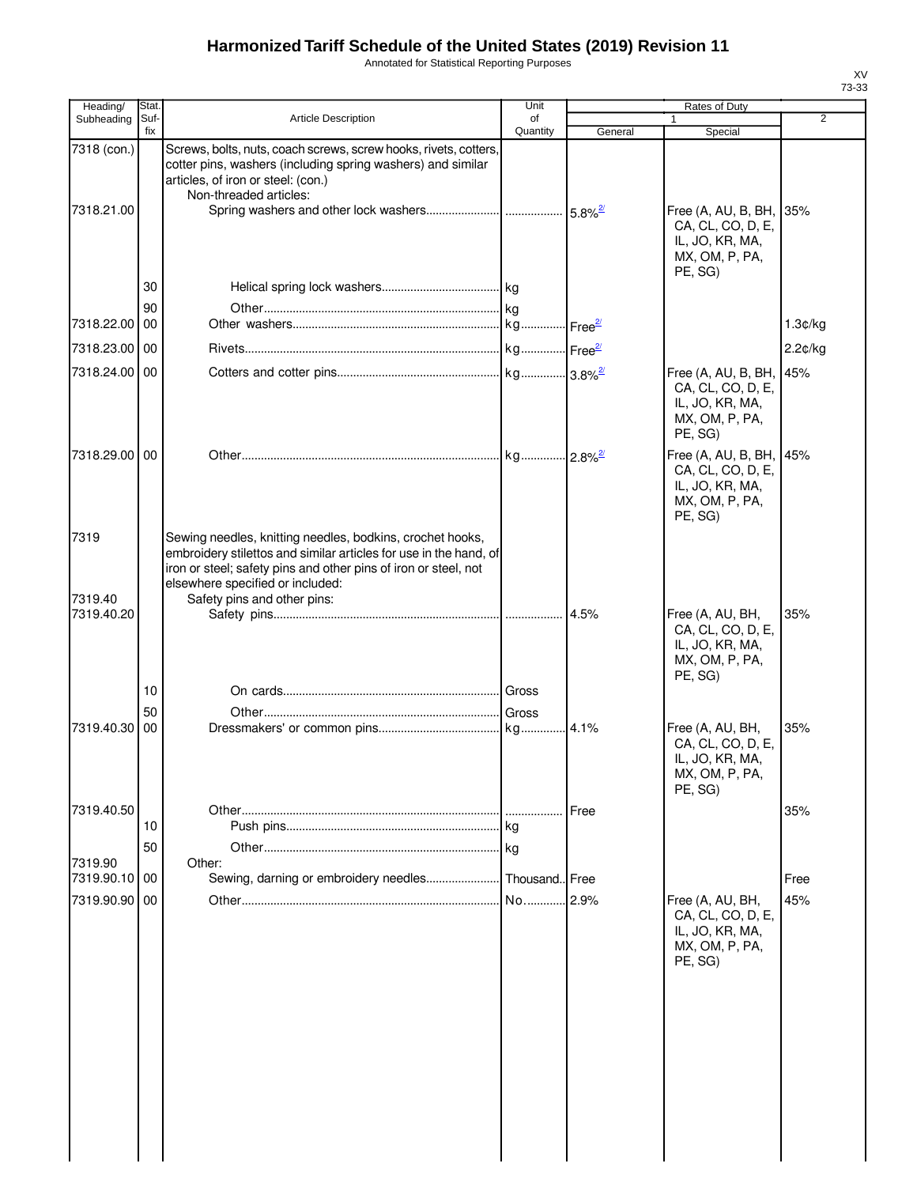# Harmonized Tariff Schedule of the United States (2019) Revision 11

Annotated for Statistical Reporting Purposes

| Heading/ Subheading | Stat. Suf- fix | Article Description | Unit of Quantity | Rates of Duty 1 General | Special | 2 |
|---|---|---|---|---|---|---|
| 7318 (con.) | | Screws, bolts, nuts, coach screws, screw hooks, rivets, cotters, cotter pins, washers (including spring washers) and similar articles, of iron or steel: (con.) | | | | |
| | | Non-threaded articles: | | | | |
| 7318.21.00 | | Spring washers and other lock washers | | 5.8%[2/] | Free (A, AU, B, BH, CA, CL, CO, D, E, IL, JO, KR, MA, MX, OM, P, PA, PE, SG) | 35% |
| | 30 | Helical spring lock washers | kg | | | |
| | 90 | Other | kg | | | |
| 7318.22.00 | 00 | Other washers | kg | Free[2/] | | 1.3¢/kg |
| 7318.23.00 | 00 | Rivets | kg | Free[2/] | | 2.2¢/kg |
| 7318.24.00 | 00 | Cotters and cotter pins | kg | 3.8%[2/] | Free (A, AU, B, BH, CA, CL, CO, D, E, IL, JO, KR, MA, MX, OM, P, PA, PE, SG) | 45% |
| 7318.29.00 | 00 | Other | kg | 2.8%[2/] | Free (A, AU, B, BH, CA, CL, CO, D, E, IL, JO, KR, MA, MX, OM, P, PA, PE, SG) | 45% |
| 7319 | | Sewing needles, knitting needles, bodkins, crochet hooks, embroidery stilettos and similar articles for use in the hand, of iron or steel; safety pins and other pins of iron or steel, not elsewhere specified or included: | | | | |
| 7319.40 | | Safety pins and other pins: | | | | |
| 7319.40.20 | | Safety pins | | 4.5% | Free (A, AU, BH, CA, CL, CO, D, E, IL, JO, KR, MA, MX, OM, P, PA, PE, SG) | 35% |
| | 10 | On cards | Gross | | | |
| | 50 | Other | Gross | | | |
| 7319.40.30 | 00 | Dressmakers' or common pins | kg | 4.1% | Free (A, AU, BH, CA, CL, CO, D, E, IL, JO, KR, MA, MX, OM, P, PA, PE, SG) | 35% |
| 7319.40.50 | | Other | | Free | | 35% |
| | 10 | Push pins | kg | | | |
| | 50 | Other | kg | | | |
| 7319.90 | | Other: | | | | |
| 7319.90.10 | 00 | Sewing, darning or embroidery needles | Thousand | Free | | Free |
| 7319.90.90 | 00 | Other | No. | 2.9% | Free (A, AU, BH, CA, CL, CO, D, E, IL, JO, KR, MA, MX, OM, P, PA, PE, SG) | 45% |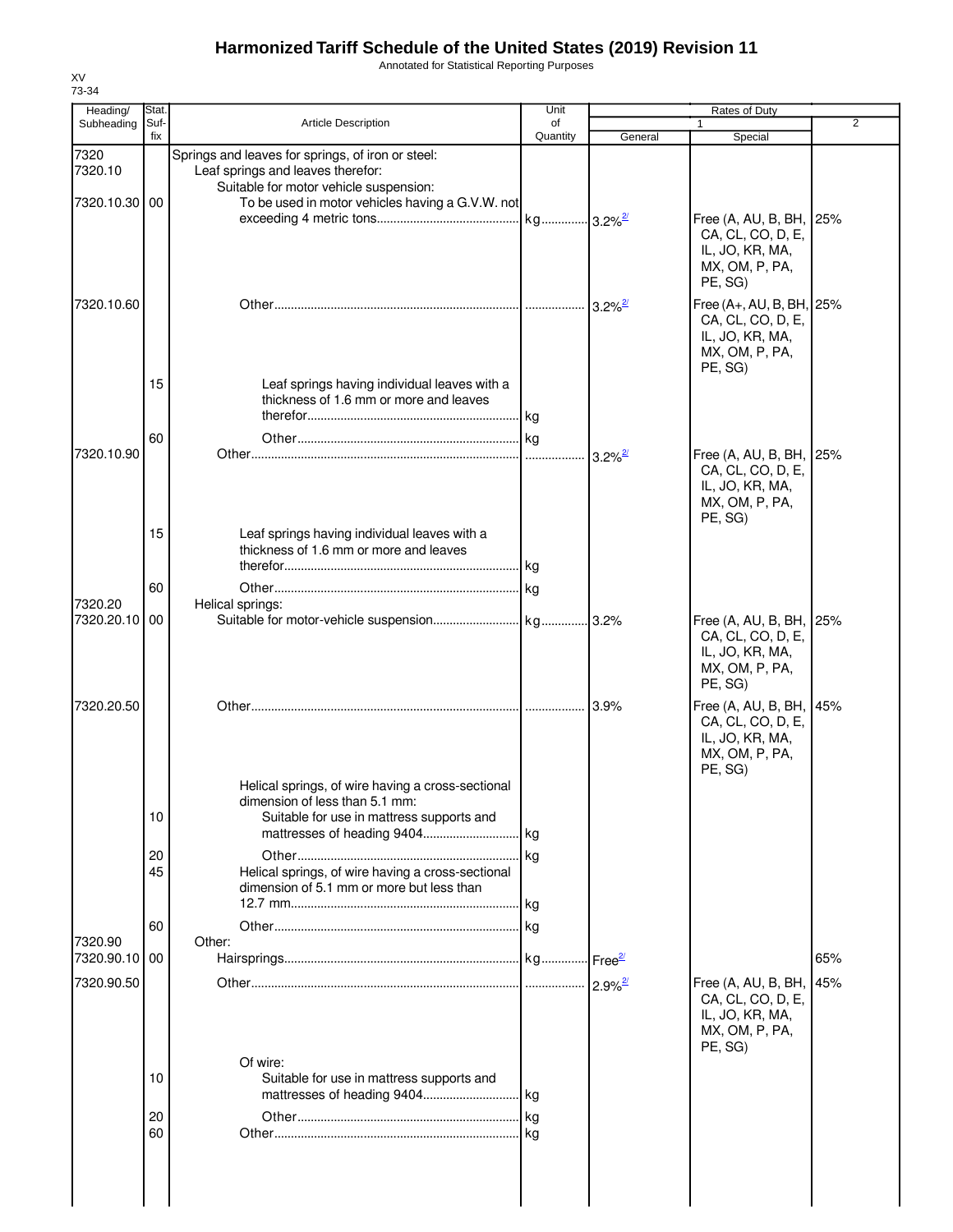# Harmonized Tariff Schedule of the United States (2019) Revision 11

Annotated for Statistical Reporting Purposes

XV
73-34

| Heading/ Subheading | Stat. Suf- fix | Article Description | Unit of Quantity | Rates of Duty 1 General | Special | 2 |
|---|---|---|---|---|---|---|
| 7320 | | Springs and leaves for springs, of iron or steel: | | | | |
| 7320.10 | | Leaf springs and leaves therefor: | | | | |
| | | Suitable for motor vehicle suspension: | | | | |
| 7320.10.30 | 00 | To be used in motor vehicles having a G.V.W. not exceeding 4 metric tons | kg | 3.2%[2/] | Free (A, AU, B, BH, CA, CL, CO, D, E, IL, JO, KR, MA, MX, OM, P, PA, PE, SG) | 25% |
| 7320.10.60 | | Other | | 3.2%[2/] | Free (A+, AU, B, BH, CA, CL, CO, D, E, IL, JO, KR, MA, MX, OM, P, PA, PE, SG) | 25% |
| | 15 | Leaf springs having individual leaves with a thickness of 1.6 mm or more and leaves therefor | kg | | | |
| | 60 | Other | kg | | | |
| 7320.10.90 | | Other | | 3.2%[2/] | Free (A, AU, B, BH, CA, CL, CO, D, E, IL, JO, KR, MA, MX, OM, P, PA, PE, SG) | 25% |
| | 15 | Leaf springs having individual leaves with a thickness of 1.6 mm or more and leaves therefor | kg | | | |
| | 60 | Other | kg | | | |
| 7320.20 | | Helical springs: | | | | |
| 7320.20.10 | 00 | Suitable for motor-vehicle suspension | kg | 3.2% | Free (A, AU, B, BH, CA, CL, CO, D, E, IL, JO, KR, MA, MX, OM, P, PA, PE, SG) | 25% |
| 7320.20.50 | | Other | | 3.9% | Free (A, AU, B, BH, CA, CL, CO, D, E, IL, JO, KR, MA, MX, OM, P, PA, PE, SG) | 45% |
| | | Helical springs, of wire having a cross-sectional dimension of less than 5.1 mm: | | | | |
| | 10 | Suitable for use in mattress supports and mattresses of heading 9404 | kg | | | |
| | 20 | Other | kg | | | |
| | 45 | Helical springs, of wire having a cross-sectional dimension of 5.1 mm or more but less than 12.7 mm | kg | | | |
| | 60 | Other | kg | | | |
| 7320.90 | | Other: | | | | |
| 7320.90.10 | 00 | Hairsprings | kg | Free[2/] | | 65% |
| 7320.90.50 | | Other | | 2.9%[2/] | Free (A, AU, B, BH, CA, CL, CO, D, E, IL, JO, KR, MA, MX, OM, P, PA, PE, SG) | 45% |
| | | Of wire: | | | | |
| | 10 | Suitable for use in mattress supports and mattresses of heading 9404 | kg | | | |
| | 20 | Other | kg | | | |
| | 60 | Other | kg | | | |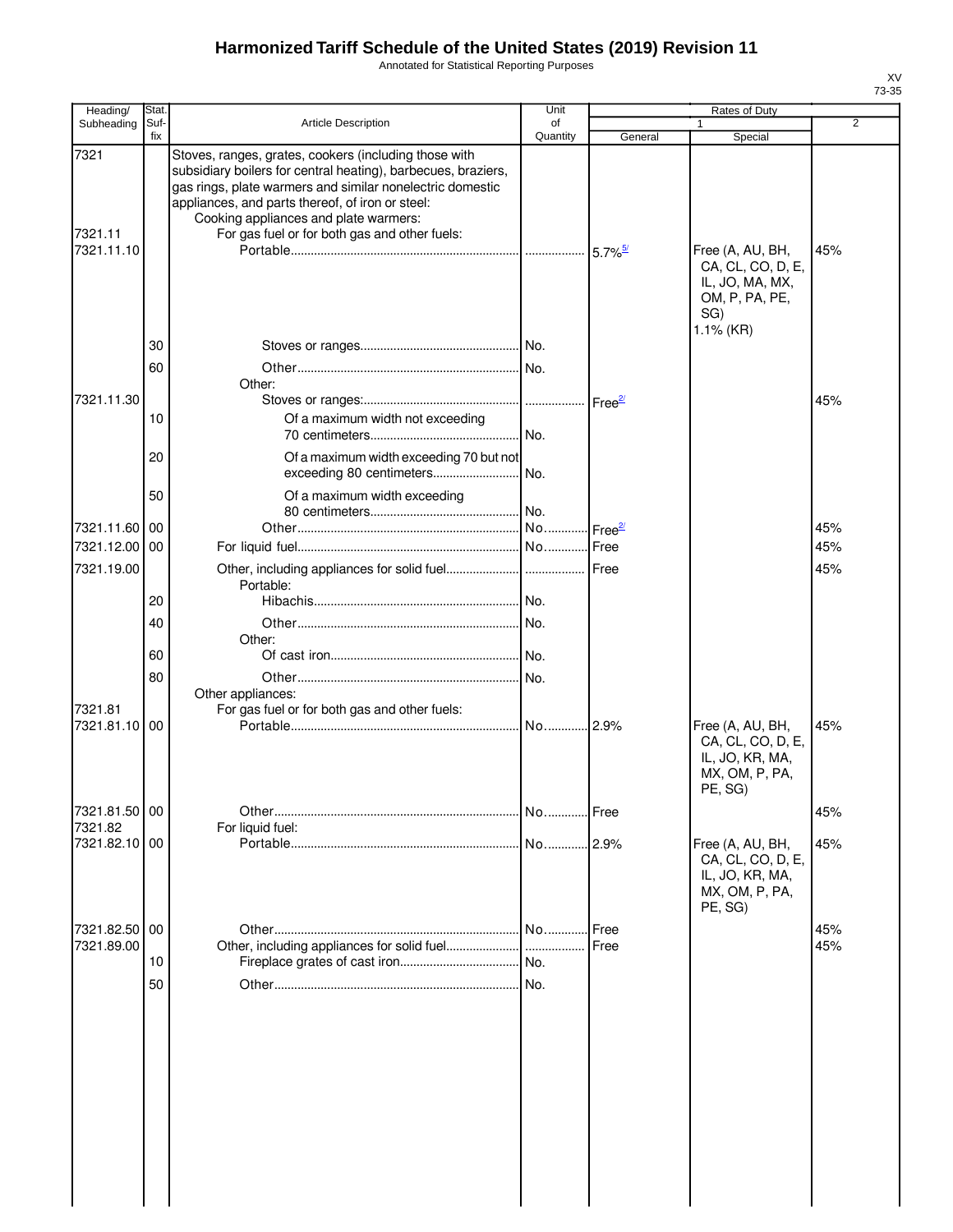# Harmonized Tariff Schedule of the United States (2019) Revision 11

Annotated for Statistical Reporting Purposes

XV
73-35

| Heading/ Subheading | Stat. Suf- fix | Article Description | Unit of Quantity | Rates of Duty 1 General | Special | 2 |
|---|---|---|---|---|---|---|
| 7321 | | Stoves, ranges, grates, cookers (including those with subsidiary boilers for central heating), barbecues, braziers, gas rings, plate warmers and similar nonelectric domestic appliances, and parts thereof, of iron or steel: | | | | |
| | | Cooking appliances and plate warmers: | | | | |
| 7321.11 | | For gas fuel or for both gas and other fuels: | | | | |
| 7321.11.10 | | Portable | | 5.7%[5/] | Free (A, AU, BH, CA, CL, CO, D, E, IL, JO, MA, MX, OM, P, PA, PE, SG) 1.1% (KR) | 45% |
| | 30 | Stoves or ranges | No. | | | |
| | 60 | Other | No. | | | |
| | | Other: | | | | |
| 7321.11.30 | | Stoves or ranges: | | Free[2/] | | 45% |
| | 10 | Of a maximum width not exceeding 70 centimeters | No. | | | |
| | 20 | Of a maximum width exceeding 70 but not exceeding 80 centimeters | No. | | | |
| | 50 | Of a maximum width exceeding 80 centimeters | No. | | | |
| 7321.11.60 | 00 | Other | No. | Free[2/] | | 45% |
| 7321.12.00 | 00 | For liquid fuel | No. | Free | | 45% |
| 7321.19.00 | | Other, including appliances for solid fuel | | Free | | 45% |
| | | Portable: | | | | |
| | 20 | Hibachis | No. | | | |
| | 40 | Other | No. | | | |
| | | Other: | | | | |
| | 60 | Of cast iron | No. | | | |
| | 80 | Other | No. | | | |
| | | Other appliances: | | | | |
| 7321.81 | | For gas fuel or for both gas and other fuels: | | | | |
| 7321.81.10 | 00 | Portable | No. | 2.9% | Free (A, AU, BH, CA, CL, CO, D, E, IL, JO, KR, MA, MX, OM, P, PA, PE, SG) | 45% |
| 7321.81.50 | 00 | Other | No. | Free | | 45% |
| 7321.82 | | For liquid fuel: | | | | |
| 7321.82.10 | 00 | Portable | No. | 2.9% | Free (A, AU, BH, CA, CL, CO, D, E, IL, JO, KR, MA, MX, OM, P, PA, PE, SG) | 45% |
| 7321.82.50 | 00 | Other | No. | Free | | 45% |
| 7321.89.00 | | Other, including appliances for solid fuel | | Free | | 45% |
| | 10 | Fireplace grates of cast iron | No. | | | |
| | 50 | Other | No. | | | |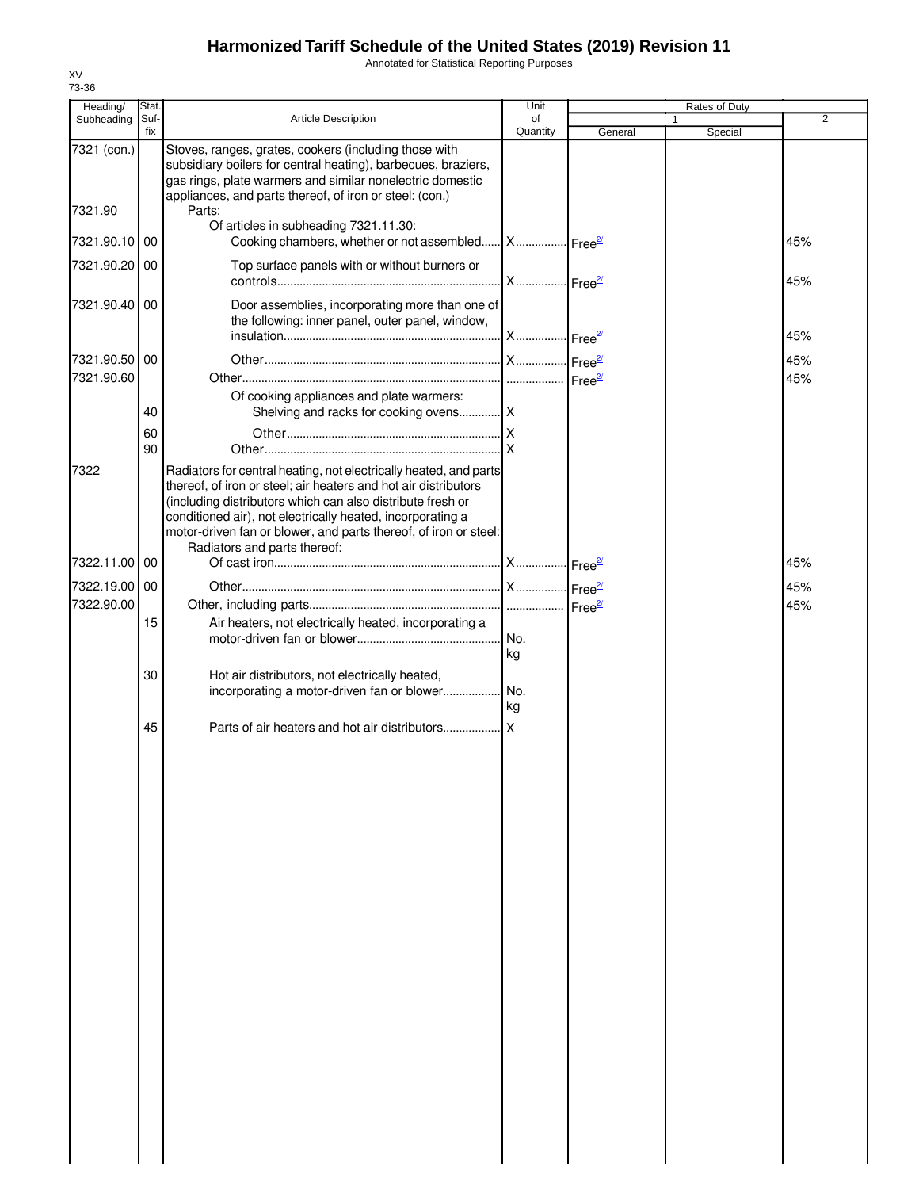# Harmonized Tariff Schedule of the United States (2019) Revision 11

Annotated for Statistical Reporting Purposes

XV
73-36

| Heading/ Subheading | Stat. Suf-fix | Article Description | Unit of Quantity | Rates of Duty 1 General | Special | 2 |
|---|---|---|---|---|---|---|
| 7321 (con.) | | Stoves, ranges, grates, cookers (including those with subsidiary boilers for central heating), barbecues, braziers, gas rings, plate warmers and similar nonelectric domestic appliances, and parts thereof, of iron or steel: (con.) | | | | |
| 7321.90 | | Parts: | | | | |
| | | Of articles in subheading 7321.11.30: | | | | |
| 7321.90.10 | 00 | Cooking chambers, whether or not assembled | X | Free[2/] | | 45% |
| 7321.90.20 | 00 | Top surface panels with or without burners or controls | X | Free[2/] | | 45% |
| 7321.90.40 | 00 | Door assemblies, incorporating more than one of the following: inner panel, outer panel, window, insulation | X | Free[2/] | | 45% |
| 7321.90.50 | 00 | Other | X | Free[2/] | | 45% |
| 7321.90.60 | | Other | | Free[2/] | | 45% |
| | | Of cooking appliances and plate warmers: | | | | |
| | 40 | Shelving and racks for cooking ovens | X | | | |
| | 60 | Other | X | | | |
| | 90 | Other | X | | | |
| 7322 | | Radiators for central heating, not electrically heated, and parts thereof, of iron or steel; air heaters and hot air distributors (including distributors which can also distribute fresh or conditioned air), not electrically heated, incorporating a motor-driven fan or blower, and parts thereof, of iron or steel: | | | | |
| | | Radiators and parts thereof: | | | | |
| 7322.11.00 | 00 | Of cast iron | X | Free[2/] | | 45% |
| 7322.19.00 | 00 | Other | X | Free[2/] | | 45% |
| 7322.90.00 | | Other, including parts | | Free[2/] | | 45% |
| | 15 | Air heaters, not electrically heated, incorporating a motor-driven fan or blower | No. kg | | | |
| | 30 | Hot air distributors, not electrically heated, incorporating a motor-driven fan or blower | No. kg | | | |
| | 45 | Parts of air heaters and hot air distributors | X | | | |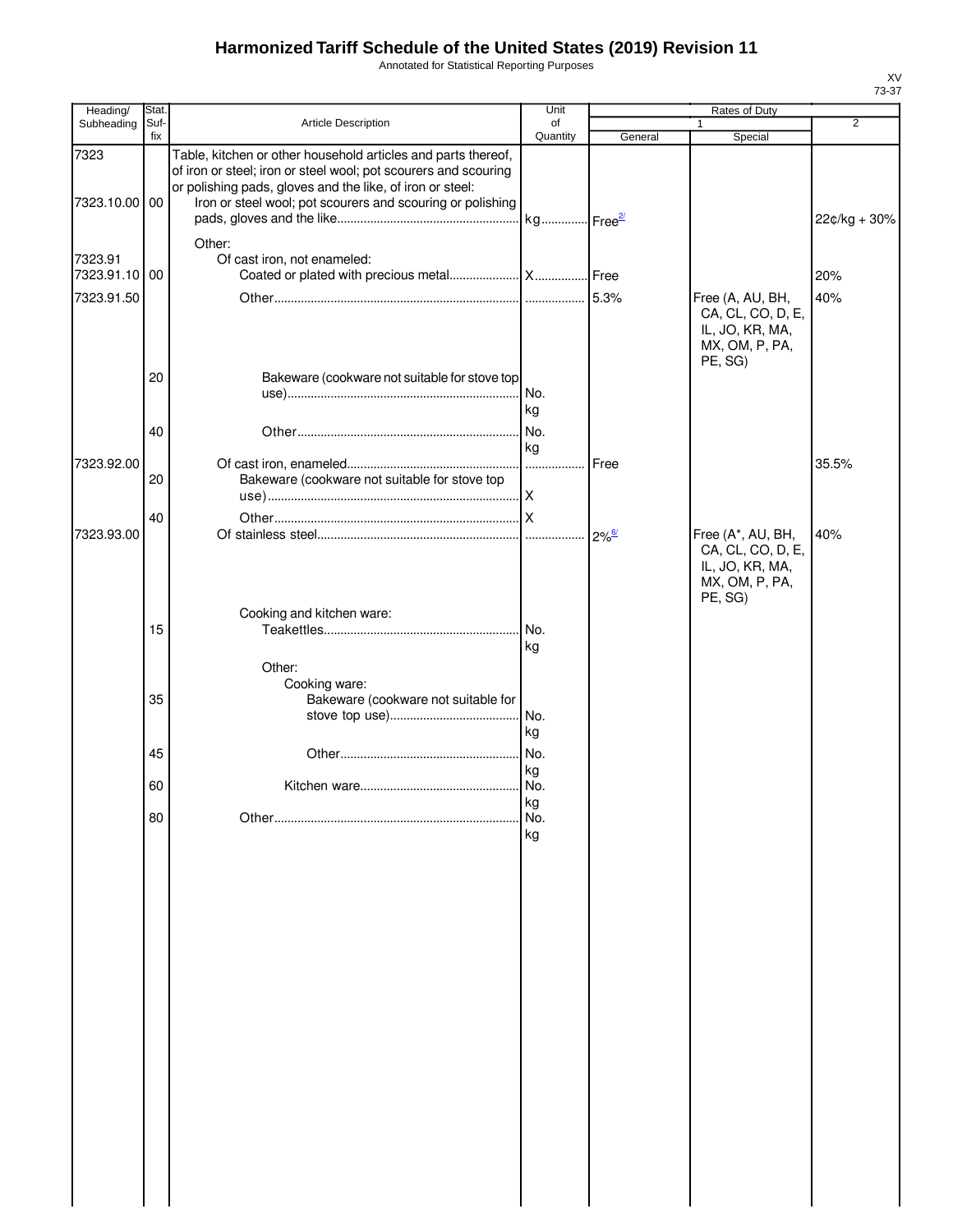# Harmonized Tariff Schedule of the United States (2019) Revision 11

Annotated for Statistical Reporting Purposes

XV
73-37

| Heading/ Subheading | Stat. Suf-fix | Article Description | Unit of Quantity | Rates of Duty 1 General | Special | 2 |
|---|---|---|---|---|---|---|
| 7323 | | Table, kitchen or other household articles and parts thereof, of iron or steel; iron or steel wool; pot scourers and scouring or polishing pads, gloves and the like, of iron or steel: | | | | |
| 7323.10.00 | 00 | Iron or steel wool; pot scourers and scouring or polishing pads, gloves and the like | kg | Free[2/] | | 22¢/kg + 30% |
| | | Other: | | | | |
| 7323.91 | | Of cast iron, not enameled: | | | | |
| 7323.91.10 | 00 | Coated or plated with precious metal | X | Free | | 20% |
| 7323.91.50 | | Other | | 5.3% | Free (A, AU, BH, CA, CL, CO, D, E, IL, JO, KR, MA, MX, OM, P, PA, PE, SG) | 40% |
| | 20 | Bakeware (cookware not suitable for stove top use) | No. kg | | | |
| | 40 | Other | No. kg | | | |
| 7323.92.00 | | Of cast iron, enameled | | Free | | 35.5% |
| | 20 | Bakeware (cookware not suitable for stove top use) | X | | | |
| | 40 | Other | X | | | |
| 7323.93.00 | | Of stainless steel | | 2%[6/] | Free (A*, AU, BH, CA, CL, CO, D, E, IL, JO, KR, MA, MX, OM, P, PA, PE, SG) | 40% |
| | | Cooking and kitchen ware: | | | | |
| | 15 | Teakettles | No. kg | | | |
| | | Other: | | | | |
| | | Cooking ware: | | | | |
| | 35 | Bakeware (cookware not suitable for stove top use) | No. kg | | | |
| | 45 | Other | No. kg | | | |
| | 60 | Kitchen ware | No. kg | | | |
| | 80 | Other | No. kg | | | |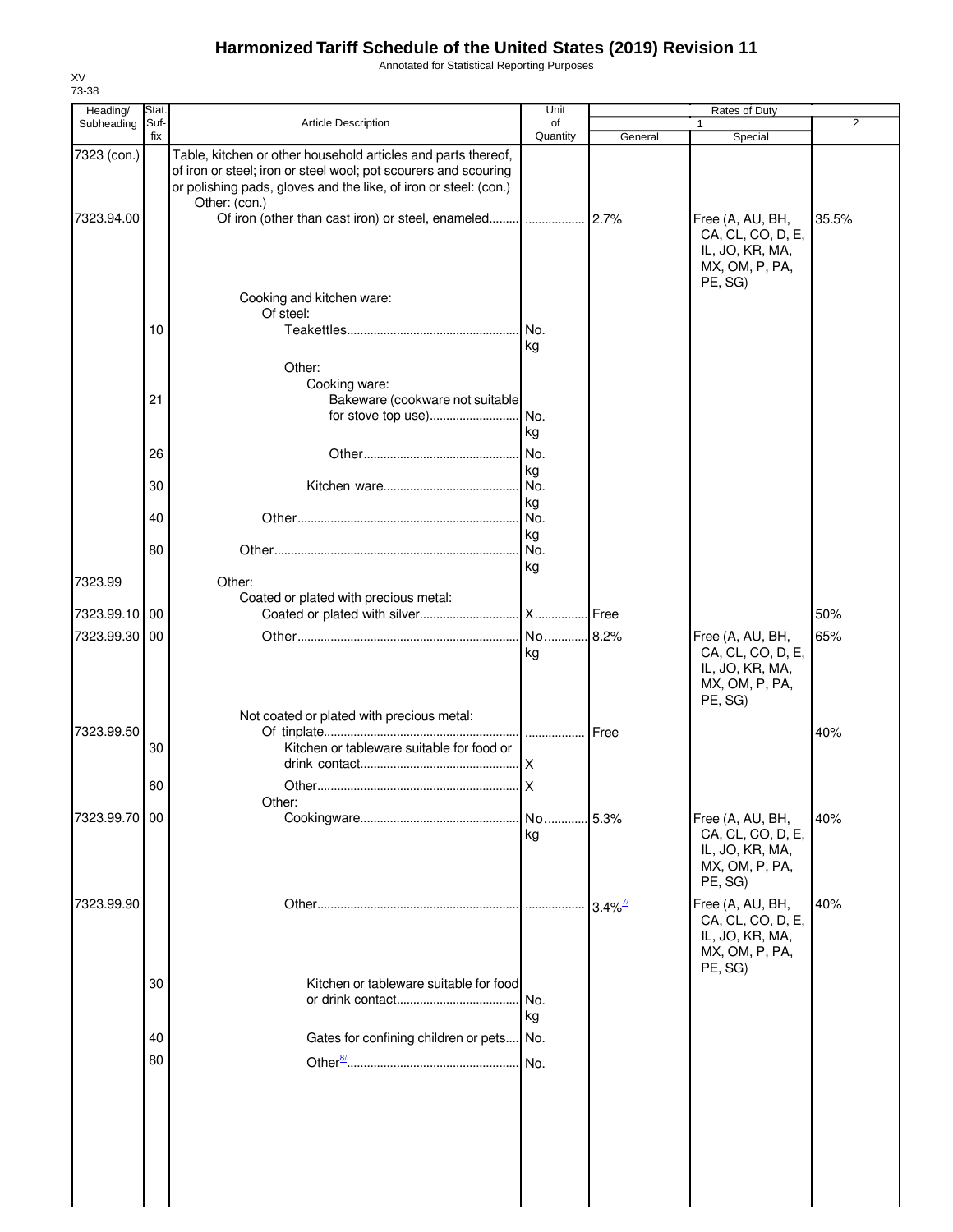# Harmonized Tariff Schedule of the United States (2019) Revision 11

Annotated for Statistical Reporting Purposes

XV
73-38

| Heading/ Subheading | Stat. Suf- fix | Article Description | Unit of Quantity | Rates of Duty 1 General | Rates of Duty 1 Special | Rates of Duty 2 |
|---|---|---|---|---|---|---|
| 7323 (con.) | | Table, kitchen or other household articles and parts thereof, of iron or steel; iron or steel wool; pot scourers and scouring or polishing pads, gloves and the like, of iron or steel: (con.) | | | | |
| | | Other: (con.) | | | | |
| 7323.94.00 | | Of iron (other than cast iron) or steel, enameled | | 2.7% | Free (A, AU, BH, CA, CL, CO, D, E, IL, JO, KR, MA, MX, OM, P, PA, PE, SG) | 35.5% |
| | | Cooking and kitchen ware: | | | | |
| | | Of steel: | | | | |
| | 10 | Teakettles | No. kg | | | |
| | | Other: | | | | |
| | | Cooking ware: | | | | |
| | 21 | Bakeware (cookware not suitable for stove top use) | No. kg | | | |
| | 26 | Other | No. kg | | | |
| | 30 | Kitchen ware | No. kg | | | |
| | 40 | Other | No. kg | | | |
| | 80 | Other | No. kg | | | |
| 7323.99 | | Other: | | | | |
| | | Coated or plated with precious metal: | | | | |
| 7323.99.10 | 00 | Coated or plated with silver | X | Free | | 50% |
| 7323.99.30 | 00 | Other | No. kg | 8.2% | Free (A, AU, BH, CA, CL, CO, D, E, IL, JO, KR, MA, MX, OM, P, PA, PE, SG) | 65% |
| | | Not coated or plated with precious metal: | | | | |
| 7323.99.50 | | Of tinplate | | Free | | 40% |
| | 30 | Kitchen or tableware suitable for food or drink contact | X | | | |
| | 60 | Other | X | | | |
| | | Other: | | | | |
| 7323.99.70 | 00 | Cookingware | No. kg | 5.3% | Free (A, AU, BH, CA, CL, CO, D, E, IL, JO, KR, MA, MX, OM, P, PA, PE, SG) | 40% |
| 7323.99.90 | | Other | | 3.4% [7/] | Free (A, AU, BH, CA, CL, CO, D, E, IL, JO, KR, MA, MX, OM, P, PA, PE, SG) | 40% |
| | 30 | Kitchen or tableware suitable for food or drink contact | No. kg | | | |
| | 40 | Gates for confining children or pets | No. | | | |
| | 80 | Other [8/] | No. | | | |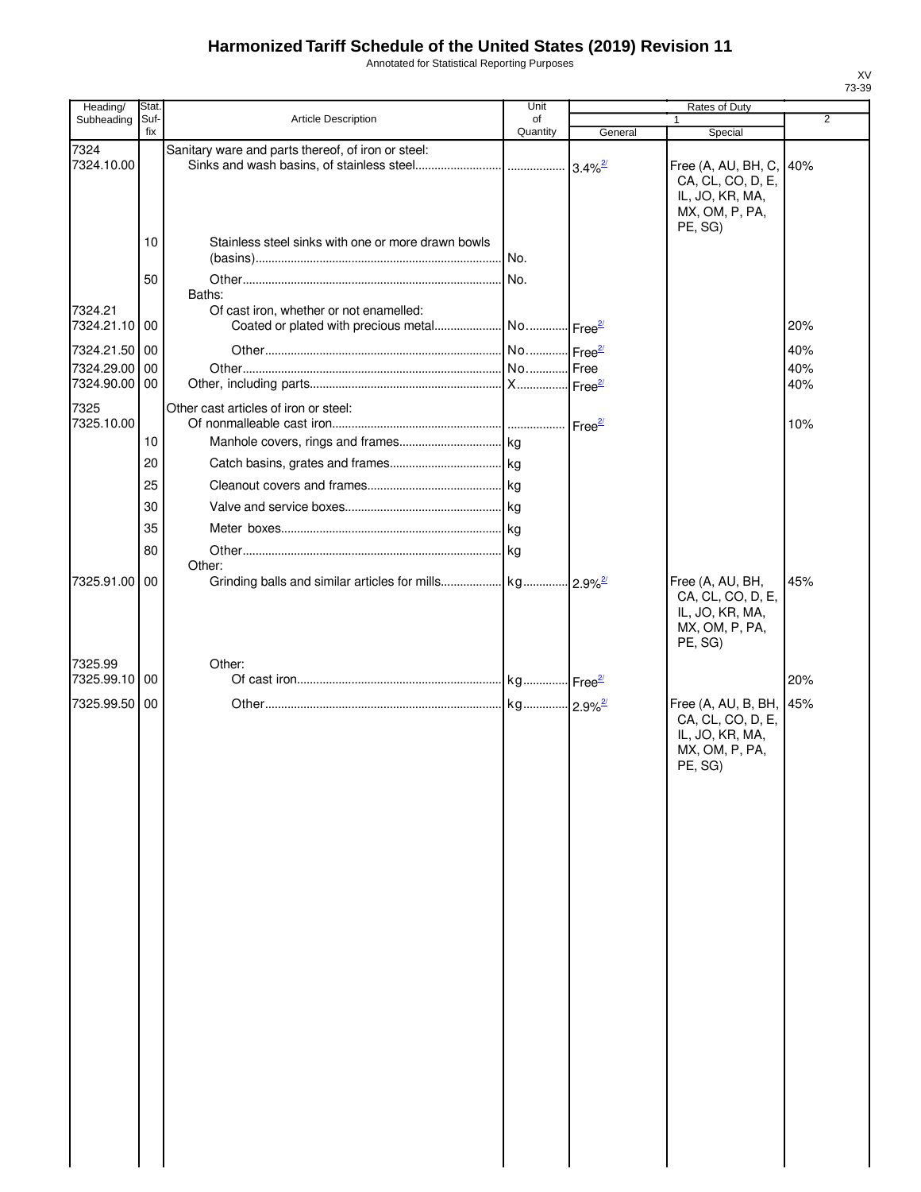# Harmonized Tariff Schedule of the United States (2019) Revision 11

Annotated for Statistical Reporting Purposes

XV
73-39

| Heading/ Subheading | Stat. Suf- fix | Article Description | Unit of Quantity | Rates of Duty 1 General | Special | 2 |
|---|---|---|---|---|---|---|
| 7324 | | Sanitary ware and parts thereof, of iron or steel: | | | | |
| 7324.10.00 | | Sinks and wash basins, of stainless steel | | 3.4%[2/] | Free (A, AU, BH, C, CA, CL, CO, D, E, IL, JO, KR, MA, MX, OM, P, PA, PE, SG) | 40% |
| | 10 | Stainless steel sinks with one or more drawn bowls (basins) | No. | | | |
| | 50 | Other | No. | | | |
| | | Baths: | | | | |
| 7324.21 | | Of cast iron, whether or not enamelled: | | | | |
| 7324.21.10 | 00 | Coated or plated with precious metal | No. | Free[2/] | | 20% |
| 7324.21.50 | 00 | Other | No. | Free[2/] | | 40% |
| 7324.29.00 | 00 | Other | No. | Free | | 40% |
| 7324.90.00 | 00 | Other, including parts | X | Free[2/] | | 40% |
| 7325 | | Other cast articles of iron or steel: | | | | |
| 7325.10.00 | | Of nonmalleable cast iron | | Free[2/] | | 10% |
| | 10 | Manhole covers, rings and frames | kg | | | |
| | 20 | Catch basins, grates and frames | kg | | | |
| | 25 | Cleanout covers and frames | kg | | | |
| | 30 | Valve and service boxes | kg | | | |
| | 35 | Meter boxes | kg | | | |
| | 80 | Other | kg | | | |
| | | Other: | | | | |
| 7325.91.00 | 00 | Grinding balls and similar articles for mills | kg | 2.9%[2/] | Free (A, AU, BH, CA, CL, CO, D, E, IL, JO, KR, MA, MX, OM, P, PA, PE, SG) | 45% |
| 7325.99 | | Other: | | | | |
| 7325.99.10 | 00 | Of cast iron | kg | Free[2/] | | 20% |
| 7325.99.50 | 00 | Other | kg | 2.9%[2/] | Free (A, AU, B, BH, CA, CL, CO, D, E, IL, JO, KR, MA, MX, OM, P, PA, PE, SG) | 45% |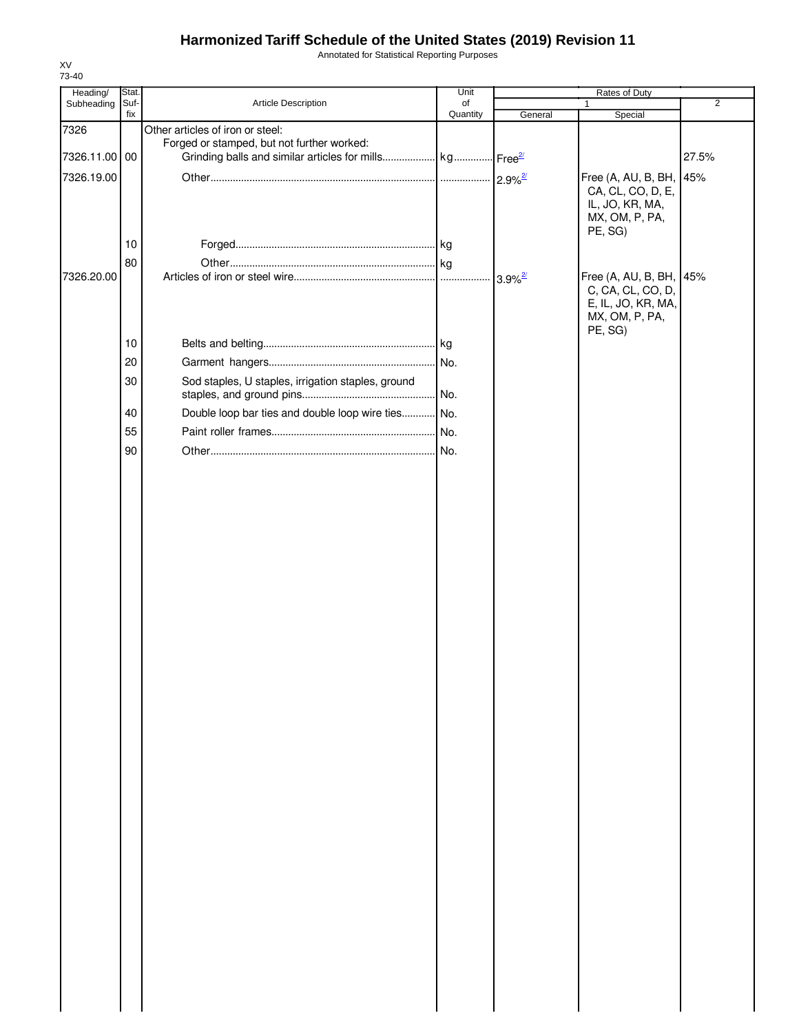# Harmonized Tariff Schedule of the United States (2019) Revision 11

Annotated for Statistical Reporting Purposes

XV
73-40

| Heading/ Subheading | Stat. Suf-fix | Article Description | Unit of Quantity | Rates of Duty 1 General | Special | 2 |
|---|---|---|---|---|---|---|
| 7326 | | Other articles of iron or steel: | | | | |
| | | Forged or stamped, but not further worked: | | | | |
| 7326.11.00 | 00 | Grinding balls and similar articles for mills | kg | Free[2/] | | 27.5% |
| 7326.19.00 | | Other | | 2.9%[2/] | Free (A, AU, B, BH, CA, CL, CO, D, E, IL, JO, KR, MA, MX, OM, P, PA, PE, SG) | 45% |
| | 10 | Forged | kg | | | |
| | 80 | Other | kg | | | |
| 7326.20.00 | | Articles of iron or steel wire | | 3.9%[2/] | Free (A, AU, B, BH, C, CA, CL, CO, D, E, IL, JO, KR, MA, MX, OM, P, PA, PE, SG) | 45% |
| | 10 | Belts and belting | kg | | | |
| | 20 | Garment hangers | No. | | | |
| | 30 | Sod staples, U staples, irrigation staples, ground staples, and ground pins | No. | | | |
| | 40 | Double loop bar ties and double loop wire ties | No. | | | |
| | 55 | Paint roller frames | No. | | | |
| | 90 | Other | No. | | | |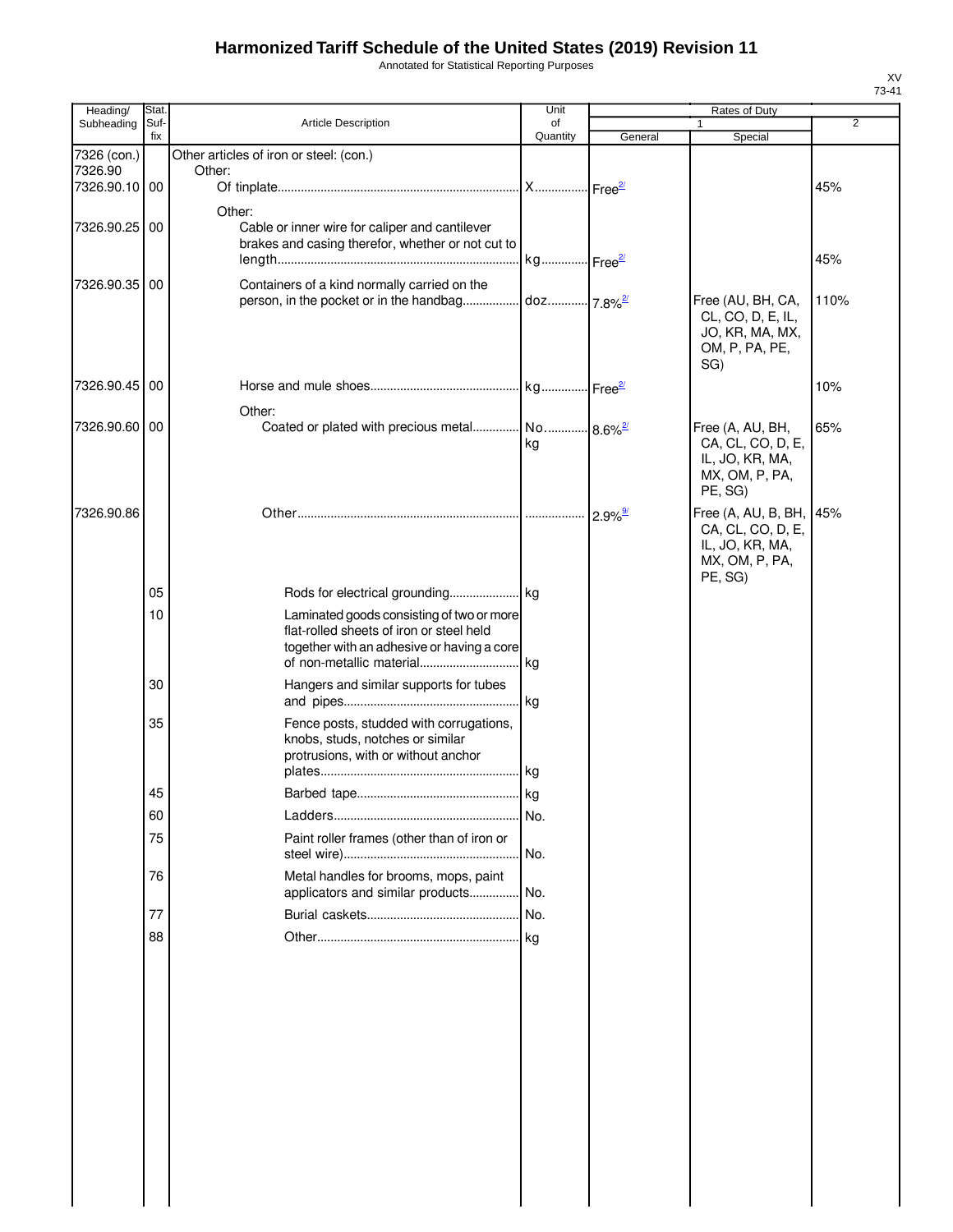# Harmonized Tariff Schedule of the United States (2019) Revision 11

Annotated for Statistical Reporting Purposes

XV
73-41

| Heading/ Subheading | Stat. Suf-fix | Article Description | Unit of Quantity | Rates of Duty 1 General | Special | 2 |
|---|---|---|---|---|---|---|
| 7326 (con.) | | Other articles of iron or steel: (con.) | | | | |
| 7326.90 | | Other: | | | | |
| 7326.90.10 | 00 | Of tinplate | X | Free[2/] | | 45% |
| | | Other: | | | | |
| 7326.90.25 | 00 | Cable or inner wire for caliper and cantilever brakes and casing therefor, whether or not cut to length | kg | Free[2/] | | 45% |
| 7326.90.35 | 00 | Containers of a kind normally carried on the person, in the pocket or in the handbag | doz. | 7.8%[2/] | Free (AU, BH, CA, CL, CO, D, E, IL, JO, KR, MA, MX, OM, P, PA, PE, SG) | 110% |
| 7326.90.45 | 00 | Horse and mule shoes | kg | Free[2/] | | 10% |
| | | Other: | | | | |
| 7326.90.60 | 00 | Coated or plated with precious metal | No. kg | 8.6%[2/] | Free (A, AU, BH, CA, CL, CO, D, E, IL, JO, KR, MA, MX, OM, P, PA, PE, SG) | 65% |
| 7326.90.86 | | Other | | 2.9%[9/] | Free (A, AU, B, BH, CA, CL, CO, D, E, IL, JO, KR, MA, MX, OM, P, PA, PE, SG) | 45% |
| | 05 | Rods for electrical grounding | kg | | | |
| | 10 | Laminated goods consisting of two or more flat-rolled sheets of iron or steel held together with an adhesive or having a core of non-metallic material | kg | | | |
| | 30 | Hangers and similar supports for tubes and pipes | kg | | | |
| | 35 | Fence posts, studded with corrugations, knobs, studs, notches or similar protrusions, with or without anchor plates | kg | | | |
| | 45 | Barbed tape | kg | | | |
| | 60 | Ladders | No. | | | |
| | 75 | Paint roller frames (other than of iron or steel wire) | No. | | | |
| | 76 | Metal handles for brooms, mops, paint applicators and similar products | No. | | | |
| | 77 | Burial caskets | No. | | | |
| | 88 | Other | kg | | | |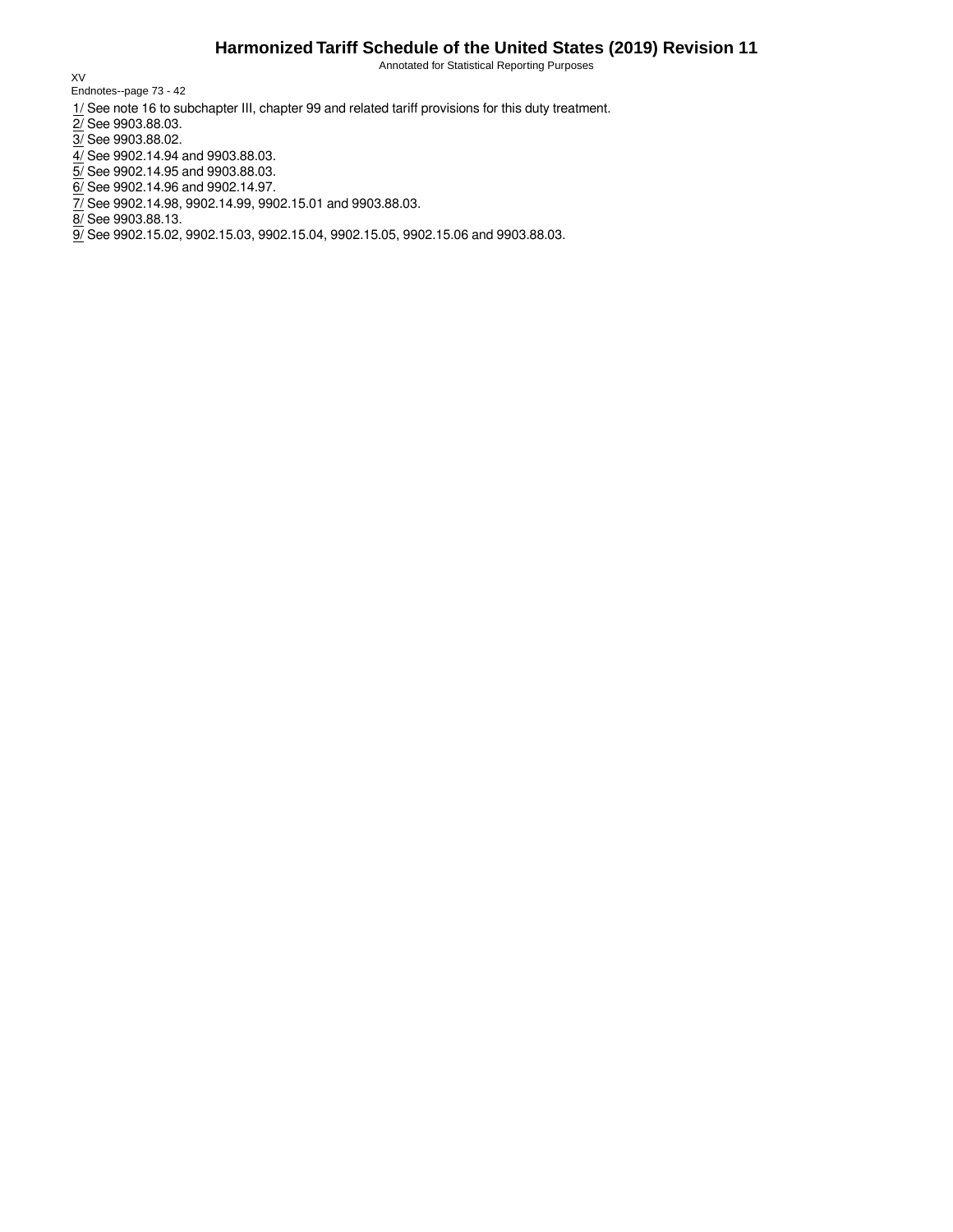XV

Endnotes--page 73 - 42

1/ See note 16 to subchapter III, chapter 99 and related tariff provisions for this duty treatment.
2/ See 9903.88.03.
3/ See 9903.88.02.
4/ See 9902.14.94 and 9903.88.03.
5/ See 9902.14.95 and 9903.88.03.
6/ See 9902.14.96 and 9902.14.97.
7/ See 9902.14.98, 9902.14.99, 9902.15.01 and 9903.88.03.
8/ See 9903.88.13.
9/ See 9902.15.02, 9902.15.03, 9902.15.04, 9902.15.05, 9902.15.06 and 9903.88.03.